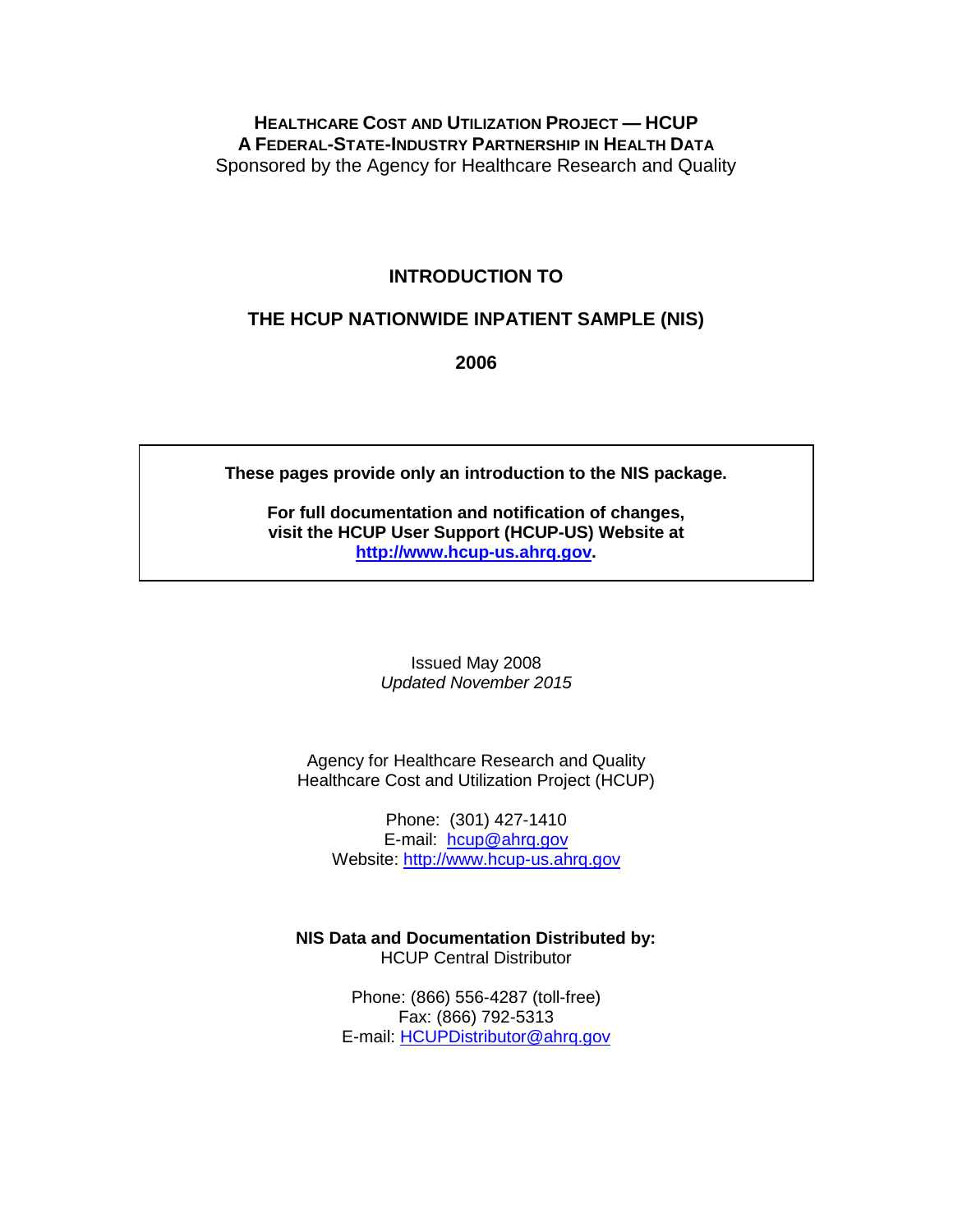**HEALTHCARE COST AND UTILIZATION PROJECT — HCUP**
**A FEDERAL-STATE-INDUSTRY PARTNERSHIP IN HEALTH DATA**
Sponsored by the Agency for Healthcare Research and Quality

# INTRODUCTION TO

# THE HCUP NATIONWIDE INPATIENT SAMPLE (NIS)

# 2006

**These pages provide only an introduction to the NIS package.**

**For full documentation and notification of changes, visit the HCUP User Support (HCUP-US) Website at [http://www.hcup-us.ahrq.gov](http://www.hcup-us.ahrq.gov).**

Issued May 2008
*Updated November 2015*

Agency for Healthcare Research and Quality
Healthcare Cost and Utilization Project (HCUP)

Phone: (301) 427-1410
E-mail: [hcup@ahrq.gov](mailto:hcup@ahrq.gov)
Website: [http://www.hcup-us.ahrq.gov](http://www.hcup-us.ahrq.gov)

**NIS Data and Documentation Distributed by:**
HCUP Central Distributor

Phone: (866) 556-4287 (toll-free)
Fax: (866) 792-5313
E-mail: [HCUPDistributor@ahrq.gov](mailto:HCUPDistributor@ahrq.gov)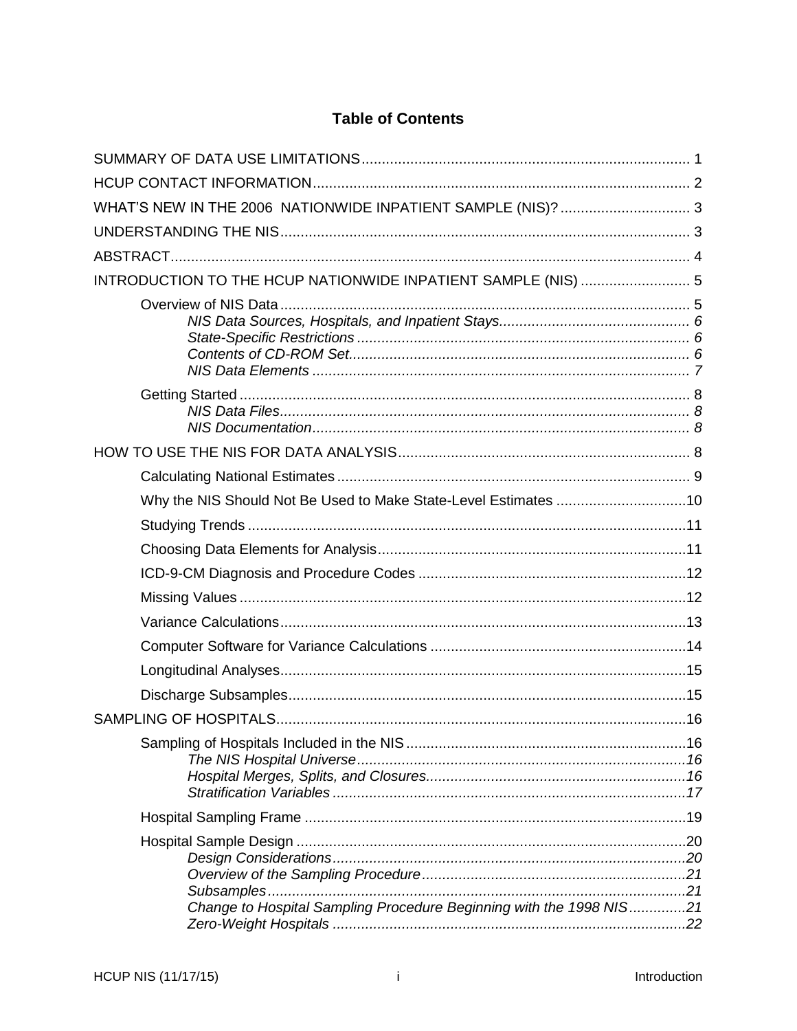# Table of Contents

SUMMARY OF DATA USE LIMITATIONS ................................................................................ 1

HCUP CONTACT INFORMATION ............................................................................................ 2

WHAT'S NEW IN THE 2006 NATIONWIDE INPATIENT SAMPLE (NIS)? ................................ 3

UNDERSTANDING THE NIS .................................................................................................... 3

ABSTRACT ................................................................................................................................ 4

INTRODUCTION TO THE HCUP NATIONWIDE INPATIENT SAMPLE (NIS) ........................... 5

- Overview of NIS Data ..................................................................................................... 5
  - *NIS Data Sources, Hospitals, and Inpatient Stays* ............................................... 6
  - *State-Specific Restrictions* ................................................................................. 6
  - *Contents of CD-ROM Set* .................................................................................... 6
  - *NIS Data Elements* ............................................................................................. 7
- Getting Started .............................................................................................................. 8
  - *NIS Data Files* ..................................................................................................... 8
  - *NIS Documentation* ............................................................................................. 8

HOW TO USE THE NIS FOR DATA ANALYSIS ....................................................................... 8

- Calculating National Estimates ....................................................................................... 9
- Why the NIS Should Not Be Used to Make State-Level Estimates ................................ 10
- Studying Trends ............................................................................................................ 11
- Choosing Data Elements for Analysis ........................................................................... 11
- ICD-9-CM Diagnosis and Procedure Codes .................................................................. 12
- Missing Values .............................................................................................................. 12
- Variance Calculations .................................................................................................... 13
- Computer Software for Variance Calculations ............................................................... 14
- Longitudinal Analyses .................................................................................................... 15
- Discharge Subsamples .................................................................................................. 15

SAMPLING OF HOSPITALS .................................................................................................... 16

- Sampling of Hospitals Included in the NIS ..................................................................... 16
  - *The NIS Hospital Universe* ................................................................................. 16
  - *Hospital Merges, Splits, and Closures* ................................................................ 16
  - *Stratification Variables* ....................................................................................... 17
- Hospital Sampling Frame .............................................................................................. 19
- Hospital Sample Design ................................................................................................ 20
  - *Design Considerations* ....................................................................................... 20
  - *Overview of the Sampling Procedure* ................................................................. 21
  - *Subsamples* ....................................................................................................... 21
  - *Change to Hospital Sampling Procedure Beginning with the 1998 NIS* .............. 21
  - *Zero-Weight Hospitals* ....................................................................................... 22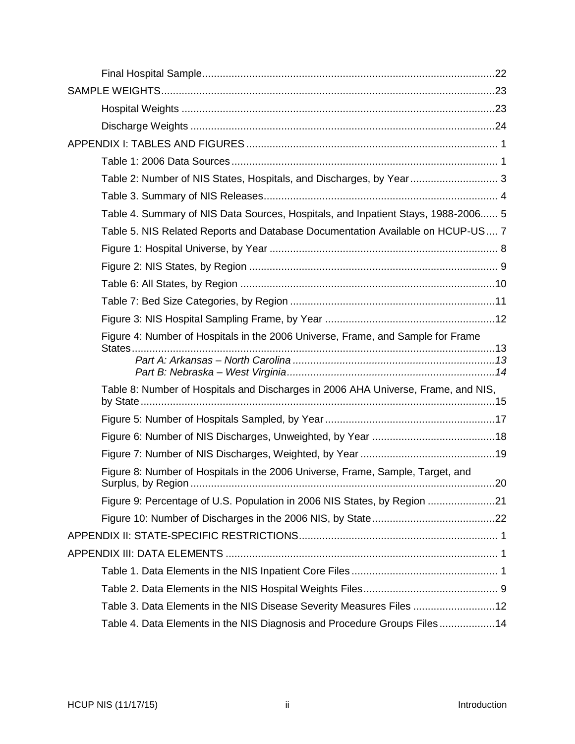Final Hospital Sample....................................................................................................22

SAMPLE WEIGHTS.........................................................................................................23

Hospital Weights ..........................................................................................................23

Discharge Weights .......................................................................................................24

APPENDIX I: TABLES AND FIGURES ..................................................................................... 1

Table 1: 2006 Data Sources........................................................................................... 1

Table 2: Number of NIS States, Hospitals, and Discharges, by Year............................. 3

Table 3. Summary of NIS Releases................................................................................ 4

Table 4. Summary of NIS Data Sources, Hospitals, and Inpatient Stays, 1988-2006...... 5

Table 5. NIS Related Reports and Database Documentation Available on HCUP-US.... 7

Figure 1: Hospital Universe, by Year ............................................................................. 8

Figure 2: NIS States, by Region .................................................................................... 9

Table 6: All States, by Region ......................................................................................10

Table 7: Bed Size Categories, by Region .....................................................................11

Figure 3: NIS Hospital Sampling Frame, by Year ..........................................................12

Figure 4: Number of Hospitals in the 2006 Universe, Frame, and Sample for Frame States..........................................................................................................................13

*Part A: Arkansas – North Carolina ....................................................................13*

*Part B: Nebraska – West Virginia.......................................................................14*

Table 8: Number of Hospitals and Discharges in 2006 AHA Universe, Frame, and NIS, by State........................................................................................................................15

Figure 5: Number of Hospitals Sampled, by Year..........................................................17

Figure 6: Number of NIS Discharges, Unweighted, by Year ..........................................18

Figure 7: Number of NIS Discharges, Weighted, by Year ..............................................19

Figure 8: Number of Hospitals in the 2006 Universe, Frame, Sample, Target, and Surplus, by Region........................................................................................................20

Figure 9: Percentage of U.S. Population in 2006 NIS States, by Region .......................21

Figure 10: Number of Discharges in the 2006 NIS, by State..........................................22

APPENDIX II: STATE-SPECIFIC RESTRICTIONS................................................................... 1

APPENDIX III: DATA ELEMENTS ............................................................................................ 1

Table 1. Data Elements in the NIS Inpatient Core Files .................................................. 1

Table 2. Data Elements in the NIS Hospital Weights Files............................................. 9

Table 3. Data Elements in the NIS Disease Severity Measures Files ............................12

Table 4. Data Elements in the NIS Diagnosis and Procedure Groups Files...................14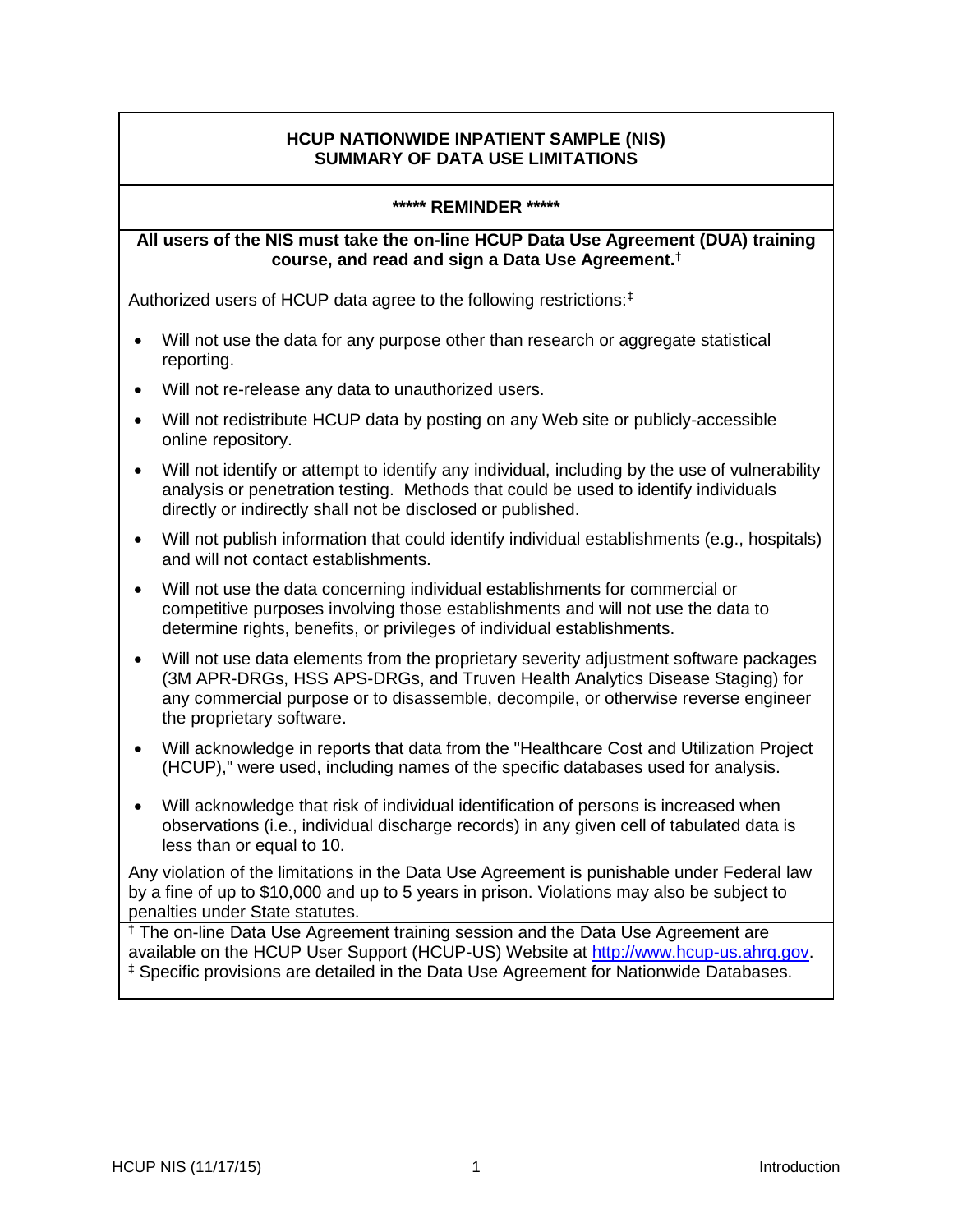**HCUP NATIONWIDE INPATIENT SAMPLE (NIS)**
**SUMMARY OF DATA USE LIMITATIONS**

**\*\*\*\*\* REMINDER \*\*\*\*\***

**All users of the NIS must take the on-line HCUP Data Use Agreement (DUA) training course, and read and sign a Data Use Agreement.**†

Authorized users of HCUP data agree to the following restrictions:‡

- Will not use the data for any purpose other than research or aggregate statistical reporting.
- Will not re-release any data to unauthorized users.
- Will not redistribute HCUP data by posting on any Web site or publicly-accessible online repository.
- Will not identify or attempt to identify any individual, including by the use of vulnerability analysis or penetration testing. Methods that could be used to identify individuals directly or indirectly shall not be disclosed or published.
- Will not publish information that could identify individual establishments (e.g., hospitals) and will not contact establishments.
- Will not use the data concerning individual establishments for commercial or competitive purposes involving those establishments and will not use the data to determine rights, benefits, or privileges of individual establishments.
- Will not use data elements from the proprietary severity adjustment software packages (3M APR-DRGs, HSS APS-DRGs, and Truven Health Analytics Disease Staging) for any commercial purpose or to disassemble, decompile, or otherwise reverse engineer the proprietary software.
- Will acknowledge in reports that data from the "Healthcare Cost and Utilization Project (HCUP)," were used, including names of the specific databases used for analysis.
- Will acknowledge that risk of individual identification of persons is increased when observations (i.e., individual discharge records) in any given cell of tabulated data is less than or equal to 10.

Any violation of the limitations in the Data Use Agreement is punishable under Federal law by a fine of up to $10,000 and up to 5 years in prison. Violations may also be subject to penalties under State statutes.

† The on-line Data Use Agreement training session and the Data Use Agreement are available on the HCUP User Support (HCUP-US) Website at [http://www.hcup-us.ahrq.gov](http://www.hcup-us.ahrq.gov).
‡ Specific provisions are detailed in the Data Use Agreement for Nationwide Databases.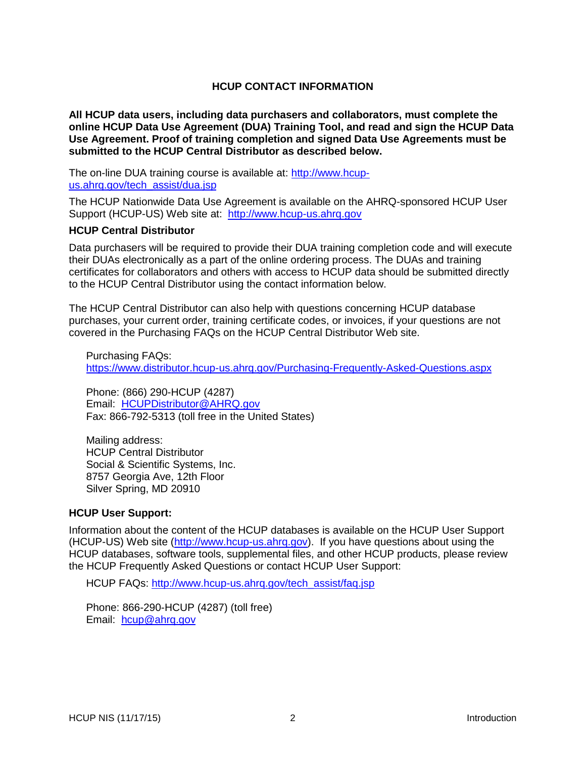# HCUP CONTACT INFORMATION

**All HCUP data users, including data purchasers and collaborators, must complete the online HCUP Data Use Agreement (DUA) Training Tool, and read and sign the HCUP Data Use Agreement. Proof of training completion and signed Data Use Agreements must be submitted to the HCUP Central Distributor as described below.**

The on-line DUA training course is available at: http://www.hcup-us.ahrq.gov/tech_assist/dua.jsp

The HCUP Nationwide Data Use Agreement is available on the AHRQ-sponsored HCUP User Support (HCUP-US) Web site at: http://www.hcup-us.ahrq.gov

### HCUP Central Distributor

Data purchasers will be required to provide their DUA training completion code and will execute their DUAs electronically as a part of the online ordering process. The DUAs and training certificates for collaborators and others with access to HCUP data should be submitted directly to the HCUP Central Distributor using the contact information below.

The HCUP Central Distributor can also help with questions concerning HCUP database purchases, your current order, training certificate codes, or invoices, if your questions are not covered in the Purchasing FAQs on the HCUP Central Distributor Web site.

Purchasing FAQs:
https://www.distributor.hcup-us.ahrq.gov/Purchasing-Frequently-Asked-Questions.aspx

Phone: (866) 290-HCUP (4287)
Email: HCUPDistributor@AHRQ.gov
Fax: 866-792-5313 (toll free in the United States)

Mailing address:
HCUP Central Distributor
Social & Scientific Systems, Inc.
8757 Georgia Ave, 12th Floor
Silver Spring, MD 20910

### HCUP User Support:

Information about the content of the HCUP databases is available on the HCUP User Support (HCUP-US) Web site (http://www.hcup-us.ahrq.gov). If you have questions about using the HCUP databases, software tools, supplemental files, and other HCUP products, please review the HCUP Frequently Asked Questions or contact HCUP User Support:

HCUP FAQs: http://www.hcup-us.ahrq.gov/tech_assist/faq.jsp

Phone: 866-290-HCUP (4287) (toll free)
Email: hcup@ahrq.gov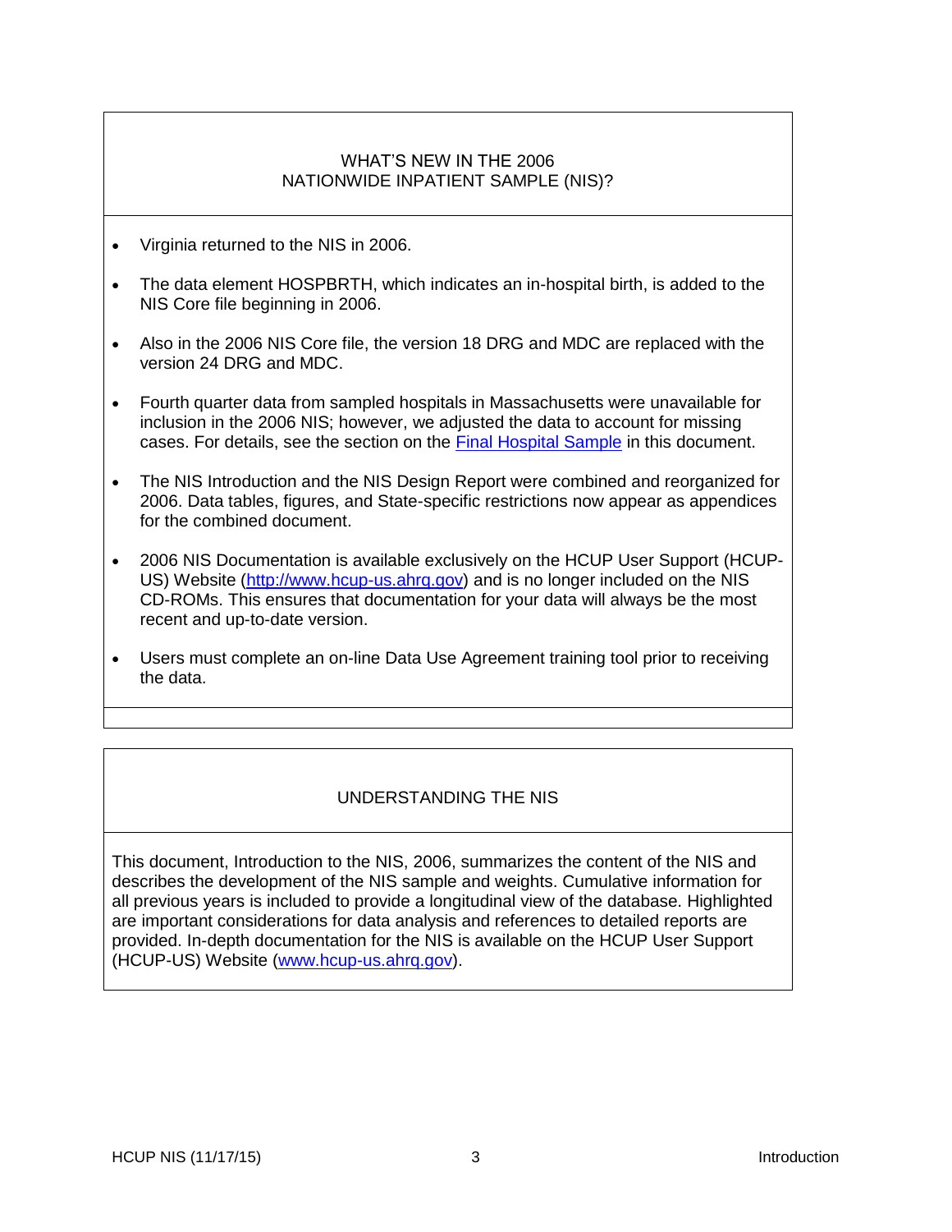## WHAT'S NEW IN THE 2006 NATIONWIDE INPATIENT SAMPLE (NIS)?

- Virginia returned to the NIS in 2006.
- The data element HOSPBRTH, which indicates an in-hospital birth, is added to the NIS Core file beginning in 2006.
- Also in the 2006 NIS Core file, the version 18 DRG and MDC are replaced with the version 24 DRG and MDC.
- Fourth quarter data from sampled hospitals in Massachusetts were unavailable for inclusion in the 2006 NIS; however, we adjusted the data to account for missing cases. For details, see the section on the [Final Hospital Sample] in this document.
- The NIS Introduction and the NIS Design Report were combined and reorganized for 2006. Data tables, figures, and State-specific restrictions now appear as appendices for the combined document.
- 2006 NIS Documentation is available exclusively on the HCUP User Support (HCUP-US) Website (http://www.hcup-us.ahrq.gov) and is no longer included on the NIS CD-ROMs. This ensures that documentation for your data will always be the most recent and up-to-date version.
- Users must complete an on-line Data Use Agreement training tool prior to receiving the data.

## UNDERSTANDING THE NIS

This document, Introduction to the NIS, 2006, summarizes the content of the NIS and describes the development of the NIS sample and weights. Cumulative information for all previous years is included to provide a longitudinal view of the database. Highlighted are important considerations for data analysis and references to detailed reports are provided. In-depth documentation for the NIS is available on the HCUP User Support (HCUP-US) Website (www.hcup-us.ahrq.gov).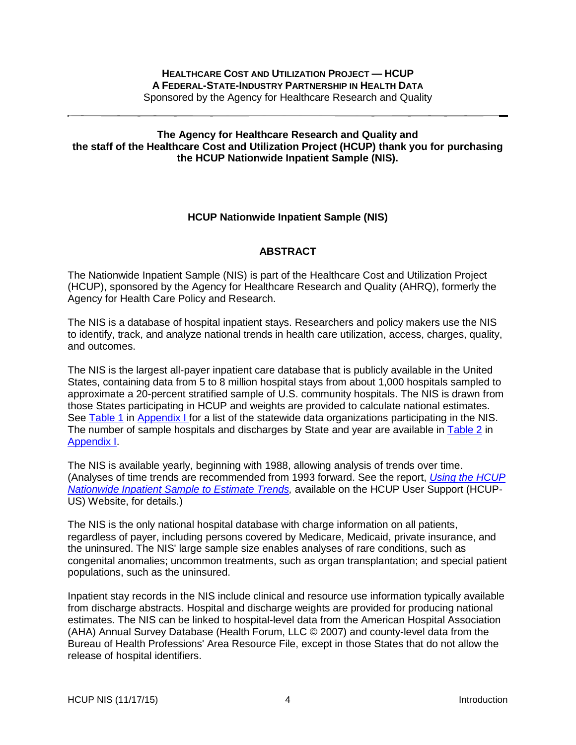**HEALTHCARE COST AND UTILIZATION PROJECT — HCUP**
**A FEDERAL-STATE-INDUSTRY PARTNERSHIP IN HEALTH DATA**
Sponsored by the Agency for Healthcare Research and Quality

---

**The Agency for Healthcare Research and Quality and the staff of the Healthcare Cost and Utilization Project (HCUP) thank you for purchasing the HCUP Nationwide Inpatient Sample (NIS).**

## HCUP Nationwide Inpatient Sample (NIS)

## ABSTRACT

The Nationwide Inpatient Sample (NIS) is part of the Healthcare Cost and Utilization Project (HCUP), sponsored by the Agency for Healthcare Research and Quality (AHRQ), formerly the Agency for Health Care Policy and Research.

The NIS is a database of hospital inpatient stays. Researchers and policy makers use the NIS to identify, track, and analyze national trends in health care utilization, access, charges, quality, and outcomes.

The NIS is the largest all-payer inpatient care database that is publicly available in the United States, containing data from 5 to 8 million hospital stays from about 1,000 hospitals sampled to approximate a 20-percent stratified sample of U.S. community hospitals. The NIS is drawn from those States participating in HCUP and weights are provided to calculate national estimates. See Table 1 in Appendix I for a list of the statewide data organizations participating in the NIS. The number of sample hospitals and discharges by State and year are available in Table 2 in Appendix I.

The NIS is available yearly, beginning with 1988, allowing analysis of trends over time. (Analyses of time trends are recommended from 1993 forward. See the report, *Using the HCUP Nationwide Inpatient Sample to Estimate Trends,* available on the HCUP User Support (HCUP-US) Website, for details.)

The NIS is the only national hospital database with charge information on all patients, regardless of payer, including persons covered by Medicare, Medicaid, private insurance, and the uninsured. The NIS' large sample size enables analyses of rare conditions, such as congenital anomalies; uncommon treatments, such as organ transplantation; and special patient populations, such as the uninsured.

Inpatient stay records in the NIS include clinical and resource use information typically available from discharge abstracts. Hospital and discharge weights are provided for producing national estimates. The NIS can be linked to hospital-level data from the American Hospital Association (AHA) Annual Survey Database (Health Forum, LLC © 2007) and county-level data from the Bureau of Health Professions' Area Resource File, except in those States that do not allow the release of hospital identifiers.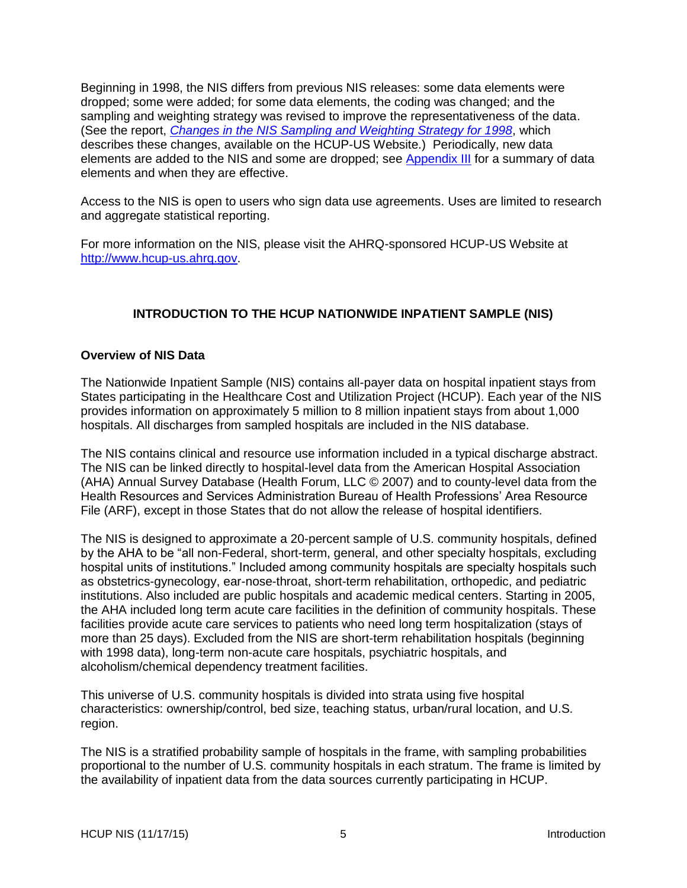Beginning in 1998, the NIS differs from previous NIS releases: some data elements were dropped; some were added; for some data elements, the coding was changed; and the sampling and weighting strategy was revised to improve the representativeness of the data. (See the report, *[Changes in the NIS Sampling and Weighting Strategy for 1998](#)*, which describes these changes, available on the HCUP-US Website.) Periodically, new data elements are added to the NIS and some are dropped; see [Appendix III](#) for a summary of data elements and when they are effective.

Access to the NIS is open to users who sign data use agreements. Uses are limited to research and aggregate statistical reporting.

For more information on the NIS, please visit the AHRQ-sponsored HCUP-US Website at [http://www.hcup-us.ahrq.gov](http://www.hcup-us.ahrq.gov).

## INTRODUCTION TO THE HCUP NATIONWIDE INPATIENT SAMPLE (NIS)

### Overview of NIS Data

The Nationwide Inpatient Sample (NIS) contains all-payer data on hospital inpatient stays from States participating in the Healthcare Cost and Utilization Project (HCUP). Each year of the NIS provides information on approximately 5 million to 8 million inpatient stays from about 1,000 hospitals. All discharges from sampled hospitals are included in the NIS database.

The NIS contains clinical and resource use information included in a typical discharge abstract. The NIS can be linked directly to hospital-level data from the American Hospital Association (AHA) Annual Survey Database (Health Forum, LLC © 2007) and to county-level data from the Health Resources and Services Administration Bureau of Health Professions' Area Resource File (ARF), except in those States that do not allow the release of hospital identifiers.

The NIS is designed to approximate a 20-percent sample of U.S. community hospitals, defined by the AHA to be "all non-Federal, short-term, general, and other specialty hospitals, excluding hospital units of institutions." Included among community hospitals are specialty hospitals such as obstetrics-gynecology, ear-nose-throat, short-term rehabilitation, orthopedic, and pediatric institutions. Also included are public hospitals and academic medical centers. Starting in 2005, the AHA included long term acute care facilities in the definition of community hospitals. These facilities provide acute care services to patients who need long term hospitalization (stays of more than 25 days). Excluded from the NIS are short-term rehabilitation hospitals (beginning with 1998 data), long-term non-acute care hospitals, psychiatric hospitals, and alcoholism/chemical dependency treatment facilities.

This universe of U.S. community hospitals is divided into strata using five hospital characteristics: ownership/control, bed size, teaching status, urban/rural location, and U.S. region.

The NIS is a stratified probability sample of hospitals in the frame, with sampling probabilities proportional to the number of U.S. community hospitals in each stratum. The frame is limited by the availability of inpatient data from the data sources currently participating in HCUP.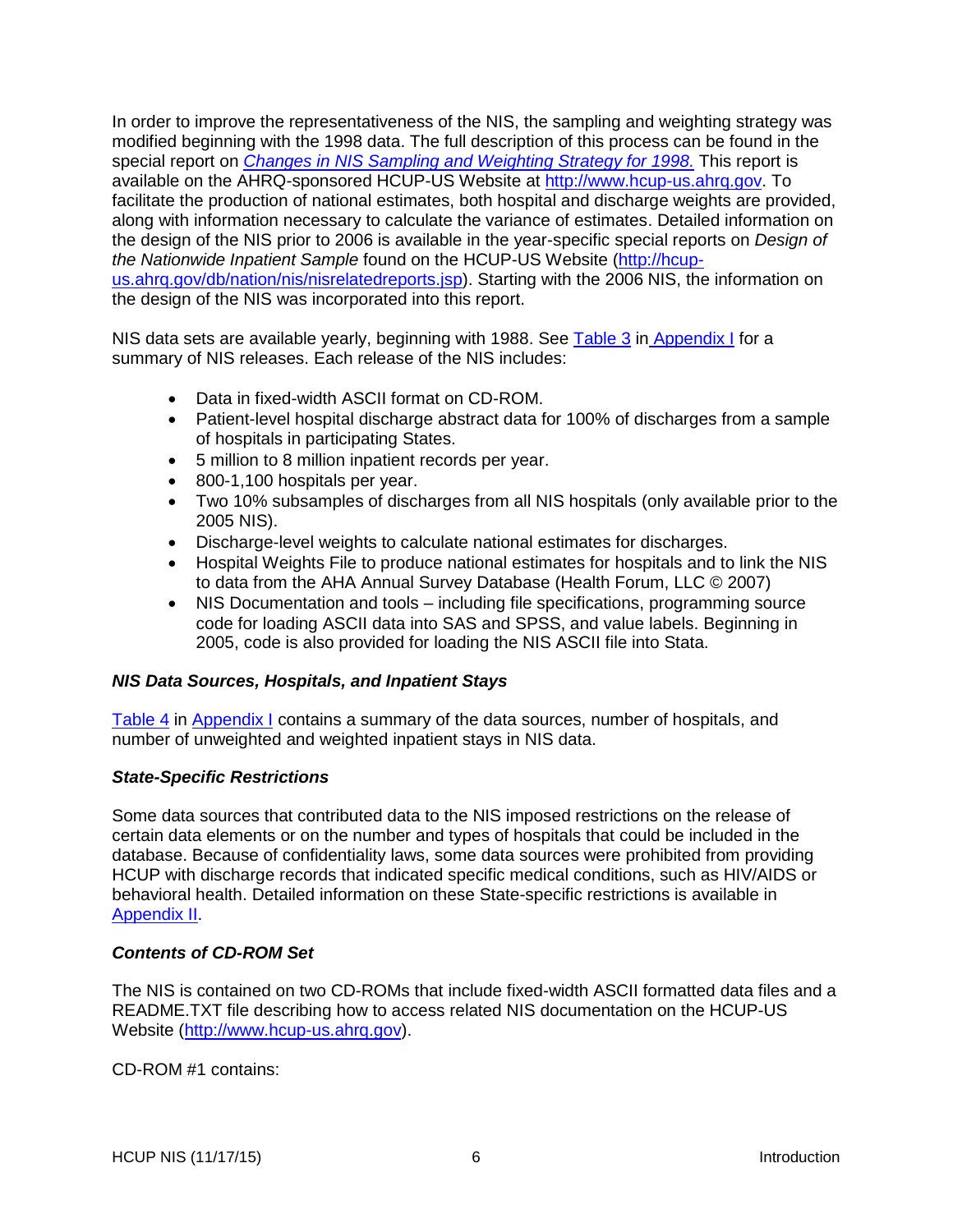In order to improve the representativeness of the NIS, the sampling and weighting strategy was modified beginning with the 1998 data. The full description of this process can be found in the special report on [*Changes in NIS Sampling and Weighting Strategy for 1998.*]() This report is available on the AHRQ-sponsored HCUP-US Website at [http://www.hcup-us.ahrq.gov](http://www.hcup-us.ahrq.gov). To facilitate the production of national estimates, both hospital and discharge weights are provided, along with information necessary to calculate the variance of estimates. Detailed information on the design of the NIS prior to 2006 is available in the year-specific special reports on *Design of the Nationwide Inpatient Sample* found on the HCUP-US Website ([http://hcup-us.ahrq.gov/db/nation/nis/nisrelatedreports.jsp](http://hcup-us.ahrq.gov/db/nation/nis/nisrelatedreports.jsp)). Starting with the 2006 NIS, the information on the design of the NIS was incorporated into this report.

NIS data sets are available yearly, beginning with 1988. See Table 3 in Appendix I for a summary of NIS releases. Each release of the NIS includes:

- Data in fixed-width ASCII format on CD-ROM.
- Patient-level hospital discharge abstract data for 100% of discharges from a sample of hospitals in participating States.
- 5 million to 8 million inpatient records per year.
- 800-1,100 hospitals per year.
- Two 10% subsamples of discharges from all NIS hospitals (only available prior to the 2005 NIS).
- Discharge-level weights to calculate national estimates for discharges.
- Hospital Weights File to produce national estimates for hospitals and to link the NIS to data from the AHA Annual Survey Database (Health Forum, LLC © 2007)
- NIS Documentation and tools – including file specifications, programming source code for loading ASCII data into SAS and SPSS, and value labels. Beginning in 2005, code is also provided for loading the NIS ASCII file into Stata.

### *NIS Data Sources, Hospitals, and Inpatient Stays*

Table 4 in Appendix I contains a summary of the data sources, number of hospitals, and number of unweighted and weighted inpatient stays in NIS data.

### *State-Specific Restrictions*

Some data sources that contributed data to the NIS imposed restrictions on the release of certain data elements or on the number and types of hospitals that could be included in the database. Because of confidentiality laws, some data sources were prohibited from providing HCUP with discharge records that indicated specific medical conditions, such as HIV/AIDS or behavioral health. Detailed information on these State-specific restrictions is available in Appendix II.

### *Contents of CD-ROM Set*

The NIS is contained on two CD-ROMs that include fixed-width ASCII formatted data files and a README.TXT file describing how to access related NIS documentation on the HCUP-US Website ([http://www.hcup-us.ahrq.gov](http://www.hcup-us.ahrq.gov)).

CD-ROM #1 contains: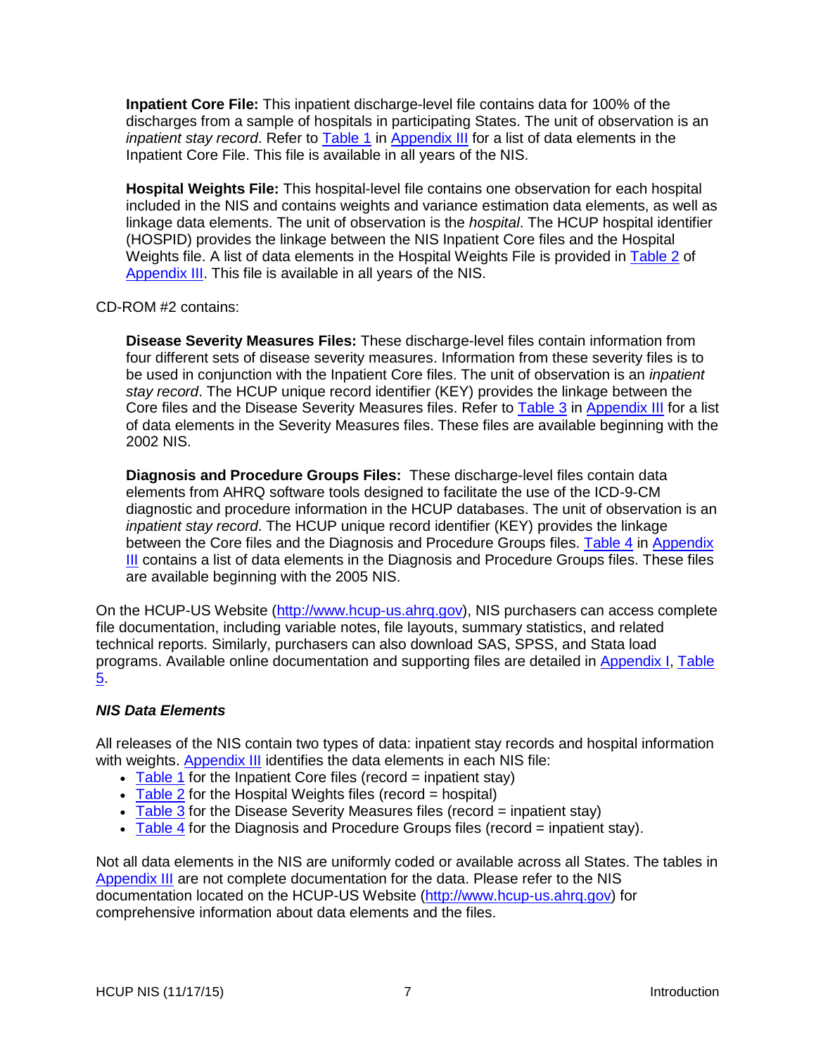**Inpatient Core File:** This inpatient discharge-level file contains data for 100% of the discharges from a sample of hospitals in participating States. The unit of observation is an *inpatient stay record*. Refer to Table 1 in Appendix III for a list of data elements in the Inpatient Core File. This file is available in all years of the NIS.

**Hospital Weights File:** This hospital-level file contains one observation for each hospital included in the NIS and contains weights and variance estimation data elements, as well as linkage data elements. The unit of observation is the *hospital*. The HCUP hospital identifier (HOSPID) provides the linkage between the NIS Inpatient Core files and the Hospital Weights file. A list of data elements in the Hospital Weights File is provided in Table 2 of Appendix III. This file is available in all years of the NIS.

CD-ROM #2 contains:

**Disease Severity Measures Files:** These discharge-level files contain information from four different sets of disease severity measures. Information from these severity files is to be used in conjunction with the Inpatient Core files. The unit of observation is an *inpatient stay record*. The HCUP unique record identifier (KEY) provides the linkage between the Core files and the Disease Severity Measures files. Refer to Table 3 in Appendix III for a list of data elements in the Severity Measures files. These files are available beginning with the 2002 NIS.

**Diagnosis and Procedure Groups Files:** These discharge-level files contain data elements from AHRQ software tools designed to facilitate the use of the ICD-9-CM diagnostic and procedure information in the HCUP databases. The unit of observation is an *inpatient stay record*. The HCUP unique record identifier (KEY) provides the linkage between the Core files and the Diagnosis and Procedure Groups files. Table 4 in Appendix III contains a list of data elements in the Diagnosis and Procedure Groups files. These files are available beginning with the 2005 NIS.

On the HCUP-US Website (http://www.hcup-us.ahrq.gov), NIS purchasers can access complete file documentation, including variable notes, file layouts, summary statistics, and related technical reports. Similarly, purchasers can also download SAS, SPSS, and Stata load programs. Available online documentation and supporting files are detailed in Appendix I, Table 5.

### *NIS Data Elements*

All releases of the NIS contain two types of data: inpatient stay records and hospital information with weights. Appendix III identifies the data elements in each NIS file:

- Table 1 for the Inpatient Core files (record = inpatient stay)
- Table 2 for the Hospital Weights files (record = hospital)
- Table 3 for the Disease Severity Measures files (record = inpatient stay)
- Table 4 for the Diagnosis and Procedure Groups files (record = inpatient stay).

Not all data elements in the NIS are uniformly coded or available across all States. The tables in Appendix III are not complete documentation for the data. Please refer to the NIS documentation located on the HCUP-US Website (http://www.hcup-us.ahrq.gov) for comprehensive information about data elements and the files.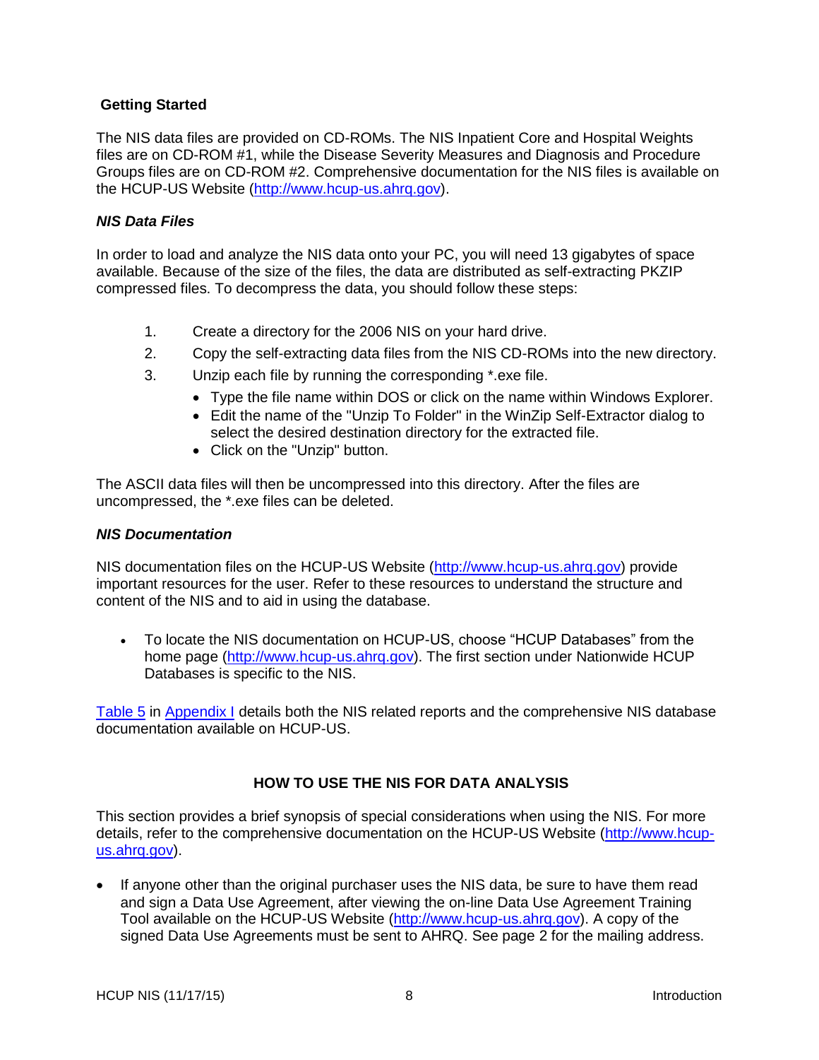**Getting Started**

The NIS data files are provided on CD-ROMs. The NIS Inpatient Core and Hospital Weights files are on CD-ROM #1, while the Disease Severity Measures and Diagnosis and Procedure Groups files are on CD-ROM #2. Comprehensive documentation for the NIS files is available on the HCUP-US Website (http://www.hcup-us.ahrq.gov).

***NIS Data Files***

In order to load and analyze the NIS data onto your PC, you will need 13 gigabytes of space available. Because of the size of the files, the data are distributed as self-extracting PKZIP compressed files. To decompress the data, you should follow these steps:

1. Create a directory for the 2006 NIS on your hard drive.
2. Copy the self-extracting data files from the NIS CD-ROMs into the new directory.
3. Unzip each file by running the corresponding *.exe file.
   - Type the file name within DOS or click on the name within Windows Explorer.
   - Edit the name of the "Unzip To Folder" in the WinZip Self-Extractor dialog to select the desired destination directory for the extracted file.
   - Click on the "Unzip" button.

The ASCII data files will then be uncompressed into this directory. After the files are uncompressed, the *.exe files can be deleted.

***NIS Documentation***

NIS documentation files on the HCUP-US Website (http://www.hcup-us.ahrq.gov) provide important resources for the user. Refer to these resources to understand the structure and content of the NIS and to aid in using the database.

- To locate the NIS documentation on HCUP-US, choose “HCUP Databases” from the home page (http://www.hcup-us.ahrq.gov). The first section under Nationwide HCUP Databases is specific to the NIS.

Table 5 in Appendix I details both the NIS related reports and the comprehensive NIS database documentation available on HCUP-US.

## HOW TO USE THE NIS FOR DATA ANALYSIS

This section provides a brief synopsis of special considerations when using the NIS. For more details, refer to the comprehensive documentation on the HCUP-US Website (http://www.hcup-us.ahrq.gov).

- If anyone other than the original purchaser uses the NIS data, be sure to have them read and sign a Data Use Agreement, after viewing the on-line Data Use Agreement Training Tool available on the HCUP-US Website (http://www.hcup-us.ahrq.gov). A copy of the signed Data Use Agreements must be sent to AHRQ. See page 2 for the mailing address.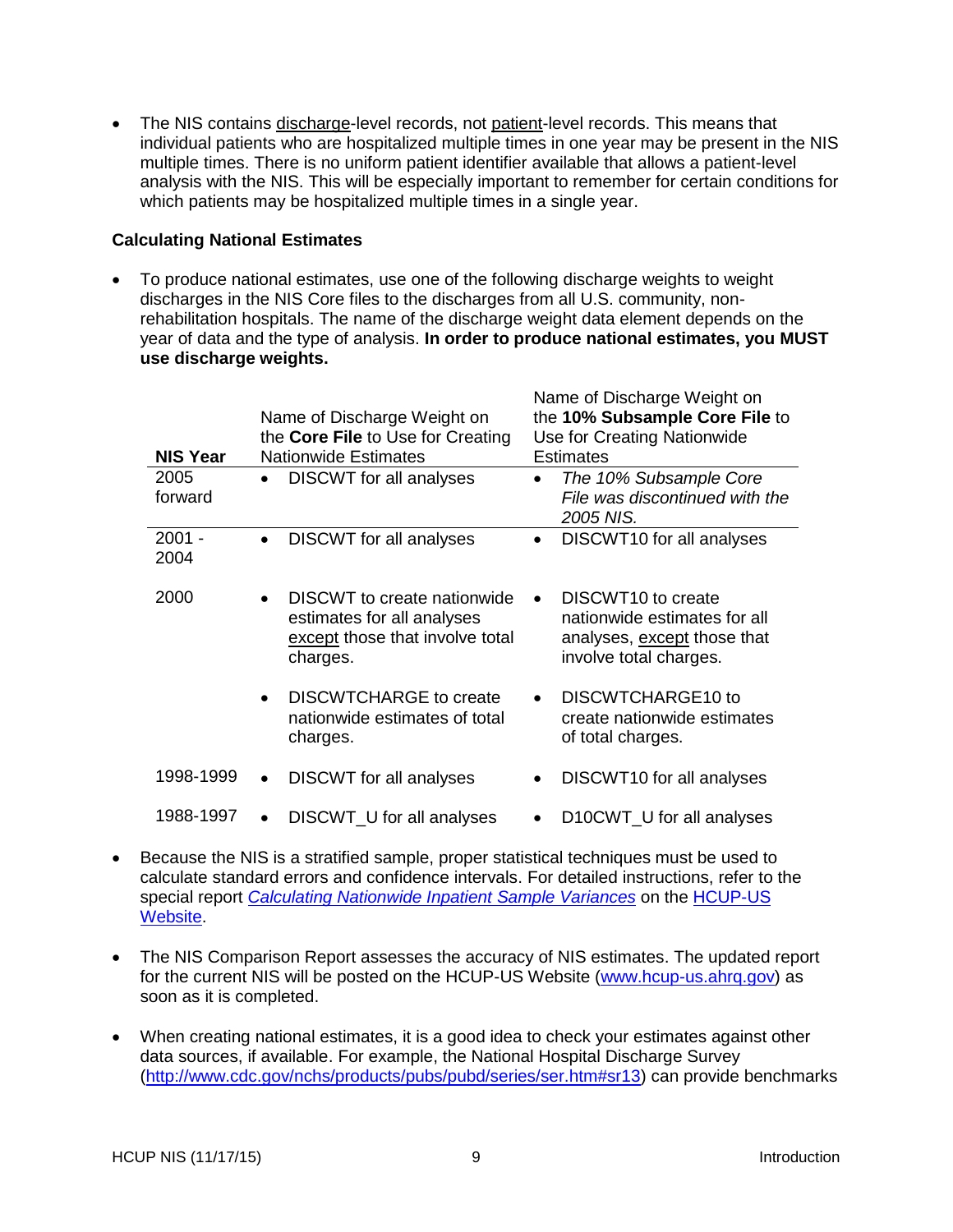- The NIS contains discharge-level records, not patient-level records. This means that individual patients who are hospitalized multiple times in one year may be present in the NIS multiple times. There is no uniform patient identifier available that allows a patient-level analysis with the NIS. This will be especially important to remember for certain conditions for which patients may be hospitalized multiple times in a single year.

### Calculating National Estimates

- To produce national estimates, use one of the following discharge weights to weight discharges in the NIS Core files to the discharges from all U.S. community, non-rehabilitation hospitals. The name of the discharge weight data element depends on the year of data and the type of analysis. **In order to produce national estimates, you MUST use discharge weights.**

| NIS Year | Name of Discharge Weight on the **Core File** to Use for Creating Nationwide Estimates | Name of Discharge Weight on the **10% Subsample Core File** to Use for Creating Nationwide Estimates |
|---|---|---|
| 2005 forward | • DISCWT for all analyses | • *The 10% Subsample Core File was discontinued with the 2005 NIS.* |
| 2001 - 2004 | • DISCWT for all analyses | • DISCWT10 for all analyses |
| 2000 | • DISCWT to create nationwide estimates for all analyses except those that involve total charges.<br>• DISCWTCHARGE to create nationwide estimates of total charges. | • DISCWT10 to create nationwide estimates for all analyses, except those that involve total charges.<br>• DISCWTCHARGE10 to create nationwide estimates of total charges. |
| 1998-1999 | • DISCWT for all analyses | • DISCWT10 for all analyses |
| 1988-1997 | • DISCWT_U for all analyses | • D10CWT_U for all analyses |

- Because the NIS is a stratified sample, proper statistical techniques must be used to calculate standard errors and confidence intervals. For detailed instructions, refer to the special report *Calculating Nationwide Inpatient Sample Variances* on the HCUP-US Website.

- The NIS Comparison Report assesses the accuracy of NIS estimates. The updated report for the current NIS will be posted on the HCUP-US Website (www.hcup-us.ahrq.gov) as soon as it is completed.

- When creating national estimates, it is a good idea to check your estimates against other data sources, if available. For example, the National Hospital Discharge Survey (http://www.cdc.gov/nchs/products/pubs/pubd/series/ser.htm#sr13) can provide benchmarks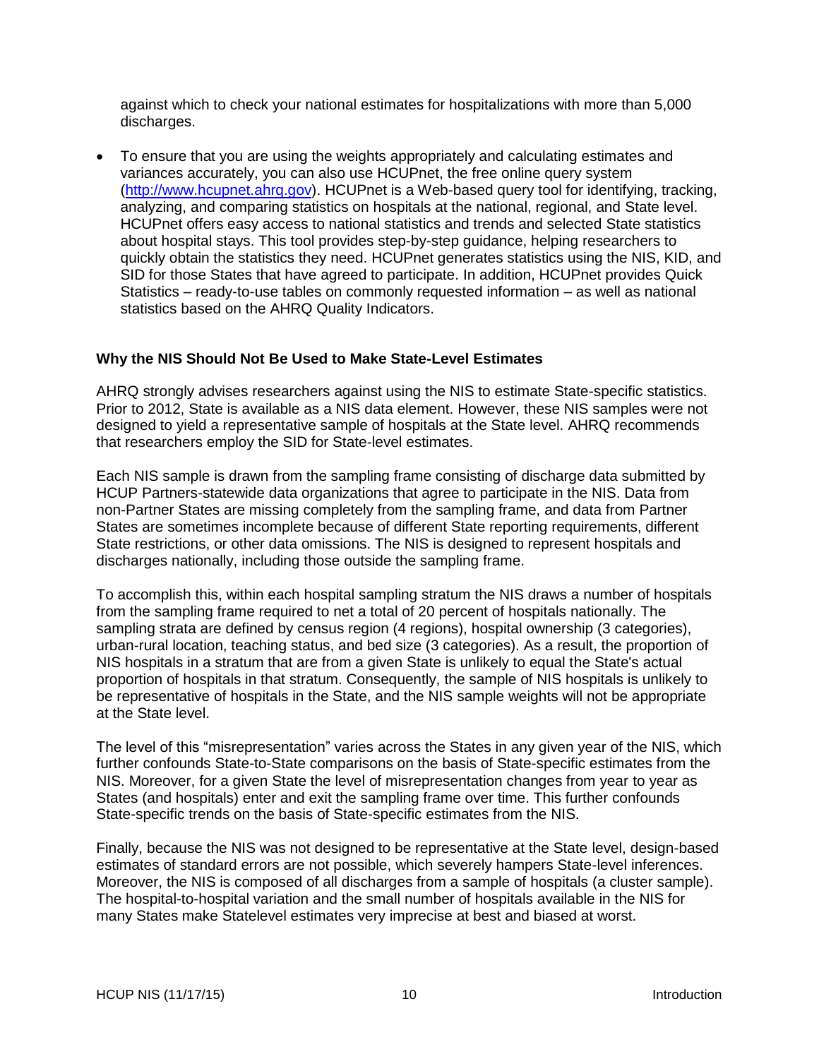against which to check your national estimates for hospitalizations with more than 5,000 discharges.

- To ensure that you are using the weights appropriately and calculating estimates and variances accurately, you can also use HCUPnet, the free online query system (http://www.hcupnet.ahrq.gov). HCUPnet is a Web-based query tool for identifying, tracking, analyzing, and comparing statistics on hospitals at the national, regional, and State level. HCUPnet offers easy access to national statistics and trends and selected State statistics about hospital stays. This tool provides step-by-step guidance, helping researchers to quickly obtain the statistics they need. HCUPnet generates statistics using the NIS, KID, and SID for those States that have agreed to participate. In addition, HCUPnet provides Quick Statistics – ready-to-use tables on commonly requested information – as well as national statistics based on the AHRQ Quality Indicators.

### Why the NIS Should Not Be Used to Make State-Level Estimates

AHRQ strongly advises researchers against using the NIS to estimate State-specific statistics. Prior to 2012, State is available as a NIS data element. However, these NIS samples were not designed to yield a representative sample of hospitals at the State level. AHRQ recommends that researchers employ the SID for State-level estimates.

Each NIS sample is drawn from the sampling frame consisting of discharge data submitted by HCUP Partners-statewide data organizations that agree to participate in the NIS. Data from non-Partner States are missing completely from the sampling frame, and data from Partner States are sometimes incomplete because of different State reporting requirements, different State restrictions, or other data omissions. The NIS is designed to represent hospitals and discharges nationally, including those outside the sampling frame.

To accomplish this, within each hospital sampling stratum the NIS draws a number of hospitals from the sampling frame required to net a total of 20 percent of hospitals nationally. The sampling strata are defined by census region (4 regions), hospital ownership (3 categories), urban-rural location, teaching status, and bed size (3 categories). As a result, the proportion of NIS hospitals in a stratum that are from a given State is unlikely to equal the State's actual proportion of hospitals in that stratum. Consequently, the sample of NIS hospitals is unlikely to be representative of hospitals in the State, and the NIS sample weights will not be appropriate at the State level.

The level of this "misrepresentation" varies across the States in any given year of the NIS, which further confounds State-to-State comparisons on the basis of State-specific estimates from the NIS. Moreover, for a given State the level of misrepresentation changes from year to year as States (and hospitals) enter and exit the sampling frame over time. This further confounds State-specific trends on the basis of State-specific estimates from the NIS.

Finally, because the NIS was not designed to be representative at the State level, design-based estimates of standard errors are not possible, which severely hampers State-level inferences. Moreover, the NIS is composed of all discharges from a sample of hospitals (a cluster sample). The hospital-to-hospital variation and the small number of hospitals available in the NIS for many States make Statelevel estimates very imprecise at best and biased at worst.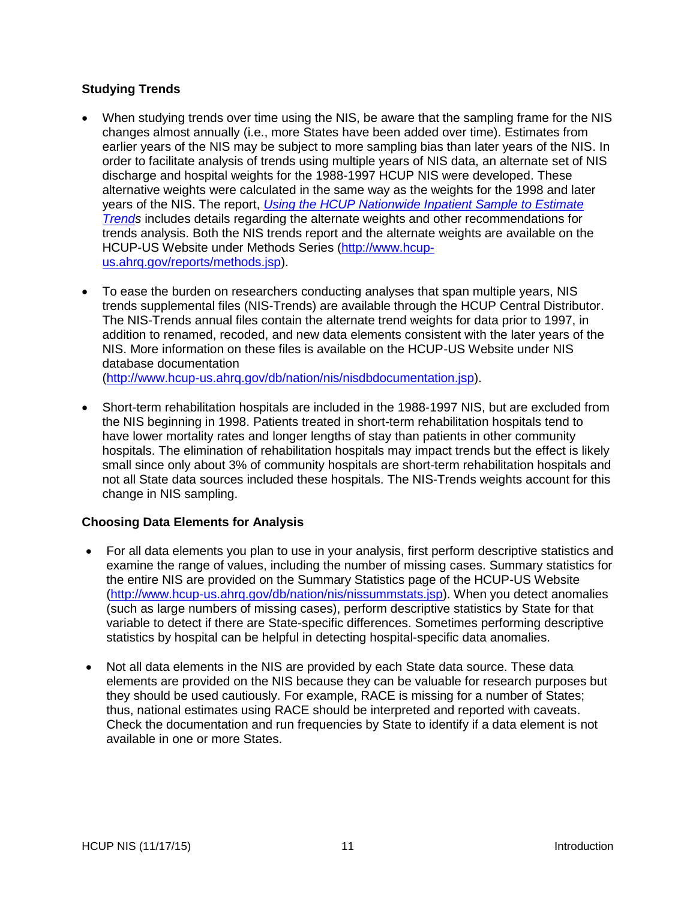### Studying Trends

- When studying trends over time using the NIS, be aware that the sampling frame for the NIS changes almost annually (i.e., more States have been added over time). Estimates from earlier years of the NIS may be subject to more sampling bias than later years of the NIS. In order to facilitate analysis of trends using multiple years of NIS data, an alternate set of NIS discharge and hospital weights for the 1988-1997 HCUP NIS were developed. These alternative weights were calculated in the same way as the weights for the 1998 and later years of the NIS. The report, *Using the HCUP Nationwide Inpatient Sample to Estimate Trends* includes details regarding the alternate weights and other recommendations for trends analysis. Both the NIS trends report and the alternate weights are available on the HCUP-US Website under Methods Series (http://www.hcup-us.ahrq.gov/reports/methods.jsp).

- To ease the burden on researchers conducting analyses that span multiple years, NIS trends supplemental files (NIS-Trends) are available through the HCUP Central Distributor. The NIS-Trends annual files contain the alternate trend weights for data prior to 1997, in addition to renamed, recoded, and new data elements consistent with the later years of the NIS. More information on these files is available on the HCUP-US Website under NIS database documentation (http://www.hcup-us.ahrq.gov/db/nation/nis/nisdbdocumentation.jsp).

- Short-term rehabilitation hospitals are included in the 1988-1997 NIS, but are excluded from the NIS beginning in 1998. Patients treated in short-term rehabilitation hospitals tend to have lower mortality rates and longer lengths of stay than patients in other community hospitals. The elimination of rehabilitation hospitals may impact trends but the effect is likely small since only about 3% of community hospitals are short-term rehabilitation hospitals and not all State data sources included these hospitals. The NIS-Trends weights account for this change in NIS sampling.

### Choosing Data Elements for Analysis

- For all data elements you plan to use in your analysis, first perform descriptive statistics and examine the range of values, including the number of missing cases. Summary statistics for the entire NIS are provided on the Summary Statistics page of the HCUP-US Website (http://www.hcup-us.ahrq.gov/db/nation/nis/nissummstats.jsp). When you detect anomalies (such as large numbers of missing cases), perform descriptive statistics by State for that variable to detect if there are State-specific differences. Sometimes performing descriptive statistics by hospital can be helpful in detecting hospital-specific data anomalies.

- Not all data elements in the NIS are provided by each State data source. These data elements are provided on the NIS because they can be valuable for research purposes but they should be used cautiously. For example, RACE is missing for a number of States; thus, national estimates using RACE should be interpreted and reported with caveats. Check the documentation and run frequencies by State to identify if a data element is not available in one or more States.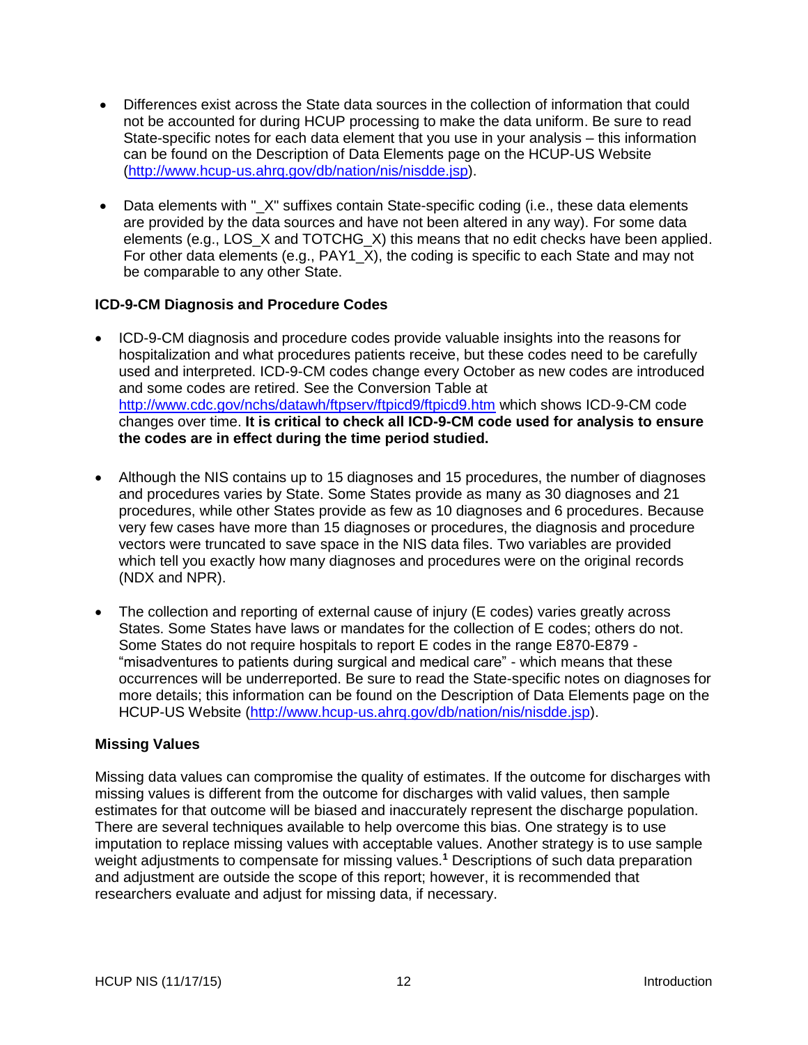- Differences exist across the State data sources in the collection of information that could not be accounted for during HCUP processing to make the data uniform. Be sure to read State-specific notes for each data element that you use in your analysis – this information can be found on the Description of Data Elements page on the HCUP-US Website (http://www.hcup-us.ahrq.gov/db/nation/nis/nisdde.jsp).

- Data elements with "_X" suffixes contain State-specific coding (i.e., these data elements are provided by the data sources and have not been altered in any way). For some data elements (e.g., LOS_X and TOTCHG_X) this means that no edit checks have been applied. For other data elements (e.g., PAY1_X), the coding is specific to each State and may not be comparable to any other State.

### ICD-9-CM Diagnosis and Procedure Codes

- ICD-9-CM diagnosis and procedure codes provide valuable insights into the reasons for hospitalization and what procedures patients receive, but these codes need to be carefully used and interpreted. ICD-9-CM codes change every October as new codes are introduced and some codes are retired. See the Conversion Table at http://www.cdc.gov/nchs/datawh/ftpserv/ftpicd9/ftpicd9.htm which shows ICD-9-CM code changes over time. **It is critical to check all ICD-9-CM code used for analysis to ensure the codes are in effect during the time period studied.**

- Although the NIS contains up to 15 diagnoses and 15 procedures, the number of diagnoses and procedures varies by State. Some States provide as many as 30 diagnoses and 21 procedures, while other States provide as few as 10 diagnoses and 6 procedures. Because very few cases have more than 15 diagnoses or procedures, the diagnosis and procedure vectors were truncated to save space in the NIS data files. Two variables are provided which tell you exactly how many diagnoses and procedures were on the original records (NDX and NPR).

- The collection and reporting of external cause of injury (E codes) varies greatly across States. Some States have laws or mandates for the collection of E codes; others do not. Some States do not require hospitals to report E codes in the range E870-E879 - “misadventures to patients during surgical and medical care” - which means that these occurrences will be underreported. Be sure to read the State-specific notes on diagnoses for more details; this information can be found on the Description of Data Elements page on the HCUP-US Website (http://www.hcup-us.ahrq.gov/db/nation/nis/nisdde.jsp).

### Missing Values

Missing data values can compromise the quality of estimates. If the outcome for discharges with missing values is different from the outcome for discharges with valid values, then sample estimates for that outcome will be biased and inaccurately represent the discharge population. There are several techniques available to help overcome this bias. One strategy is to use imputation to replace missing values with acceptable values. Another strategy is to use sample weight adjustments to compensate for missing values.[1] Descriptions of such data preparation and adjustment are outside the scope of this report; however, it is recommended that researchers evaluate and adjust for missing data, if necessary.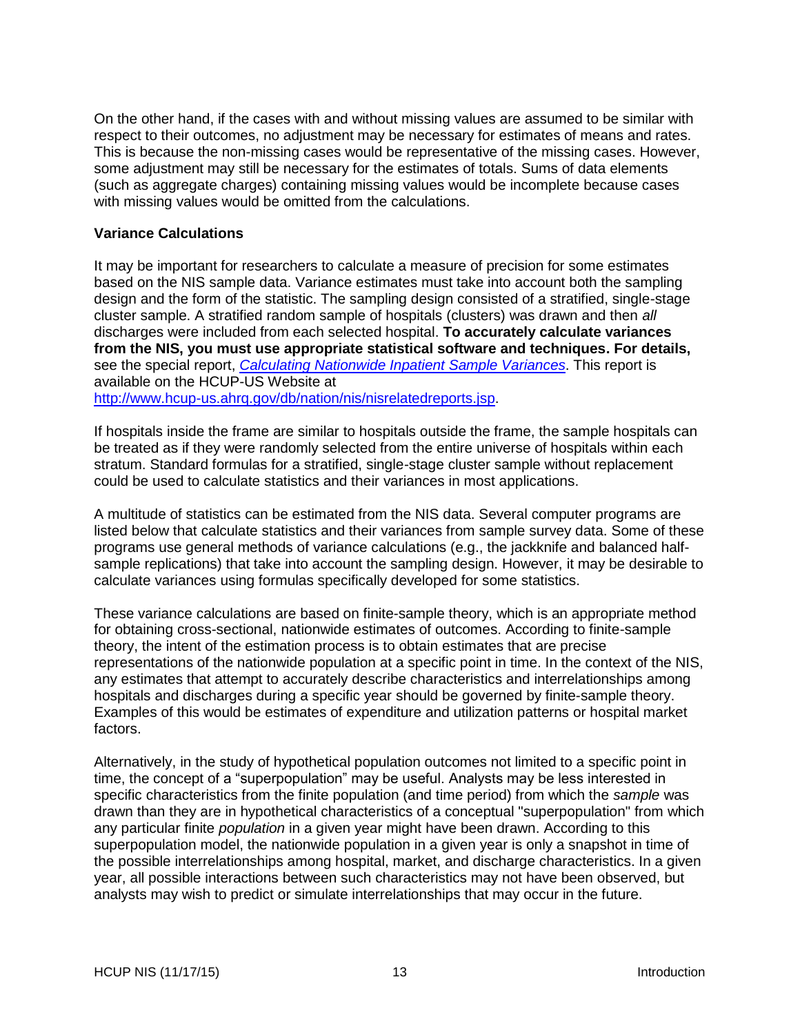On the other hand, if the cases with and without missing values are assumed to be similar with respect to their outcomes, no adjustment may be necessary for estimates of means and rates. This is because the non-missing cases would be representative of the missing cases. However, some adjustment may still be necessary for the estimates of totals. Sums of data elements (such as aggregate charges) containing missing values would be incomplete because cases with missing values would be omitted from the calculations.

**Variance Calculations**

It may be important for researchers to calculate a measure of precision for some estimates based on the NIS sample data. Variance estimates must take into account both the sampling design and the form of the statistic. The sampling design consisted of a stratified, single-stage cluster sample. A stratified random sample of hospitals (clusters) was drawn and then *all* discharges were included from each selected hospital. **To accurately calculate variances from the NIS, you must use appropriate statistical software and techniques. For details,** see the special report, *[Calculating Nationwide Inpatient Sample Variances](http://www.hcup-us.ahrq.gov/db/nation/nis/nisrelatedreports.jsp)*. This report is available on the HCUP-US Website at [http://www.hcup-us.ahrq.gov/db/nation/nis/nisrelatedreports.jsp](http://www.hcup-us.ahrq.gov/db/nation/nis/nisrelatedreports.jsp).

If hospitals inside the frame are similar to hospitals outside the frame, the sample hospitals can be treated as if they were randomly selected from the entire universe of hospitals within each stratum. Standard formulas for a stratified, single-stage cluster sample without replacement could be used to calculate statistics and their variances in most applications.

A multitude of statistics can be estimated from the NIS data. Several computer programs are listed below that calculate statistics and their variances from sample survey data. Some of these programs use general methods of variance calculations (e.g., the jackknife and balanced half-sample replications) that take into account the sampling design. However, it may be desirable to calculate variances using formulas specifically developed for some statistics.

These variance calculations are based on finite-sample theory, which is an appropriate method for obtaining cross-sectional, nationwide estimates of outcomes. According to finite-sample theory, the intent of the estimation process is to obtain estimates that are precise representations of the nationwide population at a specific point in time. In the context of the NIS, any estimates that attempt to accurately describe characteristics and interrelationships among hospitals and discharges during a specific year should be governed by finite-sample theory. Examples of this would be estimates of expenditure and utilization patterns or hospital market factors.

Alternatively, in the study of hypothetical population outcomes not limited to a specific point in time, the concept of a "superpopulation" may be useful. Analysts may be less interested in specific characteristics from the finite population (and time period) from which the *sample* was drawn than they are in hypothetical characteristics of a conceptual "superpopulation" from which any particular finite *population* in a given year might have been drawn. According to this superpopulation model, the nationwide population in a given year is only a snapshot in time of the possible interrelationships among hospital, market, and discharge characteristics. In a given year, all possible interactions between such characteristics may not have been observed, but analysts may wish to predict or simulate interrelationships that may occur in the future.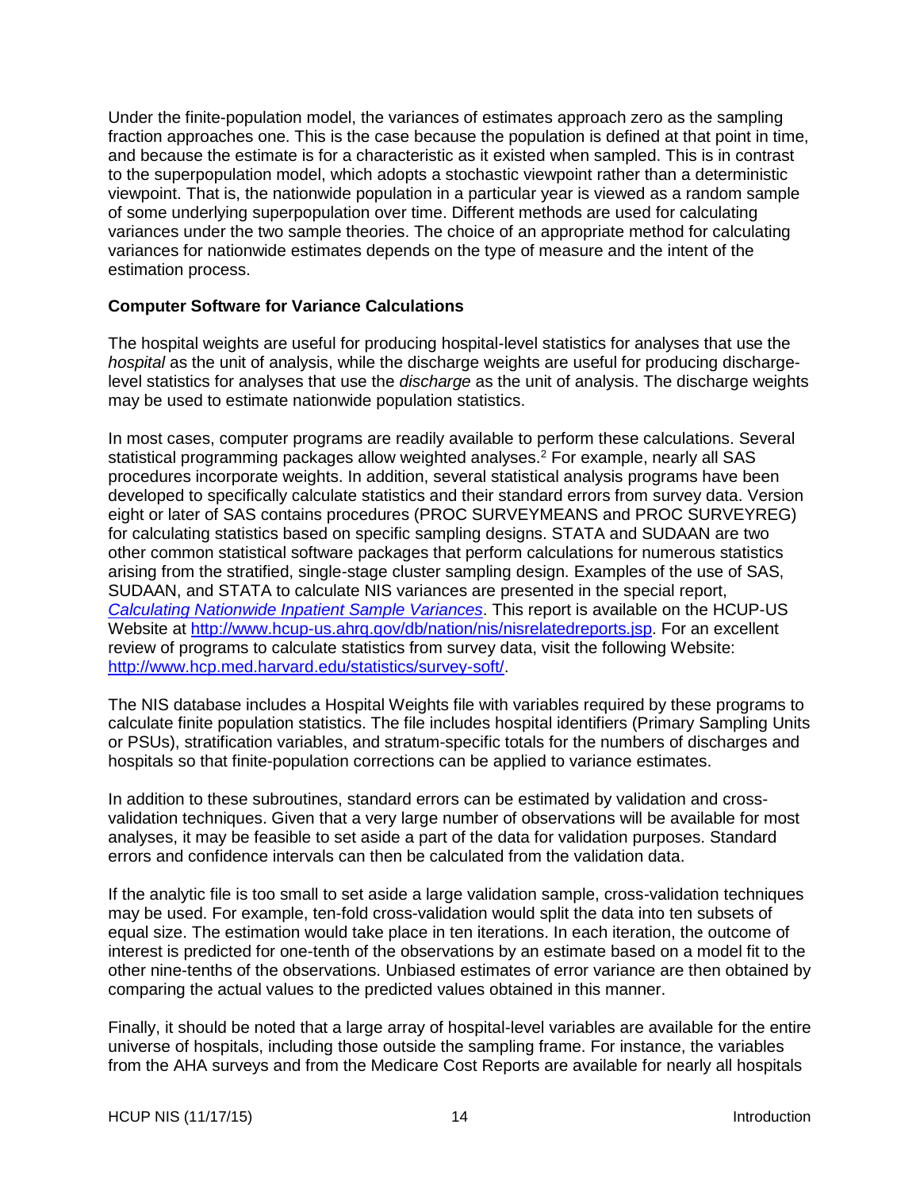Under the finite-population model, the variances of estimates approach zero as the sampling fraction approaches one. This is the case because the population is defined at that point in time, and because the estimate is for a characteristic as it existed when sampled. This is in contrast to the superpopulation model, which adopts a stochastic viewpoint rather than a deterministic viewpoint. That is, the nationwide population in a particular year is viewed as a random sample of some underlying superpopulation over time. Different methods are used for calculating variances under the two sample theories. The choice of an appropriate method for calculating variances for nationwide estimates depends on the type of measure and the intent of the estimation process.

### Computer Software for Variance Calculations

The hospital weights are useful for producing hospital-level statistics for analyses that use the *hospital* as the unit of analysis, while the discharge weights are useful for producing discharge-level statistics for analyses that use the *discharge* as the unit of analysis. The discharge weights may be used to estimate nationwide population statistics.

In most cases, computer programs are readily available to perform these calculations. Several statistical programming packages allow weighted analyses.[2] For example, nearly all SAS procedures incorporate weights. In addition, several statistical analysis programs have been developed to specifically calculate statistics and their standard errors from survey data. Version eight or later of SAS contains procedures (PROC SURVEYMEANS and PROC SURVEYREG) for calculating statistics based on specific sampling designs. STATA and SUDAAN are two other common statistical software packages that perform calculations for numerous statistics arising from the stratified, single-stage cluster sampling design. Examples of the use of SAS, SUDAAN, and STATA to calculate NIS variances are presented in the special report, *Calculating Nationwide Inpatient Sample Variances*. This report is available on the HCUP-US Website at http://www.hcup-us.ahrq.gov/db/nation/nis/nisrelatedreports.jsp. For an excellent review of programs to calculate statistics from survey data, visit the following Website: http://www.hcp.med.harvard.edu/statistics/survey-soft/.

The NIS database includes a Hospital Weights file with variables required by these programs to calculate finite population statistics. The file includes hospital identifiers (Primary Sampling Units or PSUs), stratification variables, and stratum-specific totals for the numbers of discharges and hospitals so that finite-population corrections can be applied to variance estimates.

In addition to these subroutines, standard errors can be estimated by validation and cross-validation techniques. Given that a very large number of observations will be available for most analyses, it may be feasible to set aside a part of the data for validation purposes. Standard errors and confidence intervals can then be calculated from the validation data.

If the analytic file is too small to set aside a large validation sample, cross-validation techniques may be used. For example, ten-fold cross-validation would split the data into ten subsets of equal size. The estimation would take place in ten iterations. In each iteration, the outcome of interest is predicted for one-tenth of the observations by an estimate based on a model fit to the other nine-tenths of the observations. Unbiased estimates of error variance are then obtained by comparing the actual values to the predicted values obtained in this manner.

Finally, it should be noted that a large array of hospital-level variables are available for the entire universe of hospitals, including those outside the sampling frame. For instance, the variables from the AHA surveys and from the Medicare Cost Reports are available for nearly all hospitals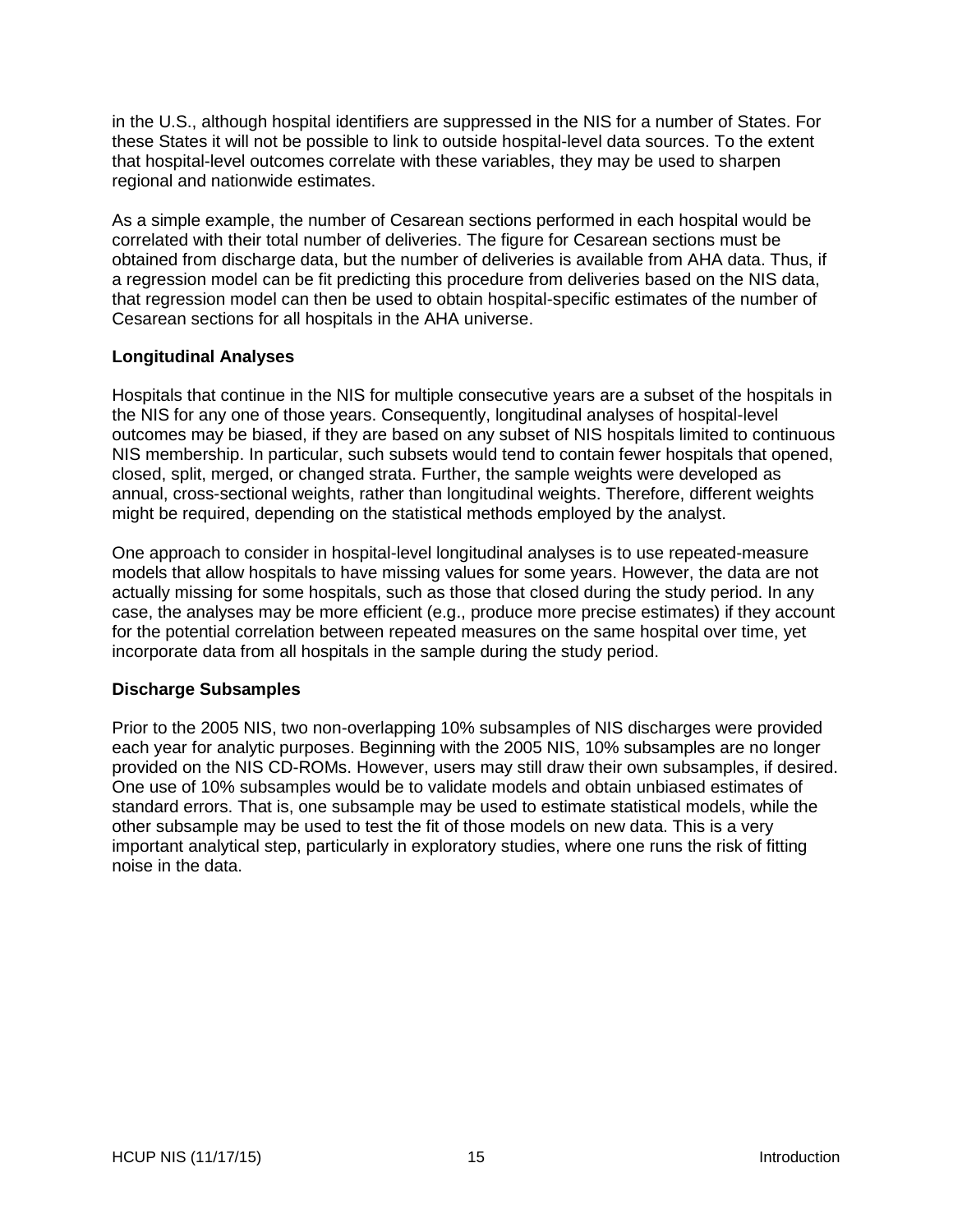in the U.S., although hospital identifiers are suppressed in the NIS for a number of States. For these States it will not be possible to link to outside hospital-level data sources. To the extent that hospital-level outcomes correlate with these variables, they may be used to sharpen regional and nationwide estimates.

As a simple example, the number of Cesarean sections performed in each hospital would be correlated with their total number of deliveries. The figure for Cesarean sections must be obtained from discharge data, but the number of deliveries is available from AHA data. Thus, if a regression model can be fit predicting this procedure from deliveries based on the NIS data, that regression model can then be used to obtain hospital-specific estimates of the number of Cesarean sections for all hospitals in the AHA universe.

### Longitudinal Analyses

Hospitals that continue in the NIS for multiple consecutive years are a subset of the hospitals in the NIS for any one of those years. Consequently, longitudinal analyses of hospital-level outcomes may be biased, if they are based on any subset of NIS hospitals limited to continuous NIS membership. In particular, such subsets would tend to contain fewer hospitals that opened, closed, split, merged, or changed strata. Further, the sample weights were developed as annual, cross-sectional weights, rather than longitudinal weights. Therefore, different weights might be required, depending on the statistical methods employed by the analyst.

One approach to consider in hospital-level longitudinal analyses is to use repeated-measure models that allow hospitals to have missing values for some years. However, the data are not actually missing for some hospitals, such as those that closed during the study period. In any case, the analyses may be more efficient (e.g., produce more precise estimates) if they account for the potential correlation between repeated measures on the same hospital over time, yet incorporate data from all hospitals in the sample during the study period.

### Discharge Subsamples

Prior to the 2005 NIS, two non-overlapping 10% subsamples of NIS discharges were provided each year for analytic purposes. Beginning with the 2005 NIS, 10% subsamples are no longer provided on the NIS CD-ROMs. However, users may still draw their own subsamples, if desired. One use of 10% subsamples would be to validate models and obtain unbiased estimates of standard errors. That is, one subsample may be used to estimate statistical models, while the other subsample may be used to test the fit of those models on new data. This is a very important analytical step, particularly in exploratory studies, where one runs the risk of fitting noise in the data.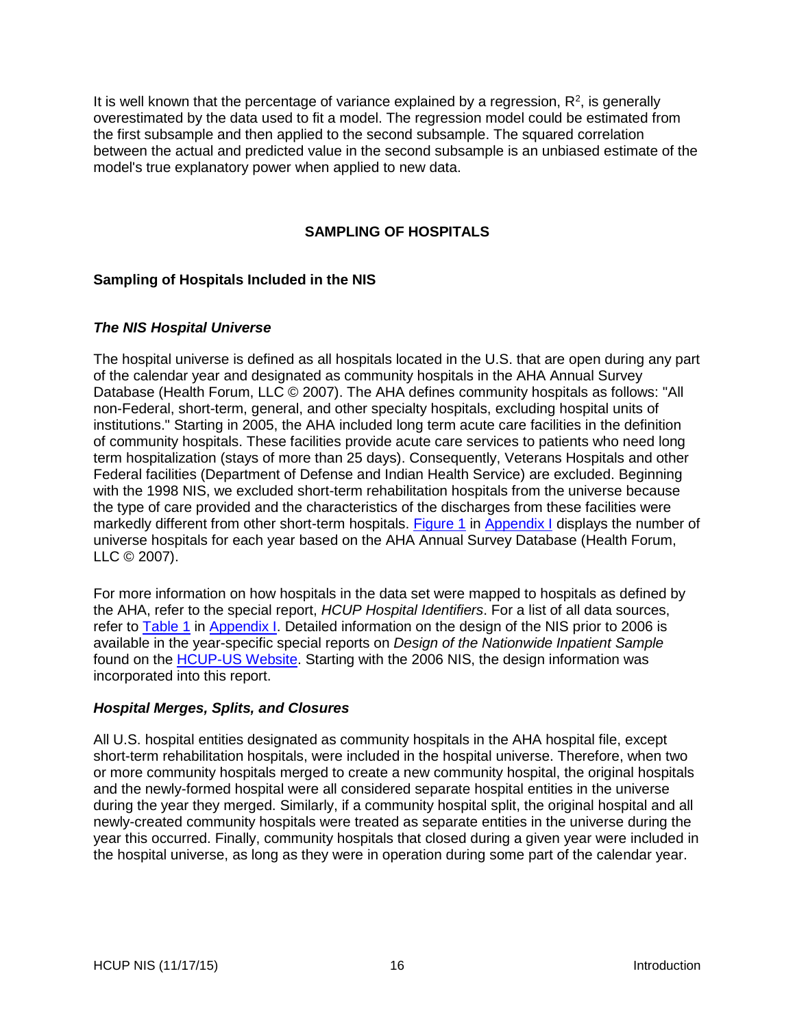It is well known that the percentage of variance explained by a regression, $R^2$, is generally overestimated by the data used to fit a model. The regression model could be estimated from the first subsample and then applied to the second subsample. The squared correlation between the actual and predicted value in the second subsample is an unbiased estimate of the model's true explanatory power when applied to new data.

## SAMPLING OF HOSPITALS

### Sampling of Hospitals Included in the NIS

#### *The NIS Hospital Universe*

The hospital universe is defined as all hospitals located in the U.S. that are open during any part of the calendar year and designated as community hospitals in the AHA Annual Survey Database (Health Forum, LLC © 2007). The AHA defines community hospitals as follows: "All non-Federal, short-term, general, and other specialty hospitals, excluding hospital units of institutions." Starting in 2005, the AHA included long term acute care facilities in the definition of community hospitals. These facilities provide acute care services to patients who need long term hospitalization (stays of more than 25 days). Consequently, Veterans Hospitals and other Federal facilities (Department of Defense and Indian Health Service) are excluded. Beginning with the 1998 NIS, we excluded short-term rehabilitation hospitals from the universe because the type of care provided and the characteristics of the discharges from these facilities were markedly different from other short-term hospitals. Figure 1 in Appendix I displays the number of universe hospitals for each year based on the AHA Annual Survey Database (Health Forum, LLC © 2007).

For more information on how hospitals in the data set were mapped to hospitals as defined by the AHA, refer to the special report, *HCUP Hospital Identifiers*. For a list of all data sources, refer to Table 1 in Appendix I. Detailed information on the design of the NIS prior to 2006 is available in the year-specific special reports on *Design of the Nationwide Inpatient Sample* found on the HCUP-US Website. Starting with the 2006 NIS, the design information was incorporated into this report.

#### *Hospital Merges, Splits, and Closures*

All U.S. hospital entities designated as community hospitals in the AHA hospital file, except short-term rehabilitation hospitals, were included in the hospital universe. Therefore, when two or more community hospitals merged to create a new community hospital, the original hospitals and the newly-formed hospital were all considered separate hospital entities in the universe during the year they merged. Similarly, if a community hospital split, the original hospital and all newly-created community hospitals were treated as separate entities in the universe during the year this occurred. Finally, community hospitals that closed during a given year were included in the hospital universe, as long as they were in operation during some part of the calendar year.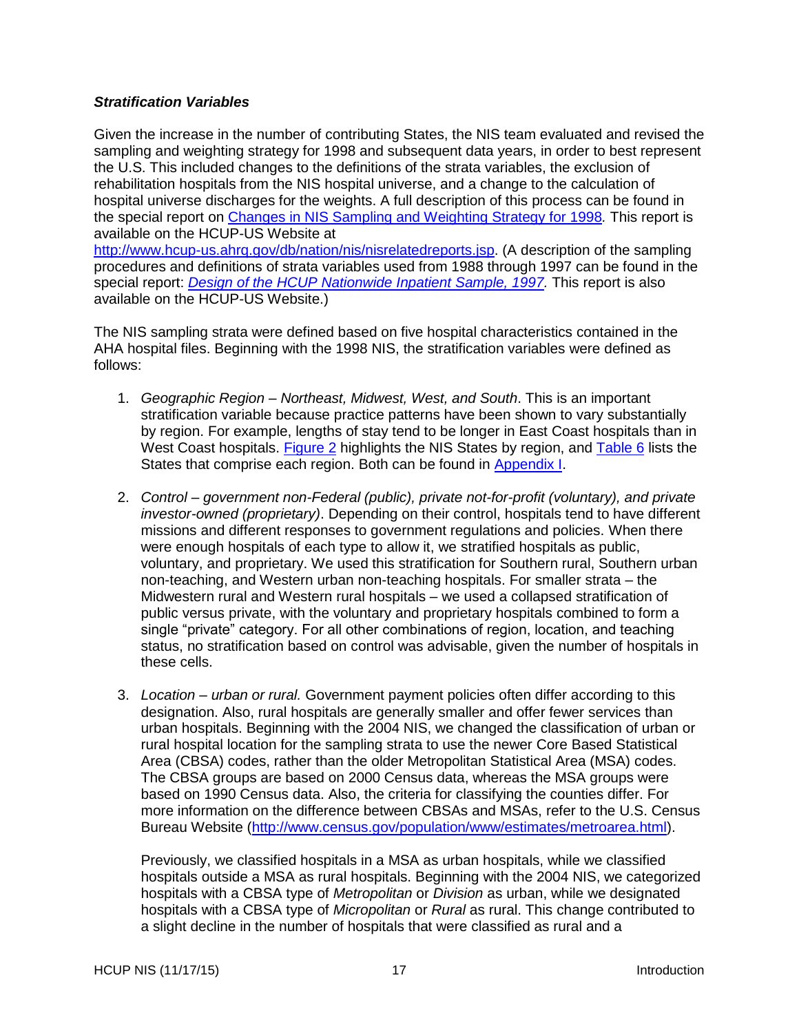### *Stratification Variables*

Given the increase in the number of contributing States, the NIS team evaluated and revised the sampling and weighting strategy for 1998 and subsequent data years, in order to best represent the U.S. This included changes to the definitions of the strata variables, the exclusion of rehabilitation hospitals from the NIS hospital universe, and a change to the calculation of hospital universe discharges for the weights. A full description of this process can be found in the special report on [Changes in NIS Sampling and Weighting Strategy for 1998](http://www.hcup-us.ahrq.gov/db/nation/nis/nisrelatedreports.jsp)*.* This report is available on the HCUP-US Website at [http://www.hcup-us.ahrq.gov/db/nation/nis/nisrelatedreports.jsp](http://www.hcup-us.ahrq.gov/db/nation/nis/nisrelatedreports.jsp). (A description of the sampling procedures and definitions of strata variables used from 1988 through 1997 can be found in the special report: *Design of the HCUP Nationwide Inpatient Sample, 1997.* This report is also available on the HCUP-US Website.)

The NIS sampling strata were defined based on five hospital characteristics contained in the AHA hospital files. Beginning with the 1998 NIS, the stratification variables were defined as follows:

1. *Geographic Region – Northeast, Midwest, West, and South*. This is an important stratification variable because practice patterns have been shown to vary substantially by region. For example, lengths of stay tend to be longer in East Coast hospitals than in West Coast hospitals. Figure 2 highlights the NIS States by region, and Table 6 lists the States that comprise each region. Both can be found in Appendix I.

2. *Control – government non-Federal (public), private not-for-profit (voluntary), and private investor-owned (proprietary)*. Depending on their control, hospitals tend to have different missions and different responses to government regulations and policies. When there were enough hospitals of each type to allow it, we stratified hospitals as public, voluntary, and proprietary. We used this stratification for Southern rural, Southern urban non-teaching, and Western urban non-teaching hospitals. For smaller strata – the Midwestern rural and Western rural hospitals – we used a collapsed stratification of public versus private, with the voluntary and proprietary hospitals combined to form a single "private" category. For all other combinations of region, location, and teaching status, no stratification based on control was advisable, given the number of hospitals in these cells.

3. *Location – urban or rural.* Government payment policies often differ according to this designation. Also, rural hospitals are generally smaller and offer fewer services than urban hospitals. Beginning with the 2004 NIS, we changed the classification of urban or rural hospital location for the sampling strata to use the newer Core Based Statistical Area (CBSA) codes, rather than the older Metropolitan Statistical Area (MSA) codes. The CBSA groups are based on 2000 Census data, whereas the MSA groups were based on 1990 Census data. Also, the criteria for classifying the counties differ. For more information on the difference between CBSAs and MSAs, refer to the U.S. Census Bureau Website ([http://www.census.gov/population/www/estimates/metroarea.html](http://www.census.gov/population/www/estimates/metroarea.html)).

   Previously, we classified hospitals in a MSA as urban hospitals, while we classified hospitals outside a MSA as rural hospitals. Beginning with the 2004 NIS, we categorized hospitals with a CBSA type of *Metropolitan* or *Division* as urban, while we designated hospitals with a CBSA type of *Micropolitan* or *Rural* as rural. This change contributed to a slight decline in the number of hospitals that were classified as rural and a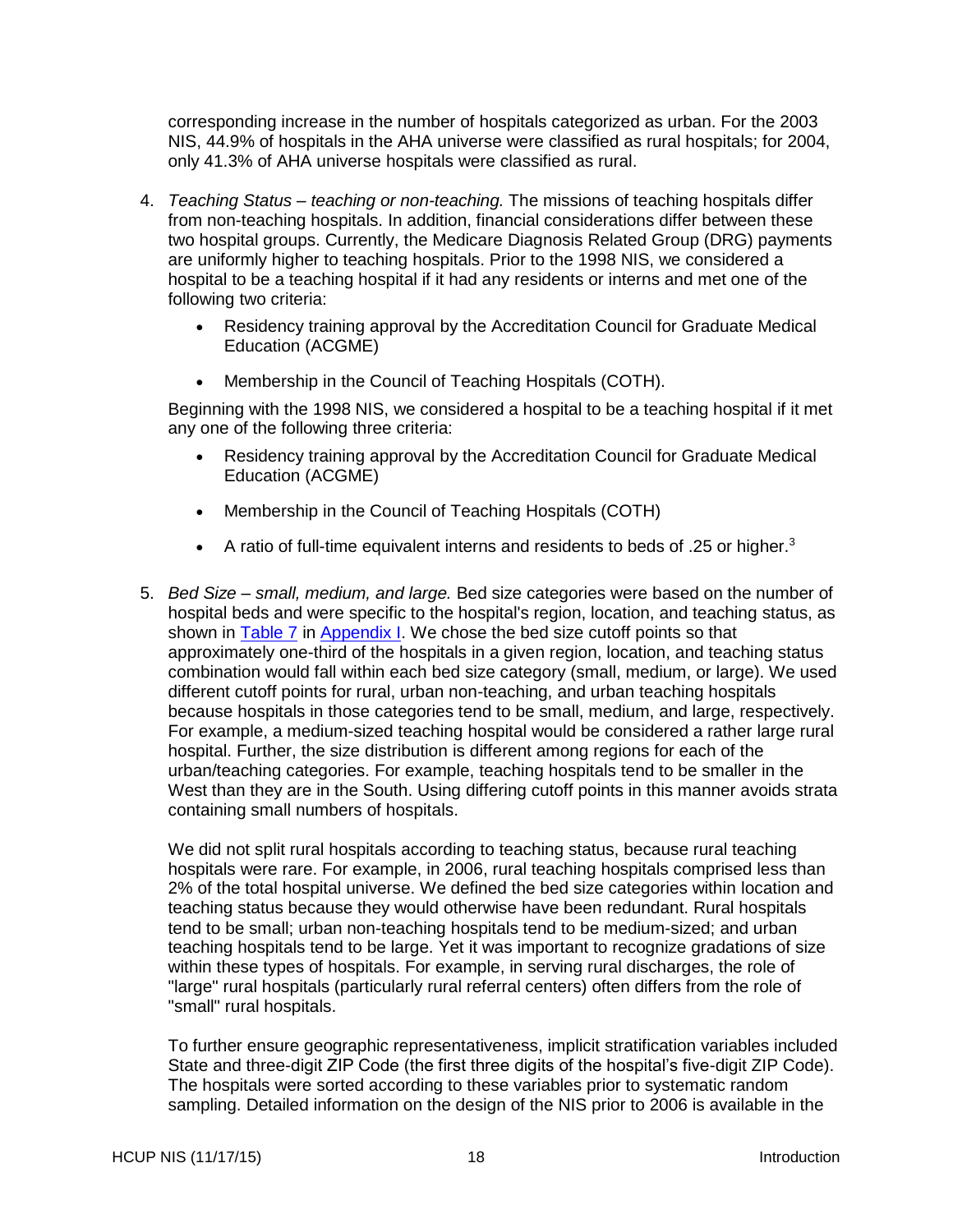corresponding increase in the number of hospitals categorized as urban. For the 2003 NIS, 44.9% of hospitals in the AHA universe were classified as rural hospitals; for 2004, only 41.3% of AHA universe hospitals were classified as rural.

4. *Teaching Status – teaching or non-teaching.* The missions of teaching hospitals differ from non-teaching hospitals. In addition, financial considerations differ between these two hospital groups. Currently, the Medicare Diagnosis Related Group (DRG) payments are uniformly higher to teaching hospitals. Prior to the 1998 NIS, we considered a hospital to be a teaching hospital if it had any residents or interns and met one of the following two criteria:

   - Residency training approval by the Accreditation Council for Graduate Medical Education (ACGME)
   - Membership in the Council of Teaching Hospitals (COTH).

   Beginning with the 1998 NIS, we considered a hospital to be a teaching hospital if it met any one of the following three criteria:

   - Residency training approval by the Accreditation Council for Graduate Medical Education (ACGME)
   - Membership in the Council of Teaching Hospitals (COTH)
   - A ratio of full-time equivalent interns and residents to beds of .25 or higher.[3]

5. *Bed Size – small, medium, and large.* Bed size categories were based on the number of hospital beds and were specific to the hospital's region, location, and teaching status, as shown in Table 7 in Appendix I. We chose the bed size cutoff points so that approximately one-third of the hospitals in a given region, location, and teaching status combination would fall within each bed size category (small, medium, or large). We used different cutoff points for rural, urban non-teaching, and urban teaching hospitals because hospitals in those categories tend to be small, medium, and large, respectively. For example, a medium-sized teaching hospital would be considered a rather large rural hospital. Further, the size distribution is different among regions for each of the urban/teaching categories. For example, teaching hospitals tend to be smaller in the West than they are in the South. Using differing cutoff points in this manner avoids strata containing small numbers of hospitals.

   We did not split rural hospitals according to teaching status, because rural teaching hospitals were rare. For example, in 2006, rural teaching hospitals comprised less than 2% of the total hospital universe. We defined the bed size categories within location and teaching status because they would otherwise have been redundant. Rural hospitals tend to be small; urban non-teaching hospitals tend to be medium-sized; and urban teaching hospitals tend to be large. Yet it was important to recognize gradations of size within these types of hospitals. For example, in serving rural discharges, the role of "large" rural hospitals (particularly rural referral centers) often differs from the role of "small" rural hospitals.

   To further ensure geographic representativeness, implicit stratification variables included State and three-digit ZIP Code (the first three digits of the hospital's five-digit ZIP Code). The hospitals were sorted according to these variables prior to systematic random sampling. Detailed information on the design of the NIS prior to 2006 is available in the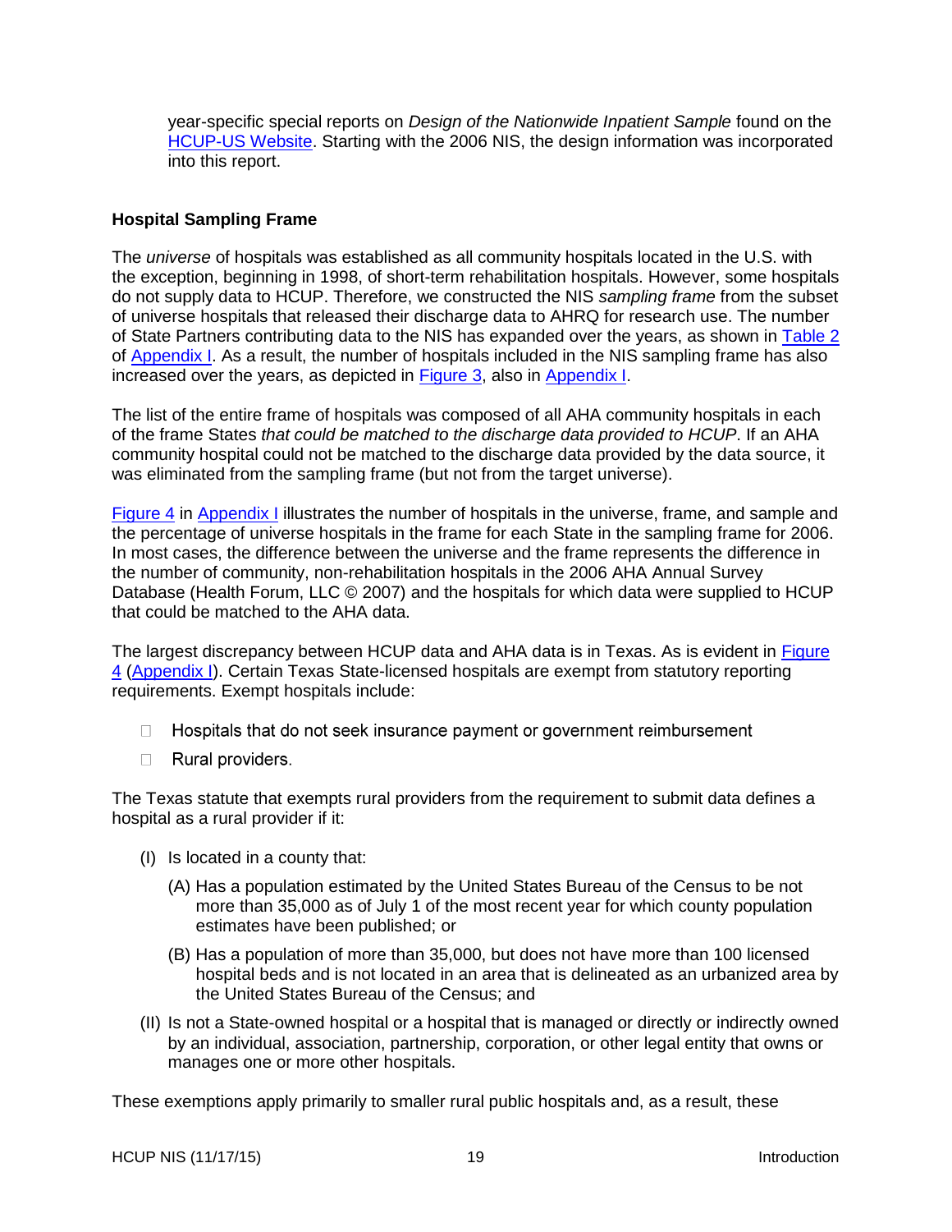year-specific special reports on *Design of the Nationwide Inpatient Sample* found on the HCUP-US Website. Starting with the 2006 NIS, the design information was incorporated into this report.

### Hospital Sampling Frame

The *universe* of hospitals was established as all community hospitals located in the U.S. with the exception, beginning in 1998, of short-term rehabilitation hospitals. However, some hospitals do not supply data to HCUP. Therefore, we constructed the NIS *sampling frame* from the subset of universe hospitals that released their discharge data to AHRQ for research use. The number of State Partners contributing data to the NIS has expanded over the years, as shown in Table 2 of Appendix I. As a result, the number of hospitals included in the NIS sampling frame has also increased over the years, as depicted in Figure 3, also in Appendix I.

The list of the entire frame of hospitals was composed of all AHA community hospitals in each of the frame States *that could be matched to the discharge data provided to HCUP*. If an AHA community hospital could not be matched to the discharge data provided by the data source, it was eliminated from the sampling frame (but not from the target universe).

Figure 4 in Appendix I illustrates the number of hospitals in the universe, frame, and sample and the percentage of universe hospitals in the frame for each State in the sampling frame for 2006. In most cases, the difference between the universe and the frame represents the difference in the number of community, non-rehabilitation hospitals in the 2006 AHA Annual Survey Database (Health Forum, LLC © 2007) and the hospitals for which data were supplied to HCUP that could be matched to the AHA data.

The largest discrepancy between HCUP data and AHA data is in Texas. As is evident in Figure 4 (Appendix I). Certain Texas State-licensed hospitals are exempt from statutory reporting requirements. Exempt hospitals include:

- Hospitals that do not seek insurance payment or government reimbursement
- Rural providers.

The Texas statute that exempts rural providers from the requirement to submit data defines a hospital as a rural provider if it:

(I) Is located in a county that:

  (A) Has a population estimated by the United States Bureau of the Census to be not more than 35,000 as of July 1 of the most recent year for which county population estimates have been published; or

  (B) Has a population of more than 35,000, but does not have more than 100 licensed hospital beds and is not located in an area that is delineated as an urbanized area by the United States Bureau of the Census; and

(II) Is not a State-owned hospital or a hospital that is managed or directly or indirectly owned by an individual, association, partnership, corporation, or other legal entity that owns or manages one or more other hospitals.

These exemptions apply primarily to smaller rural public hospitals and, as a result, these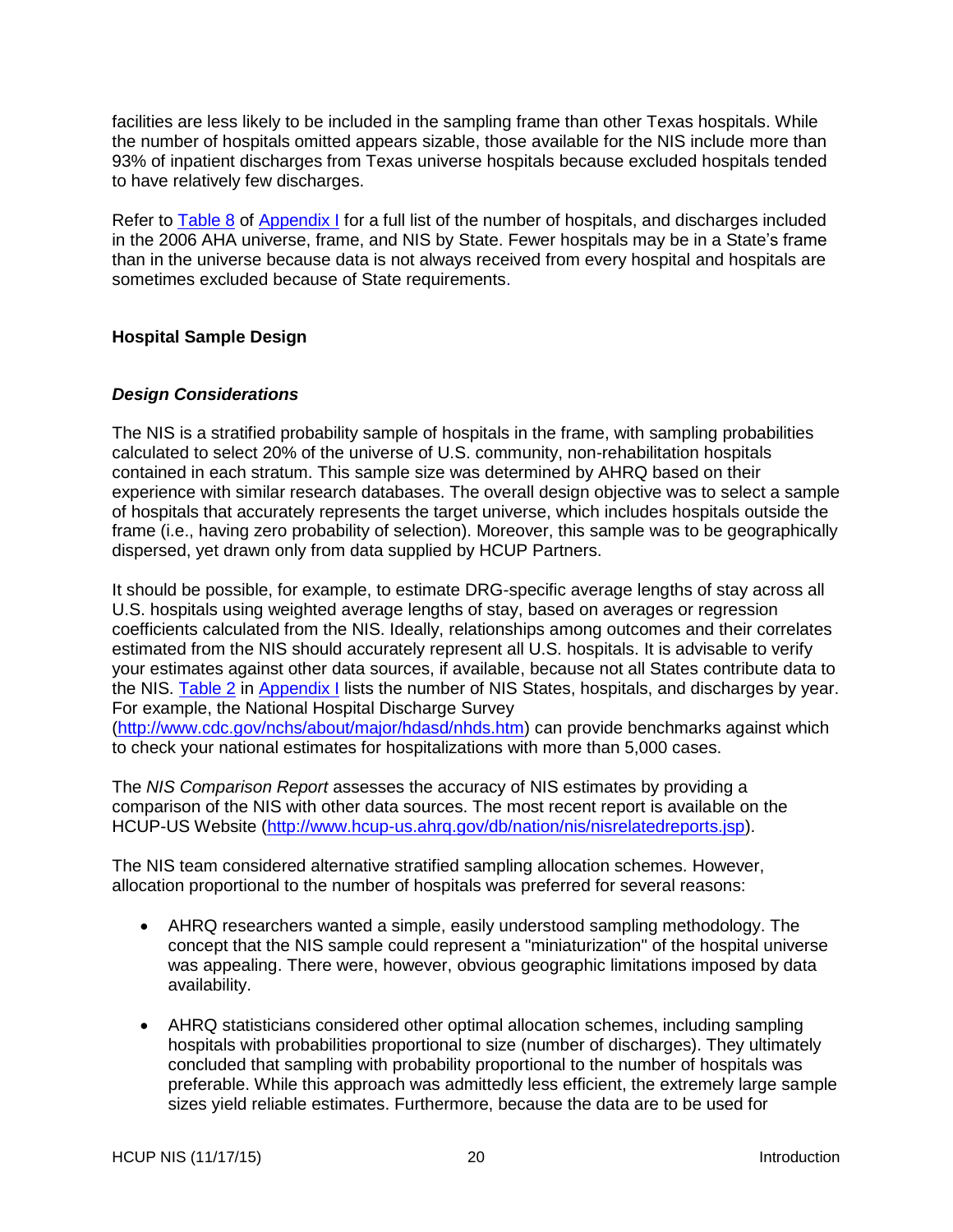facilities are less likely to be included in the sampling frame than other Texas hospitals. While the number of hospitals omitted appears sizable, those available for the NIS include more than 93% of inpatient discharges from Texas universe hospitals because excluded hospitals tended to have relatively few discharges.

Refer to Table 8 of Appendix I for a full list of the number of hospitals, and discharges included in the 2006 AHA universe, frame, and NIS by State. Fewer hospitals may be in a State's frame than in the universe because data is not always received from every hospital and hospitals are sometimes excluded because of State requirements.

## Hospital Sample Design

### *Design Considerations*

The NIS is a stratified probability sample of hospitals in the frame, with sampling probabilities calculated to select 20% of the universe of U.S. community, non-rehabilitation hospitals contained in each stratum. This sample size was determined by AHRQ based on their experience with similar research databases. The overall design objective was to select a sample of hospitals that accurately represents the target universe, which includes hospitals outside the frame (i.e., having zero probability of selection). Moreover, this sample was to be geographically dispersed, yet drawn only from data supplied by HCUP Partners.

It should be possible, for example, to estimate DRG-specific average lengths of stay across all U.S. hospitals using weighted average lengths of stay, based on averages or regression coefficients calculated from the NIS. Ideally, relationships among outcomes and their correlates estimated from the NIS should accurately represent all U.S. hospitals. It is advisable to verify your estimates against other data sources, if available, because not all States contribute data to the NIS. Table 2 in Appendix I lists the number of NIS States, hospitals, and discharges by year. For example, the National Hospital Discharge Survey (http://www.cdc.gov/nchs/about/major/hdasd/nhds.htm) can provide benchmarks against which to check your national estimates for hospitalizations with more than 5,000 cases.

The *NIS Comparison Report* assesses the accuracy of NIS estimates by providing a comparison of the NIS with other data sources. The most recent report is available on the HCUP-US Website (http://www.hcup-us.ahrq.gov/db/nation/nis/nisrelatedreports.jsp).

The NIS team considered alternative stratified sampling allocation schemes. However, allocation proportional to the number of hospitals was preferred for several reasons:

- AHRQ researchers wanted a simple, easily understood sampling methodology. The concept that the NIS sample could represent a "miniaturization" of the hospital universe was appealing. There were, however, obvious geographic limitations imposed by data availability.
- AHRQ statisticians considered other optimal allocation schemes, including sampling hospitals with probabilities proportional to size (number of discharges). They ultimately concluded that sampling with probability proportional to the number of hospitals was preferable. While this approach was admittedly less efficient, the extremely large sample sizes yield reliable estimates. Furthermore, because the data are to be used for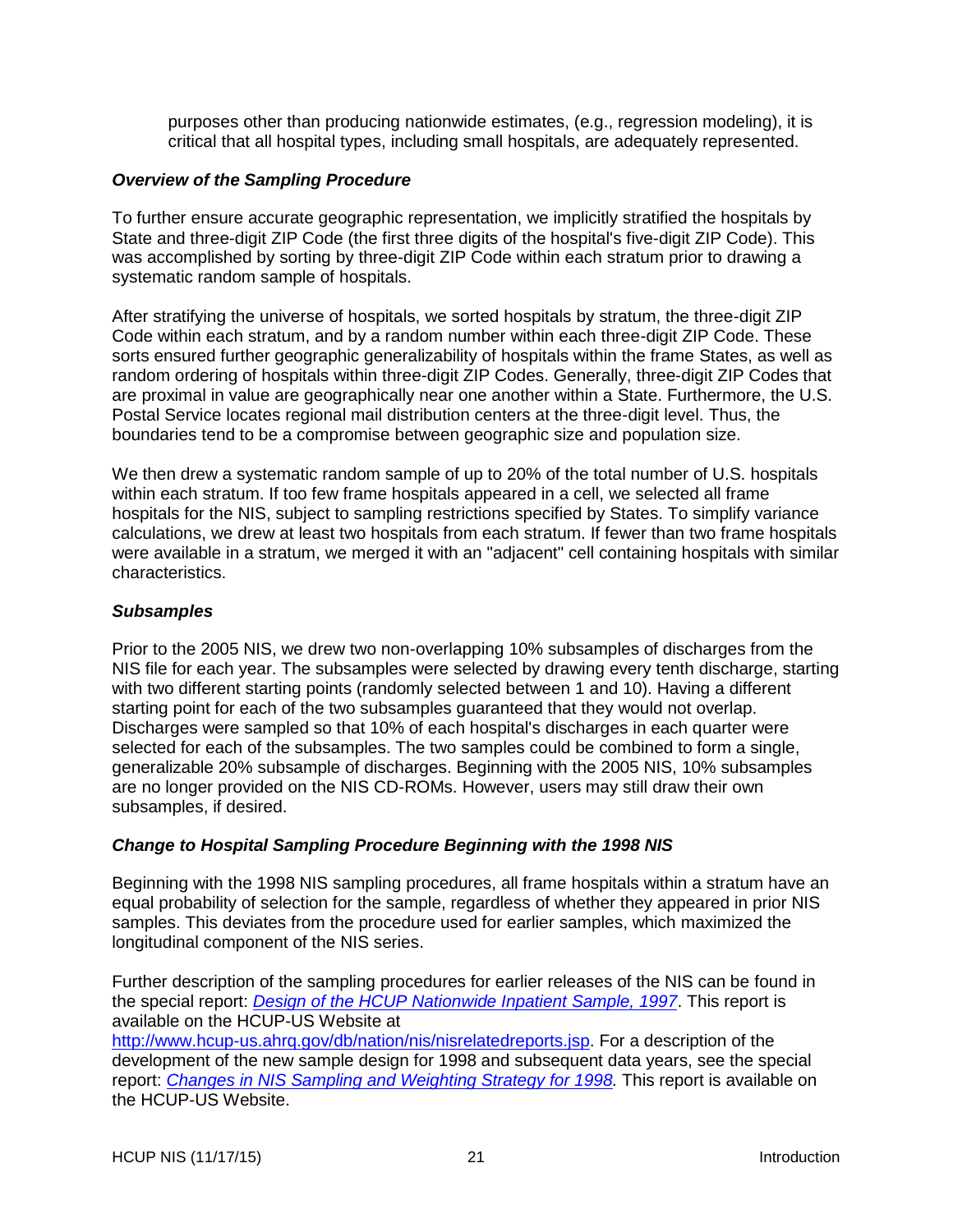purposes other than producing nationwide estimates, (e.g., regression modeling), it is critical that all hospital types, including small hospitals, are adequately represented.

### *Overview of the Sampling Procedure*

To further ensure accurate geographic representation, we implicitly stratified the hospitals by State and three-digit ZIP Code (the first three digits of the hospital's five-digit ZIP Code). This was accomplished by sorting by three-digit ZIP Code within each stratum prior to drawing a systematic random sample of hospitals.

After stratifying the universe of hospitals, we sorted hospitals by stratum, the three-digit ZIP Code within each stratum, and by a random number within each three-digit ZIP Code. These sorts ensured further geographic generalizability of hospitals within the frame States, as well as random ordering of hospitals within three-digit ZIP Codes. Generally, three-digit ZIP Codes that are proximal in value are geographically near one another within a State. Furthermore, the U.S. Postal Service locates regional mail distribution centers at the three-digit level. Thus, the boundaries tend to be a compromise between geographic size and population size.

We then drew a systematic random sample of up to 20% of the total number of U.S. hospitals within each stratum. If too few frame hospitals appeared in a cell, we selected all frame hospitals for the NIS, subject to sampling restrictions specified by States. To simplify variance calculations, we drew at least two hospitals from each stratum. If fewer than two frame hospitals were available in a stratum, we merged it with an "adjacent" cell containing hospitals with similar characteristics.

### *Subsamples*

Prior to the 2005 NIS, we drew two non-overlapping 10% subsamples of discharges from the NIS file for each year. The subsamples were selected by drawing every tenth discharge, starting with two different starting points (randomly selected between 1 and 10). Having a different starting point for each of the two subsamples guaranteed that they would not overlap. Discharges were sampled so that 10% of each hospital's discharges in each quarter were selected for each of the subsamples. The two samples could be combined to form a single, generalizable 20% subsample of discharges. Beginning with the 2005 NIS, 10% subsamples are no longer provided on the NIS CD-ROMs. However, users may still draw their own subsamples, if desired.

### *Change to Hospital Sampling Procedure Beginning with the 1998 NIS*

Beginning with the 1998 NIS sampling procedures, all frame hospitals within a stratum have an equal probability of selection for the sample, regardless of whether they appeared in prior NIS samples. This deviates from the procedure used for earlier samples, which maximized the longitudinal component of the NIS series.

Further description of the sampling procedures for earlier releases of the NIS can be found in the special report: *Design of the HCUP Nationwide Inpatient Sample, 1997*. This report is available on the HCUP-US Website at http://www.hcup-us.ahrq.gov/db/nation/nis/nisrelatedreports.jsp. For a description of the development of the new sample design for 1998 and subsequent data years, see the special report: *Changes in NIS Sampling and Weighting Strategy for 1998.* This report is available on the HCUP-US Website.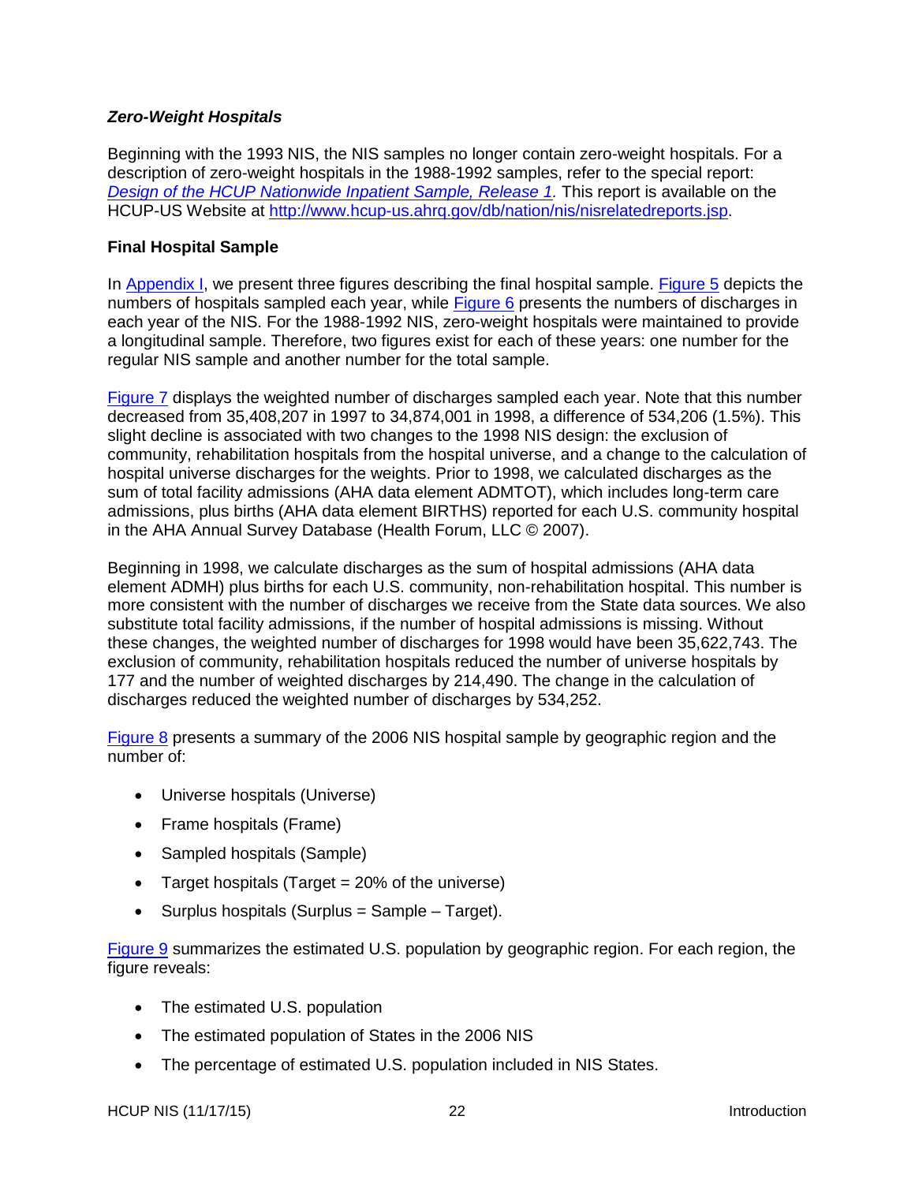### *Zero-Weight Hospitals*

Beginning with the 1993 NIS, the NIS samples no longer contain zero-weight hospitals. For a description of zero-weight hospitals in the 1988-1992 samples, refer to the special report: *Design of the HCUP Nationwide Inpatient Sample, Release 1.* This report is available on the HCUP-US Website at http://www.hcup-us.ahrq.gov/db/nation/nis/nisrelatedreports.jsp.

### Final Hospital Sample

In Appendix I, we present three figures describing the final hospital sample. Figure 5 depicts the numbers of hospitals sampled each year, while Figure 6 presents the numbers of discharges in each year of the NIS. For the 1988-1992 NIS, zero-weight hospitals were maintained to provide a longitudinal sample. Therefore, two figures exist for each of these years: one number for the regular NIS sample and another number for the total sample.

Figure 7 displays the weighted number of discharges sampled each year. Note that this number decreased from 35,408,207 in 1997 to 34,874,001 in 1998, a difference of 534,206 (1.5%). This slight decline is associated with two changes to the 1998 NIS design: the exclusion of community, rehabilitation hospitals from the hospital universe, and a change to the calculation of hospital universe discharges for the weights. Prior to 1998, we calculated discharges as the sum of total facility admissions (AHA data element ADMTOT), which includes long-term care admissions, plus births (AHA data element BIRTHS) reported for each U.S. community hospital in the AHA Annual Survey Database (Health Forum, LLC © 2007).

Beginning in 1998, we calculate discharges as the sum of hospital admissions (AHA data element ADMH) plus births for each U.S. community, non-rehabilitation hospital. This number is more consistent with the number of discharges we receive from the State data sources. We also substitute total facility admissions, if the number of hospital admissions is missing. Without these changes, the weighted number of discharges for 1998 would have been 35,622,743. The exclusion of community, rehabilitation hospitals reduced the number of universe hospitals by 177 and the number of weighted discharges by 214,490. The change in the calculation of discharges reduced the weighted number of discharges by 534,252.

Figure 8 presents a summary of the 2006 NIS hospital sample by geographic region and the number of:

- Universe hospitals (Universe)
- Frame hospitals (Frame)
- Sampled hospitals (Sample)
- Target hospitals (Target = 20% of the universe)
- Surplus hospitals (Surplus = Sample – Target).

Figure 9 summarizes the estimated U.S. population by geographic region. For each region, the figure reveals:

- The estimated U.S. population
- The estimated population of States in the 2006 NIS
- The percentage of estimated U.S. population included in NIS States.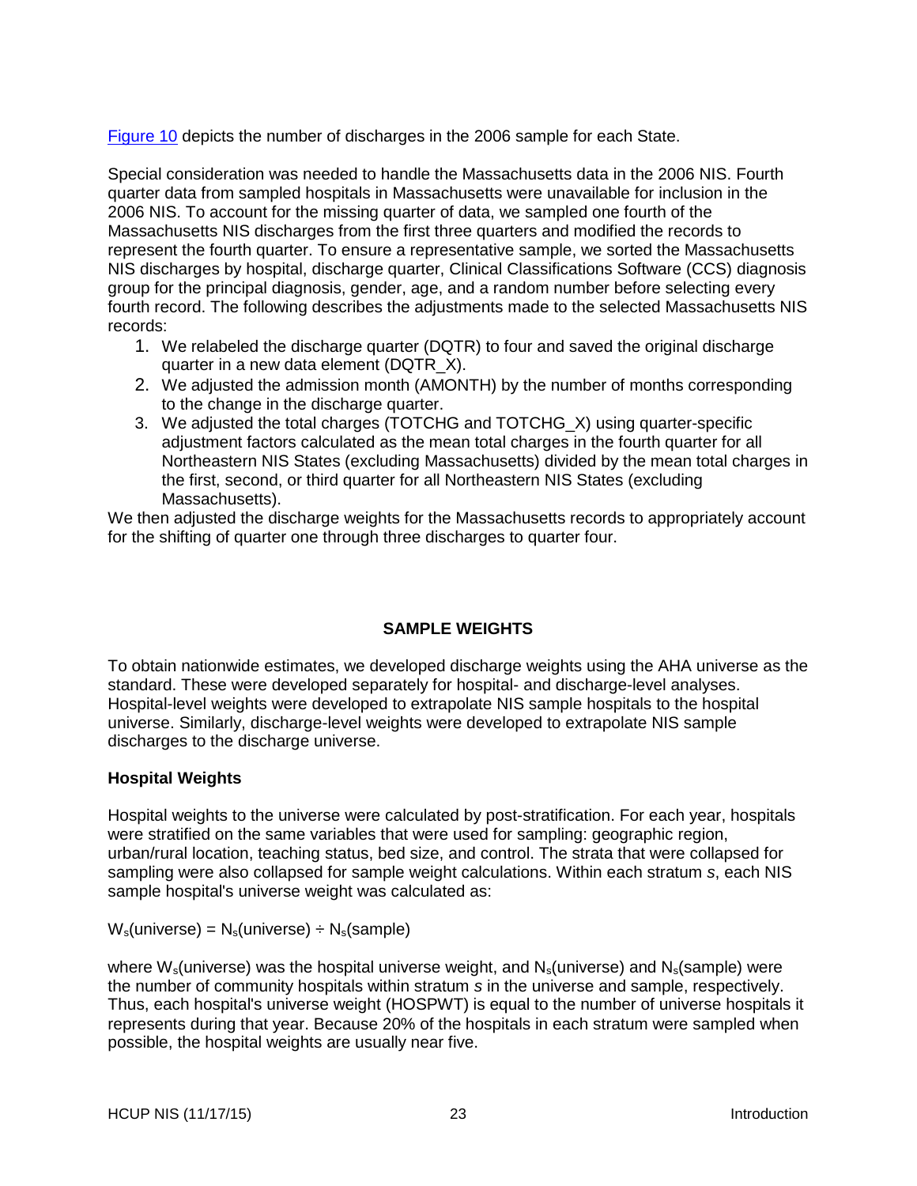Figure 10 depicts the number of discharges in the 2006 sample for each State.

Special consideration was needed to handle the Massachusetts data in the 2006 NIS. Fourth quarter data from sampled hospitals in Massachusetts were unavailable for inclusion in the 2006 NIS. To account for the missing quarter of data, we sampled one fourth of the Massachusetts NIS discharges from the first three quarters and modified the records to represent the fourth quarter. To ensure a representative sample, we sorted the Massachusetts NIS discharges by hospital, discharge quarter, Clinical Classifications Software (CCS) diagnosis group for the principal diagnosis, gender, age, and a random number before selecting every fourth record. The following describes the adjustments made to the selected Massachusetts NIS records:

1. We relabeled the discharge quarter (DQTR) to four and saved the original discharge quarter in a new data element (DQTR_X).
2. We adjusted the admission month (AMONTH) by the number of months corresponding to the change in the discharge quarter.
3. We adjusted the total charges (TOTCHG and TOTCHG_X) using quarter-specific adjustment factors calculated as the mean total charges in the fourth quarter for all Northeastern NIS States (excluding Massachusetts) divided by the mean total charges in the first, second, or third quarter for all Northeastern NIS States (excluding Massachusetts).

We then adjusted the discharge weights for the Massachusetts records to appropriately account for the shifting of quarter one through three discharges to quarter four.

## SAMPLE WEIGHTS

To obtain nationwide estimates, we developed discharge weights using the AHA universe as the standard. These were developed separately for hospital- and discharge-level analyses. Hospital-level weights were developed to extrapolate NIS sample hospitals to the hospital universe. Similarly, discharge-level weights were developed to extrapolate NIS sample discharges to the discharge universe.

### Hospital Weights

Hospital weights to the universe were calculated by post-stratification. For each year, hospitals were stratified on the same variables that were used for sampling: geographic region, urban/rural location, teaching status, bed size, and control. The strata that were collapsed for sampling were also collapsed for sample weight calculations. Within each stratum *s*, each NIS sample hospital's universe weight was calculated as:

$$W_s(\text{universe}) = N_s(\text{universe}) \div N_s(\text{sample})$$

where $W_s$(universe) was the hospital universe weight, and $N_s$(universe) and $N_s$(sample) were the number of community hospitals within stratum *s* in the universe and sample, respectively. Thus, each hospital's universe weight (HOSPWT) is equal to the number of universe hospitals it represents during that year. Because 20% of the hospitals in each stratum were sampled when possible, the hospital weights are usually near five.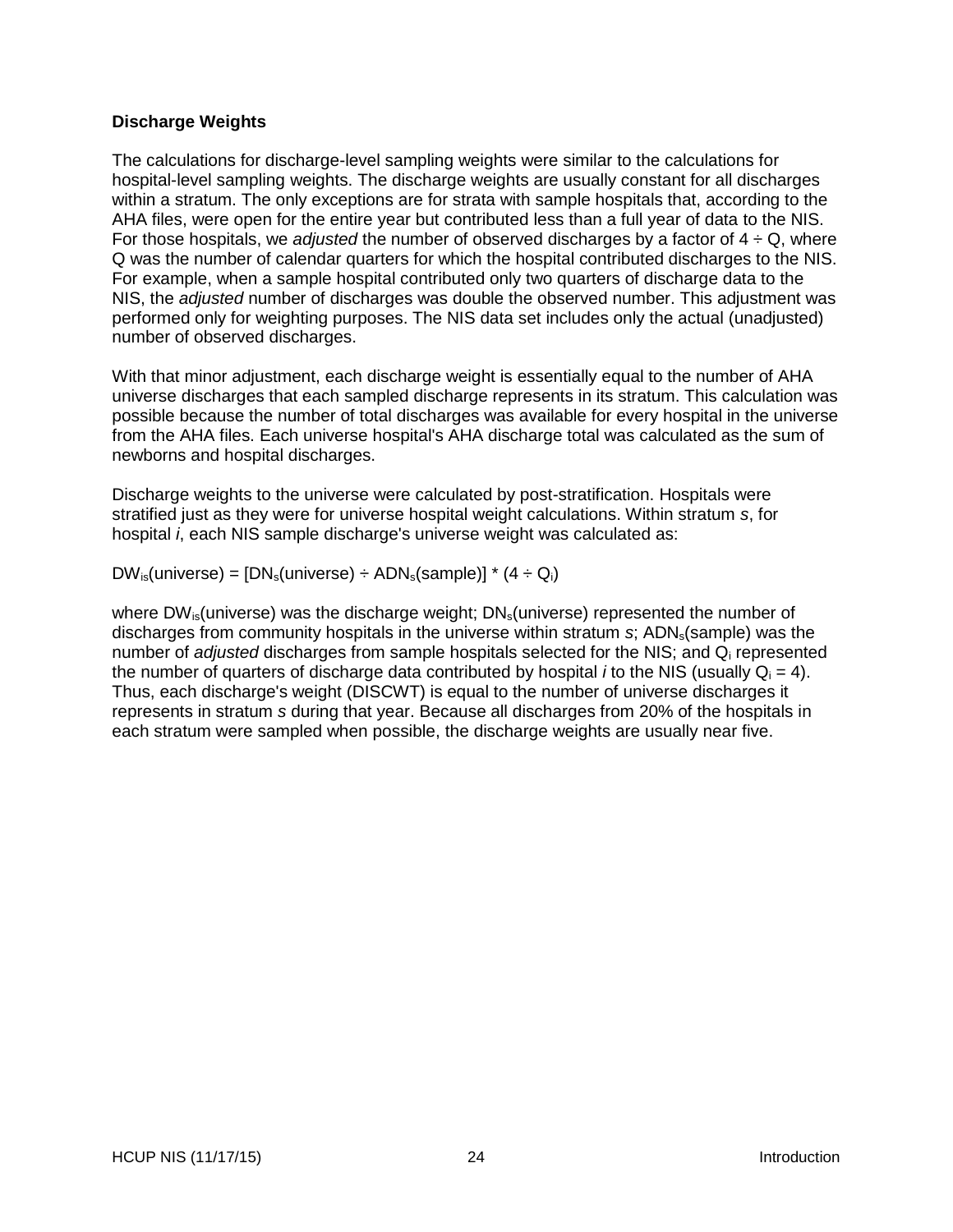### Discharge Weights

The calculations for discharge-level sampling weights were similar to the calculations for hospital-level sampling weights. The discharge weights are usually constant for all discharges within a stratum. The only exceptions are for strata with sample hospitals that, according to the AHA files, were open for the entire year but contributed less than a full year of data to the NIS. For those hospitals, we *adjusted* the number of observed discharges by a factor of $4 \div Q$, where Q was the number of calendar quarters for which the hospital contributed discharges to the NIS. For example, when a sample hospital contributed only two quarters of discharge data to the NIS, the *adjusted* number of discharges was double the observed number. This adjustment was performed only for weighting purposes. The NIS data set includes only the actual (unadjusted) number of observed discharges.

With that minor adjustment, each discharge weight is essentially equal to the number of AHA universe discharges that each sampled discharge represents in its stratum. This calculation was possible because the number of total discharges was available for every hospital in the universe from the AHA files. Each universe hospital's AHA discharge total was calculated as the sum of newborns and hospital discharges.

Discharge weights to the universe were calculated by post-stratification. Hospitals were stratified just as they were for universe hospital weight calculations. Within stratum *s*, for hospital *i*, each NIS sample discharge's universe weight was calculated as:

$$DW_{is}(\text{universe}) = [DN_s(\text{universe}) \div ADN_s(\text{sample})] * (4 \div Q_i)$$

where $DW_{is}$(universe) was the discharge weight; $DN_s$(universe) represented the number of discharges from community hospitals in the universe within stratum *s*; $ADN_s$(sample) was the number of *adjusted* discharges from sample hospitals selected for the NIS; and $Q_i$ represented the number of quarters of discharge data contributed by hospital *i* to the NIS (usually $Q_i = 4$). Thus, each discharge's weight (DISCWT) is equal to the number of universe discharges it represents in stratum *s* during that year. Because all discharges from 20% of the hospitals in each stratum were sampled when possible, the discharge weights are usually near five.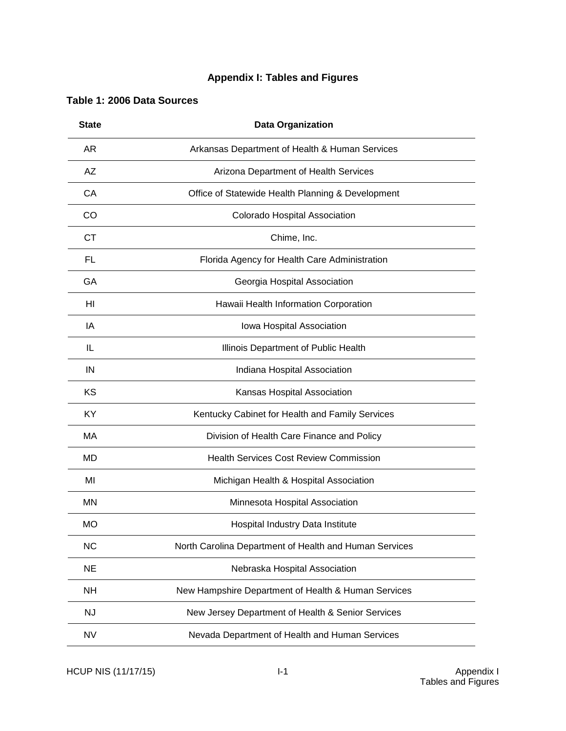# Appendix I: Tables and Figures

## Table 1: 2006 Data Sources

| State | Data Organization |
|---|---|
| AR | Arkansas Department of Health & Human Services |
| AZ | Arizona Department of Health Services |
| CA | Office of Statewide Health Planning & Development |
| CO | Colorado Hospital Association |
| CT | Chime, Inc. |
| FL | Florida Agency for Health Care Administration |
| GA | Georgia Hospital Association |
| HI | Hawaii Health Information Corporation |
| IA | Iowa Hospital Association |
| IL | Illinois Department of Public Health |
| IN | Indiana Hospital Association |
| KS | Kansas Hospital Association |
| KY | Kentucky Cabinet for Health and Family Services |
| MA | Division of Health Care Finance and Policy |
| MD | Health Services Cost Review Commission |
| MI | Michigan Health & Hospital Association |
| MN | Minnesota Hospital Association |
| MO | Hospital Industry Data Institute |
| NC | North Carolina Department of Health and Human Services |
| NE | Nebraska Hospital Association |
| NH | New Hampshire Department of Health & Human Services |
| NJ | New Jersey Department of Health & Senior Services |
| NV | Nevada Department of Health and Human Services |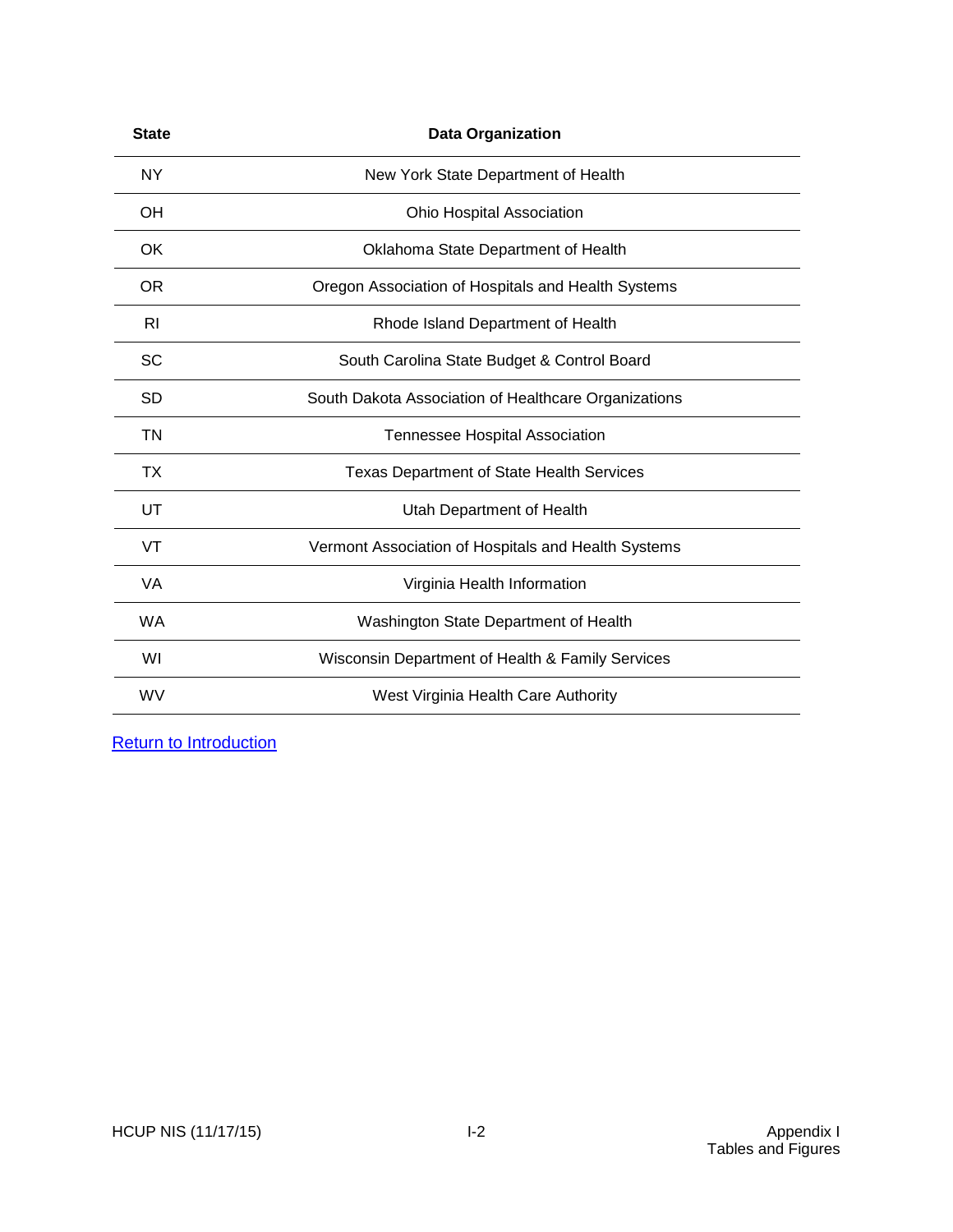| State | Data Organization |
|---|---|
| NY | New York State Department of Health |
| OH | Ohio Hospital Association |
| OK | Oklahoma State Department of Health |
| OR | Oregon Association of Hospitals and Health Systems |
| RI | Rhode Island Department of Health |
| SC | South Carolina State Budget & Control Board |
| SD | South Dakota Association of Healthcare Organizations |
| TN | Tennessee Hospital Association |
| TX | Texas Department of State Health Services |
| UT | Utah Department of Health |
| VT | Vermont Association of Hospitals and Health Systems |
| VA | Virginia Health Information |
| WA | Washington State Department of Health |
| WI | Wisconsin Department of Health & Family Services |
| WV | West Virginia Health Care Authority |

Return to Introduction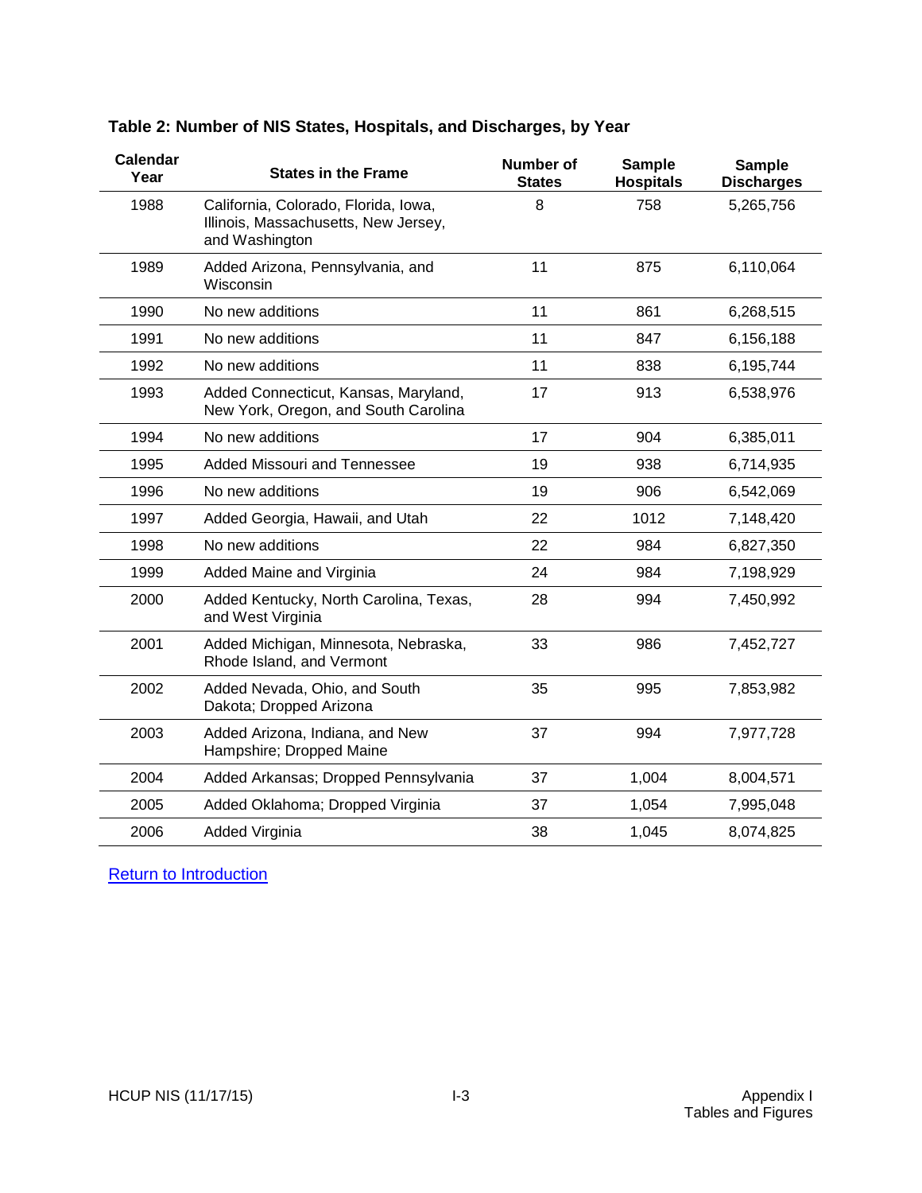### Table 2: Number of NIS States, Hospitals, and Discharges, by Year

| Calendar Year | States in the Frame | Number of States | Sample Hospitals | Sample Discharges |
|---|---|---|---|---|
| 1988 | California, Colorado, Florida, Iowa, Illinois, Massachusetts, New Jersey, and Washington | 8 | 758 | 5,265,756 |
| 1989 | Added Arizona, Pennsylvania, and Wisconsin | 11 | 875 | 6,110,064 |
| 1990 | No new additions | 11 | 861 | 6,268,515 |
| 1991 | No new additions | 11 | 847 | 6,156,188 |
| 1992 | No new additions | 11 | 838 | 6,195,744 |
| 1993 | Added Connecticut, Kansas, Maryland, New York, Oregon, and South Carolina | 17 | 913 | 6,538,976 |
| 1994 | No new additions | 17 | 904 | 6,385,011 |
| 1995 | Added Missouri and Tennessee | 19 | 938 | 6,714,935 |
| 1996 | No new additions | 19 | 906 | 6,542,069 |
| 1997 | Added Georgia, Hawaii, and Utah | 22 | 1012 | 7,148,420 |
| 1998 | No new additions | 22 | 984 | 6,827,350 |
| 1999 | Added Maine and Virginia | 24 | 984 | 7,198,929 |
| 2000 | Added Kentucky, North Carolina, Texas, and West Virginia | 28 | 994 | 7,450,992 |
| 2001 | Added Michigan, Minnesota, Nebraska, Rhode Island, and Vermont | 33 | 986 | 7,452,727 |
| 2002 | Added Nevada, Ohio, and South Dakota; Dropped Arizona | 35 | 995 | 7,853,982 |
| 2003 | Added Arizona, Indiana, and New Hampshire; Dropped Maine | 37 | 994 | 7,977,728 |
| 2004 | Added Arkansas; Dropped Pennsylvania | 37 | 1,004 | 8,004,571 |
| 2005 | Added Oklahoma; Dropped Virginia | 37 | 1,054 | 7,995,048 |
| 2006 | Added Virginia | 38 | 1,045 | 8,074,825 |

Return to Introduction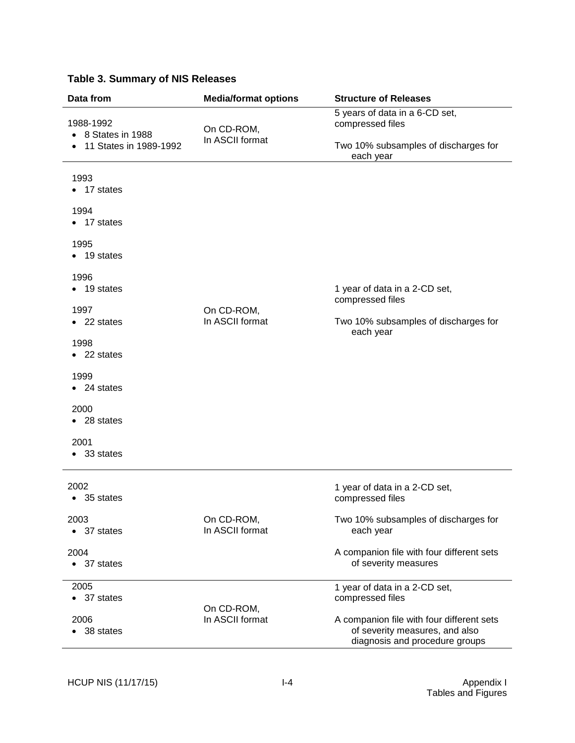**Table 3. Summary of NIS Releases**

| Data from | Media/format options | Structure of Releases |
|---|---|---|
| 1988-1992<br>• 8 States in 1988<br>• 11 States in 1989-1992 | On CD-ROM, In ASCII format | 5 years of data in a 6-CD set, compressed files<br><br>Two 10% subsamples of discharges for each year |
| 1993<br>• 17 states<br><br>1994<br>• 17 states<br><br>1995<br>• 19 states<br><br>1996<br>• 19 states<br><br>1997<br>• 22 states<br><br>1998<br>• 22 states<br><br>1999<br>• 24 states<br><br>2000<br>• 28 states<br><br>2001<br>• 33 states | On CD-ROM, In ASCII format | 1 year of data in a 2-CD set, compressed files<br><br>Two 10% subsamples of discharges for each year |
| 2002<br>• 35 states<br><br>2003<br>• 37 states<br><br>2004<br>• 37 states | On CD-ROM, In ASCII format | 1 year of data in a 2-CD set, compressed files<br><br>Two 10% subsamples of discharges for each year<br><br>A companion file with four different sets of severity measures |
| 2005<br>• 37 states<br><br>2006<br>• 38 states | On CD-ROM, In ASCII format | 1 year of data in a 2-CD set, compressed files<br><br>A companion file with four different sets of severity measures, and also diagnosis and procedure groups |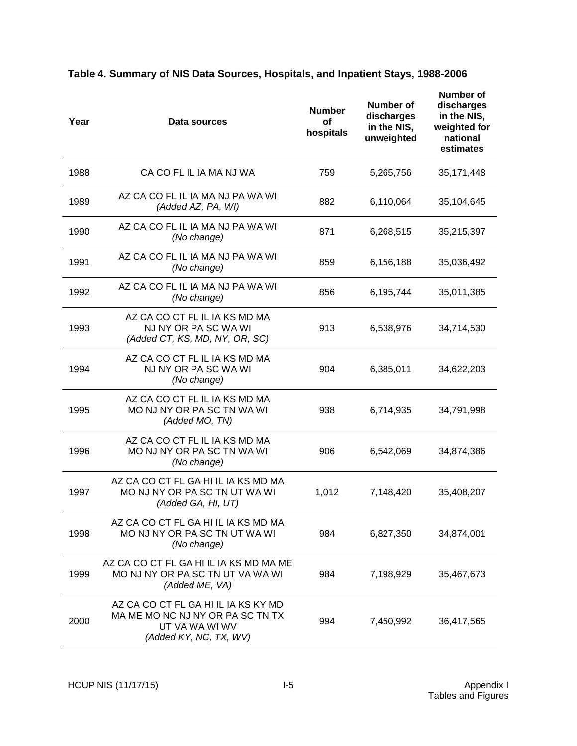**Table 4. Summary of NIS Data Sources, Hospitals, and Inpatient Stays, 1988-2006**

| Year | Data sources | Number of hospitals | Number of discharges in the NIS, unweighted | Number of discharges in the NIS, weighted for national estimates |
|---|---|---|---|---|
| 1988 | CA CO FL IL IA MA NJ WA | 759 | 5,265,756 | 35,171,448 |
| 1989 | AZ CA CO FL IL IA MA NJ PA WA WI *(Added AZ, PA, WI)* | 882 | 6,110,064 | 35,104,645 |
| 1990 | AZ CA CO FL IL IA MA NJ PA WA WI *(No change)* | 871 | 6,268,515 | 35,215,397 |
| 1991 | AZ CA CO FL IL IA MA NJ PA WA WI *(No change)* | 859 | 6,156,188 | 35,036,492 |
| 1992 | AZ CA CO FL IL IA MA NJ PA WA WI *(No change)* | 856 | 6,195,744 | 35,011,385 |
| 1993 | AZ CA CO CT FL IL IA KS MD MA NJ NY OR PA SC WA WI *(Added CT, KS, MD, NY, OR, SC)* | 913 | 6,538,976 | 34,714,530 |
| 1994 | AZ CA CO CT FL IL IA KS MD MA NJ NY OR PA SC WA WI *(No change)* | 904 | 6,385,011 | 34,622,203 |
| 1995 | AZ CA CO CT FL IL IA KS MD MA MO NJ NY OR PA SC TN WA WI *(Added MO, TN)* | 938 | 6,714,935 | 34,791,998 |
| 1996 | AZ CA CO CT FL IL IA KS MD MA MO NJ NY OR PA SC TN WA WI *(No change)* | 906 | 6,542,069 | 34,874,386 |
| 1997 | AZ CA CO CT FL GA HI IL IA KS MD MA MO NJ NY OR PA SC TN UT WA WI *(Added GA, HI, UT)* | 1,012 | 7,148,420 | 35,408,207 |
| 1998 | AZ CA CO CT FL GA HI IL IA KS MD MA MO NJ NY OR PA SC TN UT WA WI *(No change)* | 984 | 6,827,350 | 34,874,001 |
| 1999 | AZ CA CO CT FL GA HI IL IA KS MD MA ME MO NJ NY OR PA SC TN UT VA WA WI *(Added ME, VA)* | 984 | 7,198,929 | 35,467,673 |
| 2000 | AZ CA CO CT FL GA HI IL IA KS KY MD MA ME MO NC NJ NY OR PA SC TN TX UT VA WA WI WV *(Added KY, NC, TX, WV)* | 994 | 7,450,992 | 36,417,565 |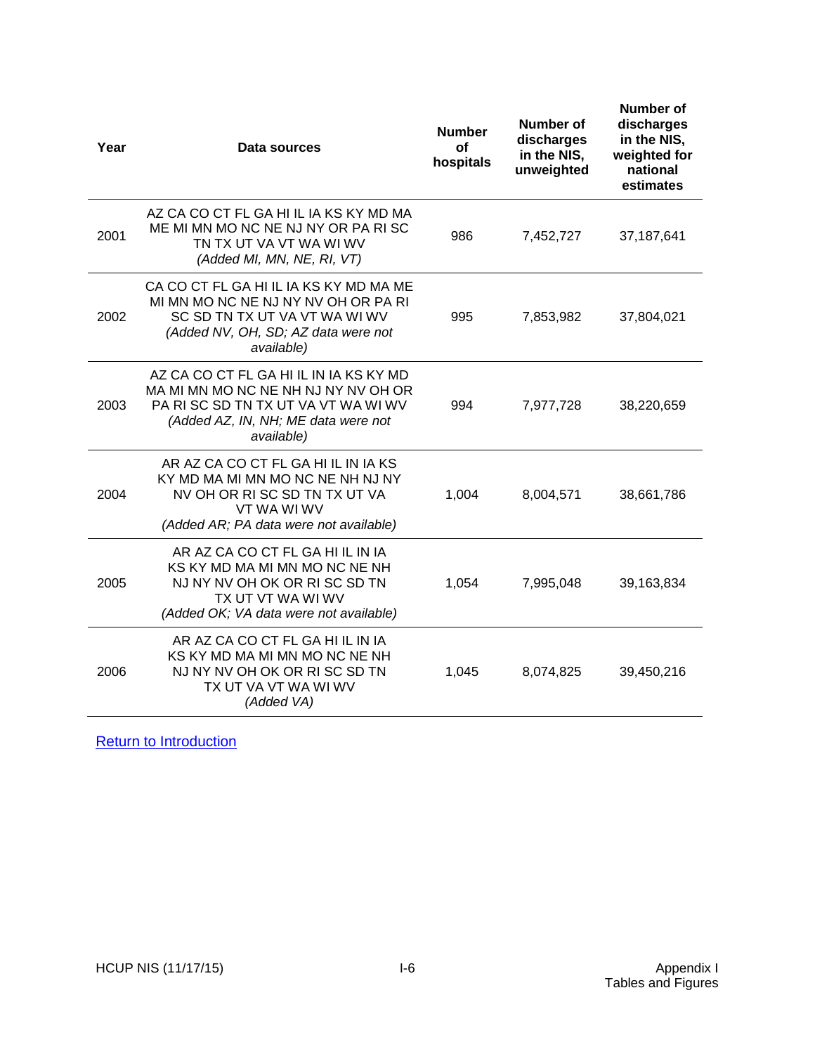| Year | Data sources | Number of hospitals | Number of discharges in the NIS, unweighted | Number of discharges in the NIS, weighted for national estimates |
|---|---|---|---|---|
| 2001 | AZ CA CO CT FL GA HI IL IA KS KY MD MA ME MI MN MO NC NE NJ NY OR PA RI SC TN TX UT VA VT WA WI WV *(Added MI, MN, NE, RI, VT)* | 986 | 7,452,727 | 37,187,641 |
| 2002 | CA CO CT FL GA HI IL IA KS KY MD MA ME MI MN MO NC NE NJ NY NV OH OR PA RI SC SD TN TX UT VA VT WA WI WV *(Added NV, OH, SD; AZ data were not available)* | 995 | 7,853,982 | 37,804,021 |
| 2003 | AZ CA CO CT FL GA HI IL IN IA KS KY MD MA MI MN MO NC NE NH NJ NY NV OH OR PA RI SC SD TN TX UT VA VT WA WI WV *(Added AZ, IN, NH; ME data were not available)* | 994 | 7,977,728 | 38,220,659 |
| 2004 | AR AZ CA CO CT FL GA HI IL IN IA KS KY MD MA MI MN MO NC NE NH NJ NY NV OH OR RI SC SD TN TX UT VA VT WA WI WV *(Added AR; PA data were not available)* | 1,004 | 8,004,571 | 38,661,786 |
| 2005 | AR AZ CA CO CT FL GA HI IL IN IA KS KY MD MA MI MN MO NC NE NH NJ NY NV OH OK OR RI SC SD TN TX UT VT WA WI WV *(Added OK; VA data were not available)* | 1,054 | 7,995,048 | 39,163,834 |
| 2006 | AR AZ CA CO CT FL GA HI IL IN IA KS KY MD MA MI MN MO NC NE NH NJ NY NV OH OK OR RI SC SD TN TX UT VA VT WA WI WV *(Added VA)* | 1,045 | 8,074,825 | 39,450,216 |

[Return to Introduction]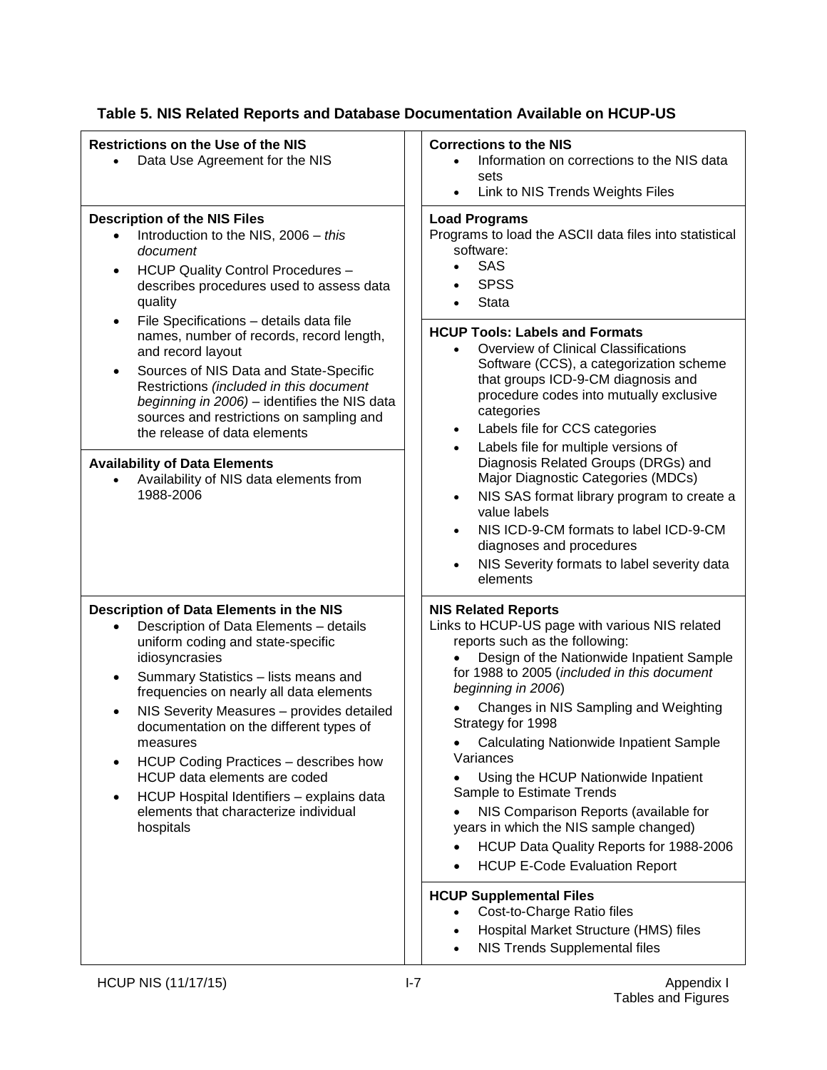## Table 5. NIS Related Reports and Database Documentation Available on HCUP-US

**Restrictions on the Use of the NIS**

- Data Use Agreement for the NIS

**Description of the NIS Files**

- Introduction to the NIS, 2006 – *this document*
- HCUP Quality Control Procedures – describes procedures used to assess data quality
- File Specifications – details data file names, number of records, record length, and record layout
- Sources of NIS Data and State-Specific Restrictions *(included in this document beginning in 2006)* – identifies the NIS data sources and restrictions on sampling and the release of data elements

**Availability of Data Elements**

- Availability of NIS data elements from 1988-2006

**Description of Data Elements in the NIS**

- Description of Data Elements – details uniform coding and state-specific idiosyncrasies
- Summary Statistics – lists means and frequencies on nearly all data elements
- NIS Severity Measures – provides detailed documentation on the different types of measures
- HCUP Coding Practices – describes how HCUP data elements are coded
- HCUP Hospital Identifiers – explains data elements that characterize individual hospitals

**Corrections to the NIS**

- Information on corrections to the NIS data sets
- Link to NIS Trends Weights Files

**Load Programs**

Programs to load the ASCII data files into statistical software:

- SAS
- SPSS
- Stata

**HCUP Tools: Labels and Formats**

- Overview of Clinical Classifications Software (CCS), a categorization scheme that groups ICD-9-CM diagnosis and procedure codes into mutually exclusive categories
- Labels file for CCS categories
- Labels file for multiple versions of Diagnosis Related Groups (DRGs) and Major Diagnostic Categories (MDCs)
- NIS SAS format library program to create a value labels
- NIS ICD-9-CM formats to label ICD-9-CM diagnoses and procedures
- NIS Severity formats to label severity data elements

**NIS Related Reports**

Links to HCUP-US page with various NIS related reports such as the following:

- Design of the Nationwide Inpatient Sample for 1988 to 2005 (*included in this document beginning in 2006*)
- Changes in NIS Sampling and Weighting Strategy for 1998
- Calculating Nationwide Inpatient Sample Variances
- Using the HCUP Nationwide Inpatient Sample to Estimate Trends
- NIS Comparison Reports (available for years in which the NIS sample changed)
- HCUP Data Quality Reports for 1988-2006
- HCUP E-Code Evaluation Report

**HCUP Supplemental Files**

- Cost-to-Charge Ratio files
- Hospital Market Structure (HMS) files
- NIS Trends Supplemental files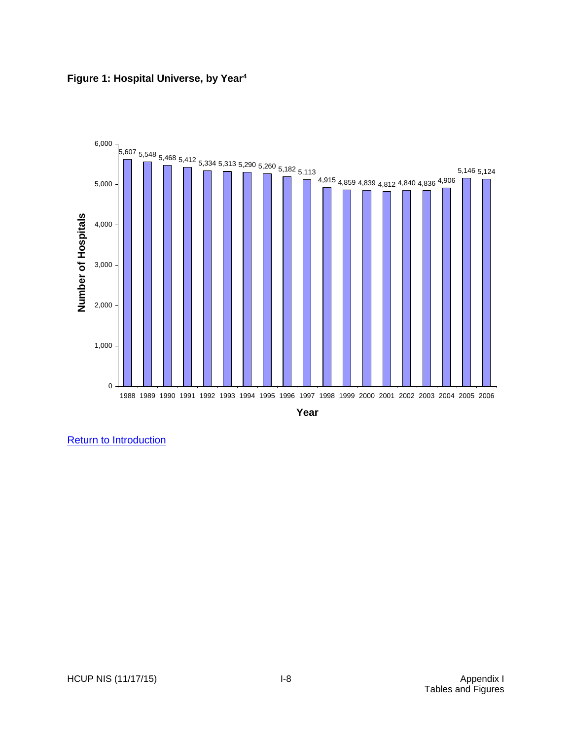**Figure 1: Hospital Universe, by Year[4]**

| Year | Number of Hospitals |
|---|---|
| 1988 | 5,607 |
| 1989 | 5,548 |
| 1990 | 5,468 |
| 1991 | 5,412 |
| 1992 | 5,334 |
| 1993 | 5,313 |
| 1994 | 5,290 |
| 1995 | 5,260 |
| 1996 | 5,182 |
| 1997 | 5,113 |
| 1998 | 4,915 |
| 1999 | 4,859 |
| 2000 | 4,839 |
| 2001 | 4,812 |
| 2002 | 4,840 |
| 2003 | 4,836 |
| 2004 | 4,906 |
| 2005 | 5,146 |
| 2006 | 5,124 |

Return to Introduction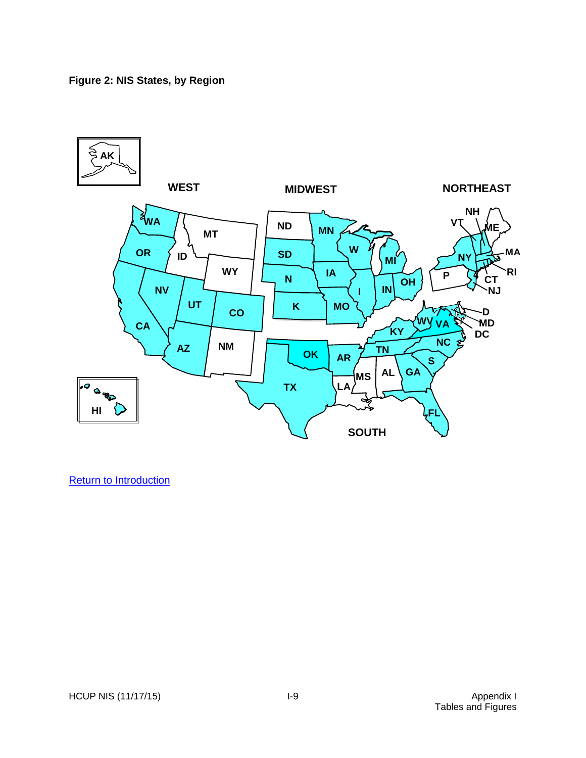**Figure 2: NIS States, by Region**

AK

WEST

MIDWEST

NORTHEAST

WA MT ND MN NH VT ME OR ID SD W MI NY MA WY IA P RI CT NV N I IN OH NJ UT CO K MO D CA WV VA MD DC KY NC AZ NM OK AR TN S MS AL GA TX LA HI FL

SOUTH

Return to Introduction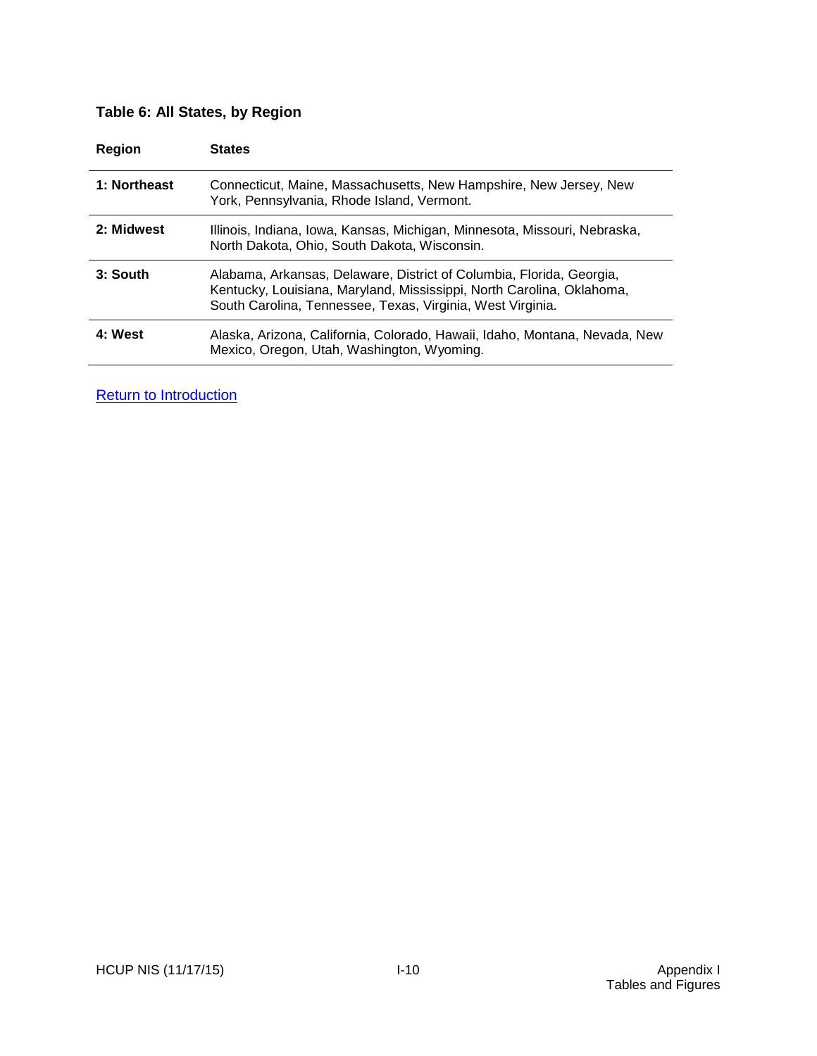### Table 6: All States, by Region

| Region | States |
|---|---|
| **1: Northeast** | Connecticut, Maine, Massachusetts, New Hampshire, New Jersey, New York, Pennsylvania, Rhode Island, Vermont. |
| **2: Midwest** | Illinois, Indiana, Iowa, Kansas, Michigan, Minnesota, Missouri, Nebraska, North Dakota, Ohio, South Dakota, Wisconsin. |
| **3: South** | Alabama, Arkansas, Delaware, District of Columbia, Florida, Georgia, Kentucky, Louisiana, Maryland, Mississippi, North Carolina, Oklahoma, South Carolina, Tennessee, Texas, Virginia, West Virginia. |
| **4: West** | Alaska, Arizona, California, Colorado, Hawaii, Idaho, Montana, Nevada, New Mexico, Oregon, Utah, Washington, Wyoming. |

Return to Introduction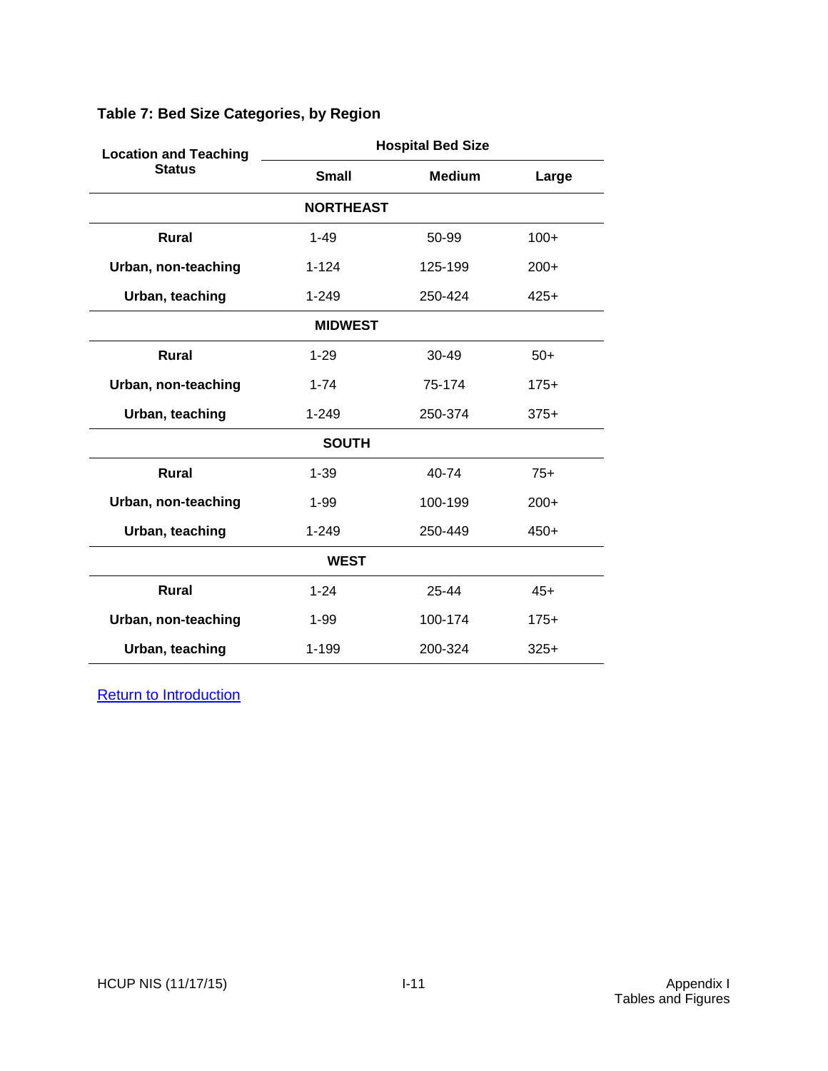## Table 7: Bed Size Categories, by Region

| Location and Teaching Status | Hospital Bed Size | | |
|---|---|---|---|
| | **Small** | **Medium** | **Large** |
| **NORTHEAST** | | | |
| **Rural** | 1-49 | 50-99 | 100+ |
| **Urban, non-teaching** | 1-124 | 125-199 | 200+ |
| **Urban, teaching** | 1-249 | 250-424 | 425+ |
| **MIDWEST** | | | |
| **Rural** | 1-29 | 30-49 | 50+ |
| **Urban, non-teaching** | 1-74 | 75-174 | 175+ |
| **Urban, teaching** | 1-249 | 250-374 | 375+ |
| **SOUTH** | | | |
| **Rural** | 1-39 | 40-74 | 75+ |
| **Urban, non-teaching** | 1-99 | 100-199 | 200+ |
| **Urban, teaching** | 1-249 | 250-449 | 450+ |
| **WEST** | | | |
| **Rural** | 1-24 | 25-44 | 45+ |
| **Urban, non-teaching** | 1-99 | 100-174 | 175+ |
| **Urban, teaching** | 1-199 | 200-324 | 325+ |

Return to Introduction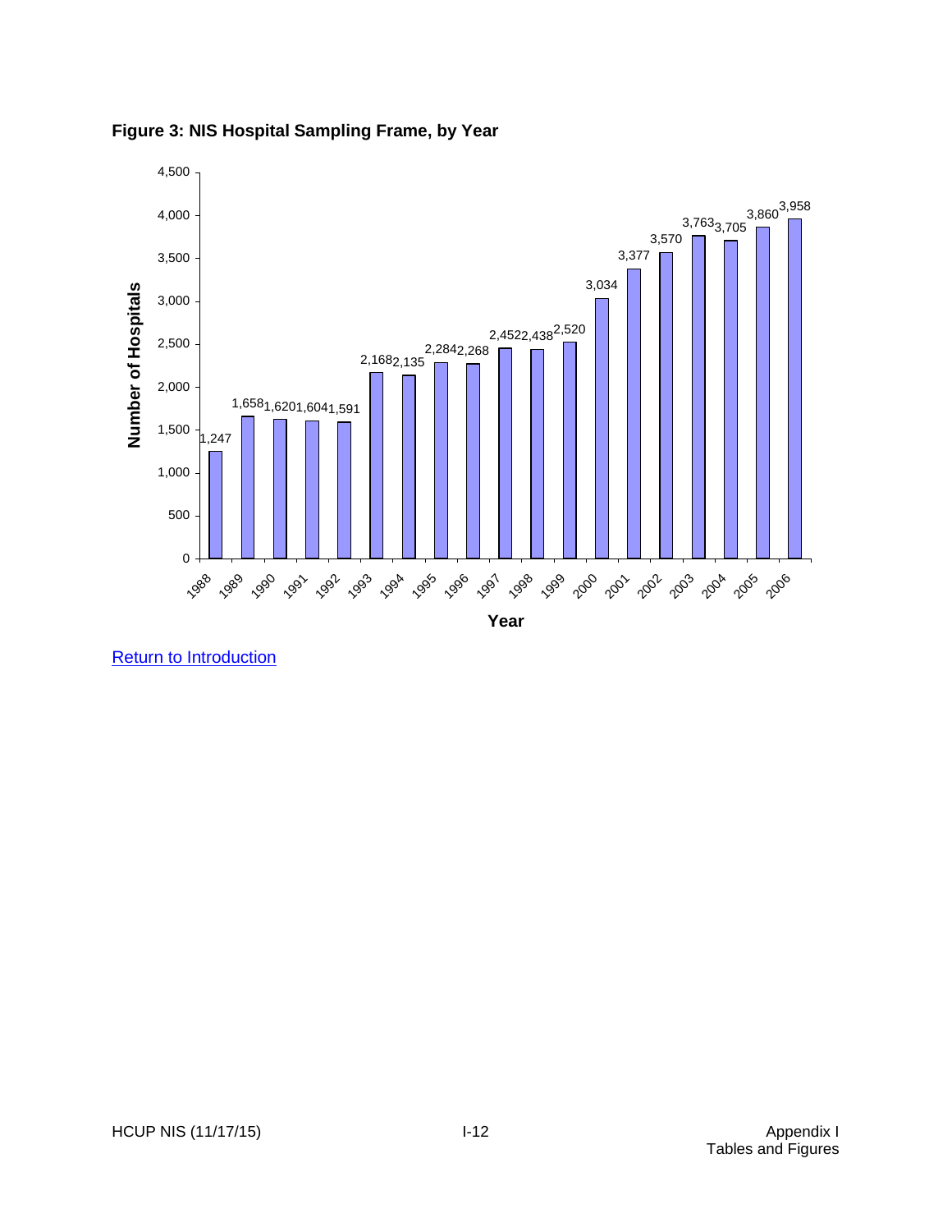**Figure 3: NIS Hospital Sampling Frame, by Year**

| Year | Number of Hospitals |
| --- | --- |
| 1988 | 1,247 |
| 1989 | 1,658 |
| 1990 | 1,620 |
| 1991 | 1,604 |
| 1992 | 1,591 |
| 1993 | 2,168 |
| 1994 | 2,135 |
| 1995 | 2,284 |
| 1996 | 2,268 |
| 1997 | 2,452 |
| 1998 | 2,438 |
| 1999 | 2,520 |
| 2000 | 3,034 |
| 2001 | 3,377 |
| 2002 | 3,570 |
| 2003 | 3,763 |
| 2004 | 3,705 |
| 2005 | 3,860 |
| 2006 | 3,958 |

Return to Introduction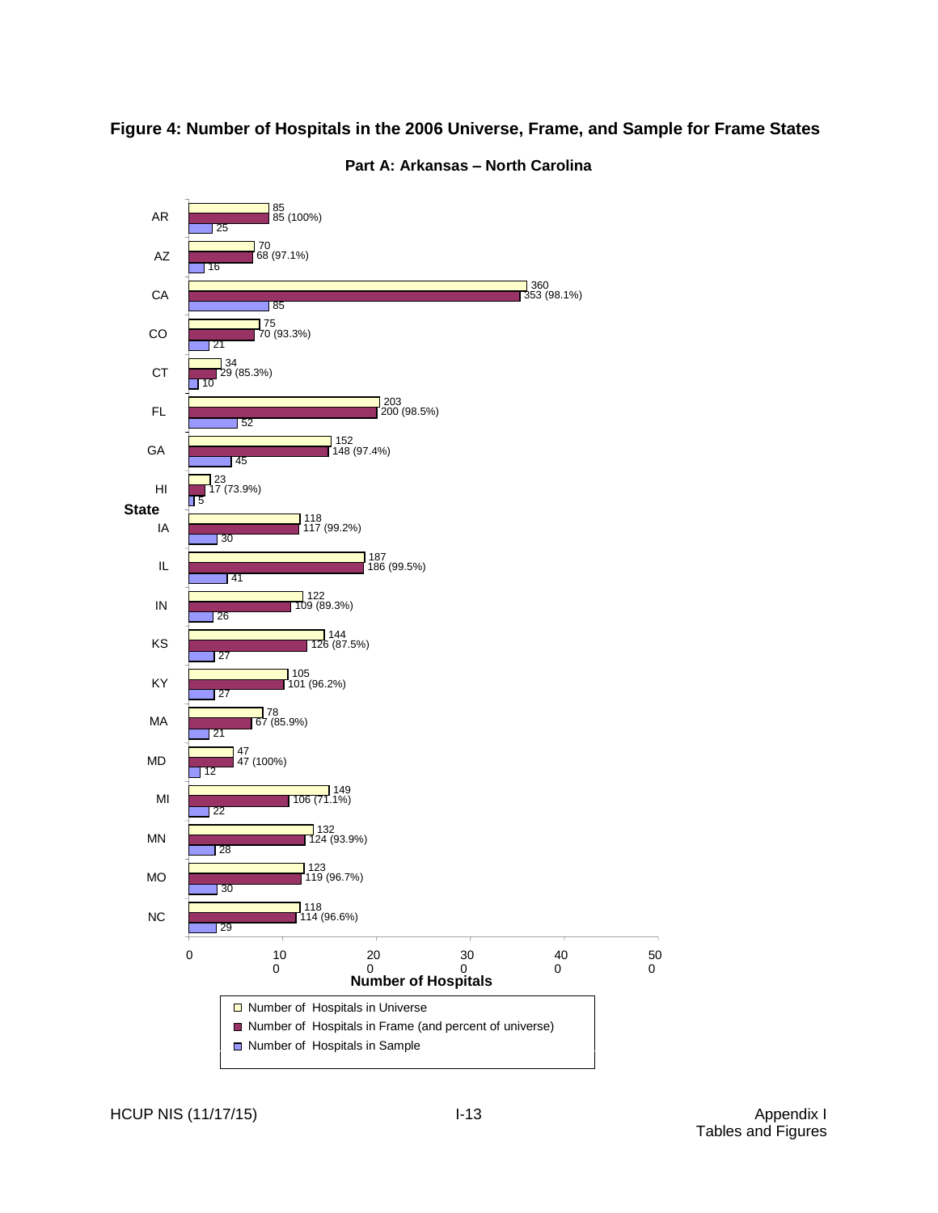# Figure 4: Number of Hospitals in the 2006 Universe, Frame, and Sample for Frame States

## Part A: Arkansas – North Carolina

| State | Number of Hospitals in Universe | Number of Hospitals in Frame (and percent of universe) | Number of Hospitals in Sample |
|---|---|---|---|
| AR | 85 | 85 (100%) | 25 |
| AZ | 70 | 68 (97.1%) | 16 |
| CA | 360 | 353 (98.1%) | 85 |
| CO | 75 | 70 (93.3%) | 21 |
| CT | 34 | 29 (85.3%) | 10 |
| FL | 203 | 200 (98.5%) | 52 |
| GA | 152 | 148 (97.4%) | 45 |
| HI | 23 | 17 (73.9%) | 5 |
| IA | 118 | 117 (99.2%) | 30 |
| IL | 187 | 186 (99.5%) | 41 |
| IN | 122 | 109 (89.3%) | 26 |
| KS | 144 | 126 (87.5%) | 27 |
| KY | 105 | 101 (96.2%) | 27 |
| MA | 78 | 67 (85.9%) | 21 |
| MD | 47 | 47 (100%) | 12 |
| MI | 149 | 106 (71.1%) | 22 |
| MN | 132 | 124 (93.9%) | 28 |
| MO | 123 | 119 (96.7%) | 30 |
| NC | 118 | 114 (96.6%) | 29 |

Number of Hospitals (axis: 0, 100, 200, 300, 400, 500)

- Number of Hospitals in Universe
- Number of Hospitals in Frame (and percent of universe)
- Number of Hospitals in Sample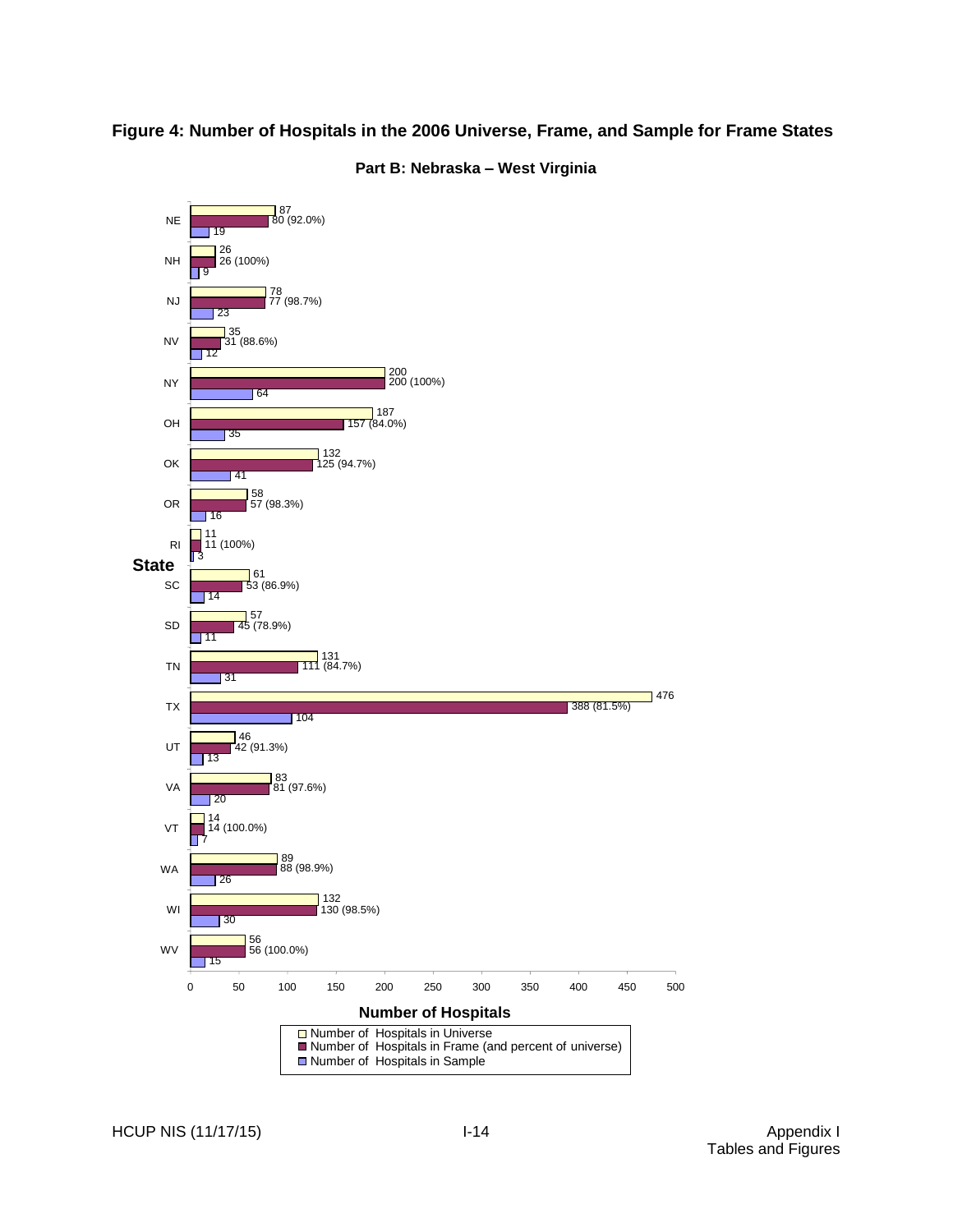# Figure 4: Number of Hospitals in the 2006 Universe, Frame, and Sample for Frame States

## Part B: Nebraska – West Virginia

| State | Number of Hospitals in Universe | Number of Hospitals in Frame (and percent of universe) | Number of Hospitals in Sample |
|---|---|---|---|
| NE | 87 | 80 (92.0%) | 19 |
| NH | 26 | 26 (100%) | 9 |
| NJ | 78 | 77 (98.7%) | 23 |
| NV | 35 | 31 (88.6%) | 12 |
| NY | 200 | 200 (100%) | 64 |
| OH | 187 | 157 (84.0%) | 35 |
| OK | 132 | 125 (94.7%) | 41 |
| OR | 58 | 57 (98.3%) | 16 |
| RI | 11 | 11 (100%) | 3 |
| SC | 61 | 53 (86.9%) | 14 |
| SD | 57 | 45 (78.9%) | 11 |
| TN | 131 | 111 (84.7%) | 31 |
| TX | 476 | 388 (81.5%) | 104 |
| UT | 46 | 42 (91.3%) | 13 |
| VA | 83 | 81 (97.6%) | 20 |
| VT | 14 | 14 (100.0%) | 7 |
| WA | 89 | 88 (98.9%) | 26 |
| WI | 132 | 130 (98.5%) | 30 |
| WV | 56 | 56 (100.0%) | 15 |

Number of Hospitals

- Number of Hospitals in Universe
- Number of Hospitals in Frame (and percent of universe)
- Number of Hospitals in Sample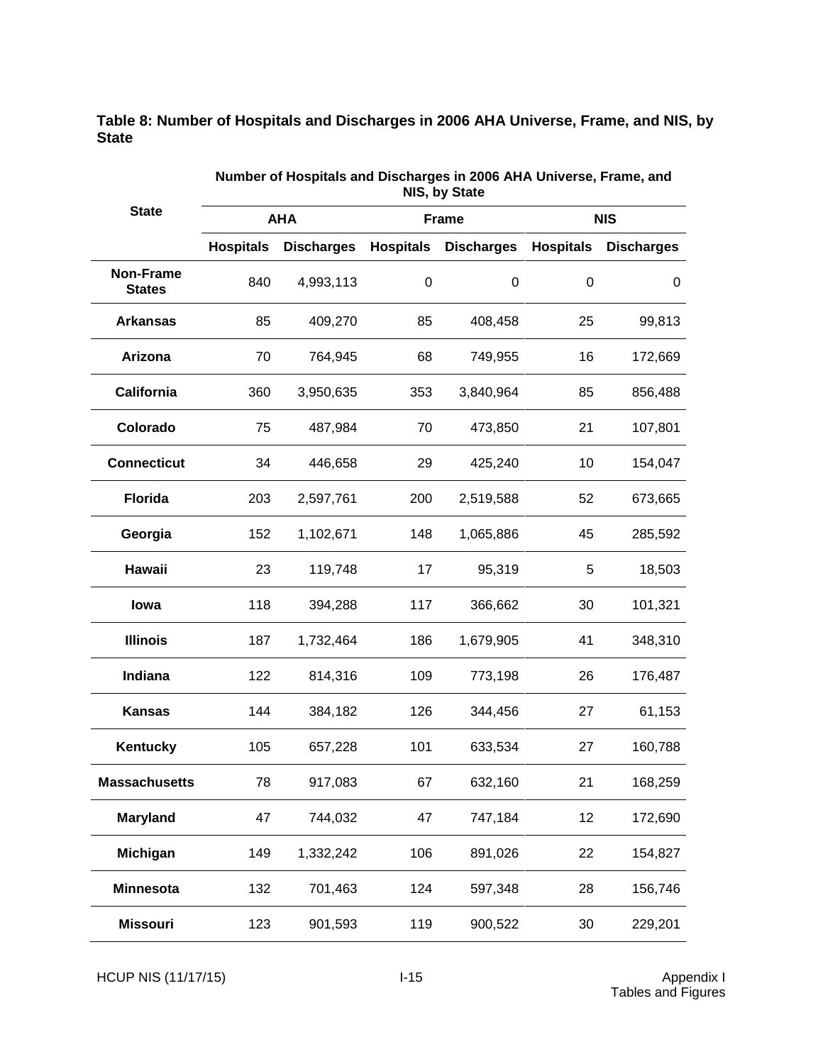**Table 8: Number of Hospitals and Discharges in 2006 AHA Universe, Frame, and NIS, by State**

| State | Number of Hospitals and Discharges in 2006 AHA Universe, Frame, and NIS, by State | | | | | |
|---|---|---|---|---|---|---|
| | AHA | | Frame | | NIS | |
| | Hospitals | Discharges | Hospitals | Discharges | Hospitals | Discharges |
| **Non-Frame States** | 840 | 4,993,113 | 0 | 0 | 0 | 0 |
| **Arkansas** | 85 | 409,270 | 85 | 408,458 | 25 | 99,813 |
| **Arizona** | 70 | 764,945 | 68 | 749,955 | 16 | 172,669 |
| **California** | 360 | 3,950,635 | 353 | 3,840,964 | 85 | 856,488 |
| **Colorado** | 75 | 487,984 | 70 | 473,850 | 21 | 107,801 |
| **Connecticut** | 34 | 446,658 | 29 | 425,240 | 10 | 154,047 |
| **Florida** | 203 | 2,597,761 | 200 | 2,519,588 | 52 | 673,665 |
| **Georgia** | 152 | 1,102,671 | 148 | 1,065,886 | 45 | 285,592 |
| **Hawaii** | 23 | 119,748 | 17 | 95,319 | 5 | 18,503 |
| **Iowa** | 118 | 394,288 | 117 | 366,662 | 30 | 101,321 |
| **Illinois** | 187 | 1,732,464 | 186 | 1,679,905 | 41 | 348,310 |
| **Indiana** | 122 | 814,316 | 109 | 773,198 | 26 | 176,487 |
| **Kansas** | 144 | 384,182 | 126 | 344,456 | 27 | 61,153 |
| **Kentucky** | 105 | 657,228 | 101 | 633,534 | 27 | 160,788 |
| **Massachusetts** | 78 | 917,083 | 67 | 632,160 | 21 | 168,259 |
| **Maryland** | 47 | 744,032 | 47 | 747,184 | 12 | 172,690 |
| **Michigan** | 149 | 1,332,242 | 106 | 891,026 | 22 | 154,827 |
| **Minnesota** | 132 | 701,463 | 124 | 597,348 | 28 | 156,746 |
| **Missouri** | 123 | 901,593 | 119 | 900,522 | 30 | 229,201 |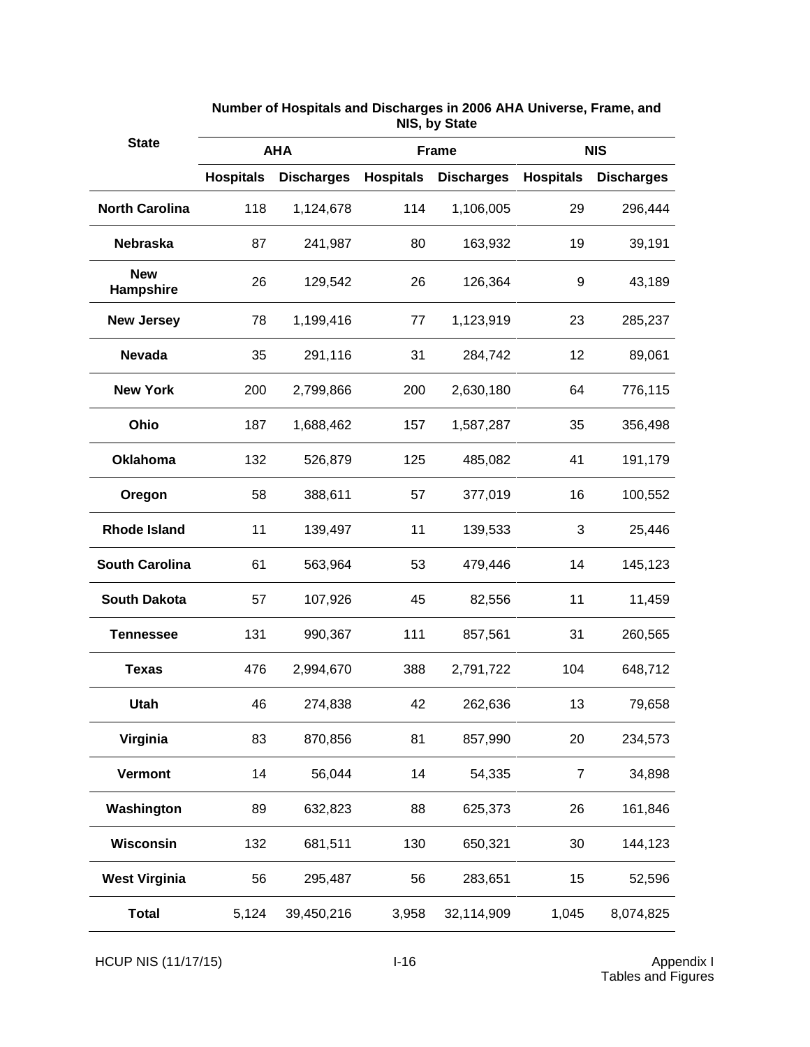| State | Number of Hospitals and Discharges in 2006 AHA Universe, Frame, and NIS, by State | | | | | |
|---|---|---|---|---|---|---|
| | AHA | | Frame | | NIS | |
| | Hospitals | Discharges | Hospitals | Discharges | Hospitals | Discharges |
| North Carolina | 118 | 1,124,678 | 114 | 1,106,005 | 29 | 296,444 |
| Nebraska | 87 | 241,987 | 80 | 163,932 | 19 | 39,191 |
| New Hampshire | 26 | 129,542 | 26 | 126,364 | 9 | 43,189 |
| New Jersey | 78 | 1,199,416 | 77 | 1,123,919 | 23 | 285,237 |
| Nevada | 35 | 291,116 | 31 | 284,742 | 12 | 89,061 |
| New York | 200 | 2,799,866 | 200 | 2,630,180 | 64 | 776,115 |
| Ohio | 187 | 1,688,462 | 157 | 1,587,287 | 35 | 356,498 |
| Oklahoma | 132 | 526,879 | 125 | 485,082 | 41 | 191,179 |
| Oregon | 58 | 388,611 | 57 | 377,019 | 16 | 100,552 |
| Rhode Island | 11 | 139,497 | 11 | 139,533 | 3 | 25,446 |
| South Carolina | 61 | 563,964 | 53 | 479,446 | 14 | 145,123 |
| South Dakota | 57 | 107,926 | 45 | 82,556 | 11 | 11,459 |
| Tennessee | 131 | 990,367 | 111 | 857,561 | 31 | 260,565 |
| Texas | 476 | 2,994,670 | 388 | 2,791,722 | 104 | 648,712 |
| Utah | 46 | 274,838 | 42 | 262,636 | 13 | 79,658 |
| Virginia | 83 | 870,856 | 81 | 857,990 | 20 | 234,573 |
| Vermont | 14 | 56,044 | 14 | 54,335 | 7 | 34,898 |
| Washington | 89 | 632,823 | 88 | 625,373 | 26 | 161,846 |
| Wisconsin | 132 | 681,511 | 130 | 650,321 | 30 | 144,123 |
| West Virginia | 56 | 295,487 | 56 | 283,651 | 15 | 52,596 |
| Total | 5,124 | 39,450,216 | 3,958 | 32,114,909 | 1,045 | 8,074,825 |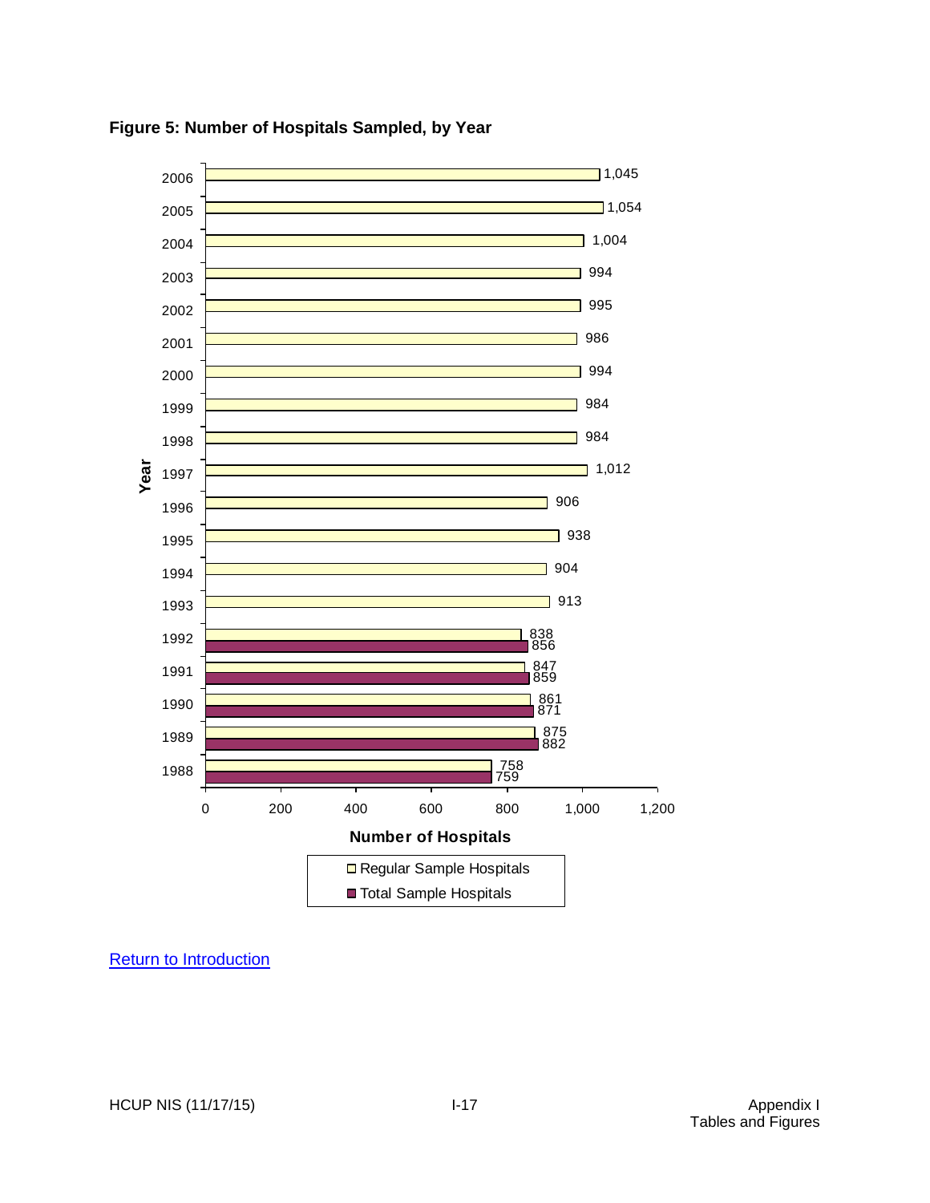**Figure 5: Number of Hospitals Sampled, by Year**

| Year | Regular Sample Hospitals | Total Sample Hospitals |
|---|---|---|
| 2006 | 1,045 | |
| 2005 | 1,054 | |
| 2004 | 1,004 | |
| 2003 | 994 | |
| 2002 | 995 | |
| 2001 | 986 | |
| 2000 | 994 | |
| 1999 | 984 | |
| 1998 | 984 | |
| 1997 | 1,012 | |
| 1996 | 906 | |
| 1995 | 938 | |
| 1994 | 904 | |
| 1993 | 913 | |
| 1992 | 838 | 856 |
| 1991 | 847 | 859 |
| 1990 | 861 | 871 |
| 1989 | 875 | 882 |
| 1988 | 758 | 759 |

Number of Hospitals

Return to Introduction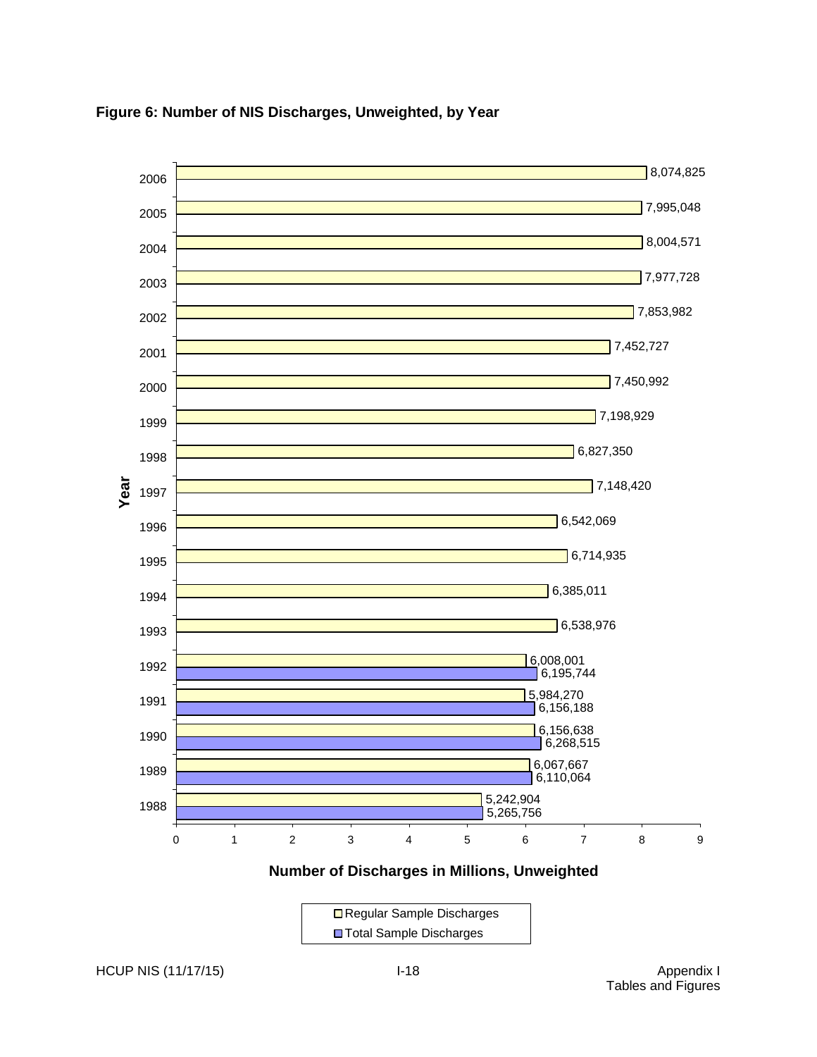**Figure 6: Number of NIS Discharges, Unweighted, by Year**

| Year | Regular Sample Discharges | Total Sample Discharges |
|---|---|---|
| 2006 | 8,074,825 | |
| 2005 | 7,995,048 | |
| 2004 | 8,004,571 | |
| 2003 | 7,977,728 | |
| 2002 | 7,853,982 | |
| 2001 | 7,452,727 | |
| 2000 | 7,450,992 | |
| 1999 | 7,198,929 | |
| 1998 | 6,827,350 | |
| 1997 | 7,148,420 | |
| 1996 | 6,542,069 | |
| 1995 | 6,714,935 | |
| 1994 | 6,385,011 | |
| 1993 | 6,538,976 | |
| 1992 | 6,008,001 | 6,195,744 |
| 1991 | 5,984,270 | 6,156,188 |
| 1990 | 6,156,638 | 6,268,515 |
| 1989 | 6,067,667 | 6,110,064 |
| 1988 | 5,242,904 | 5,265,756 |

Number of Discharges in Millions, Unweighted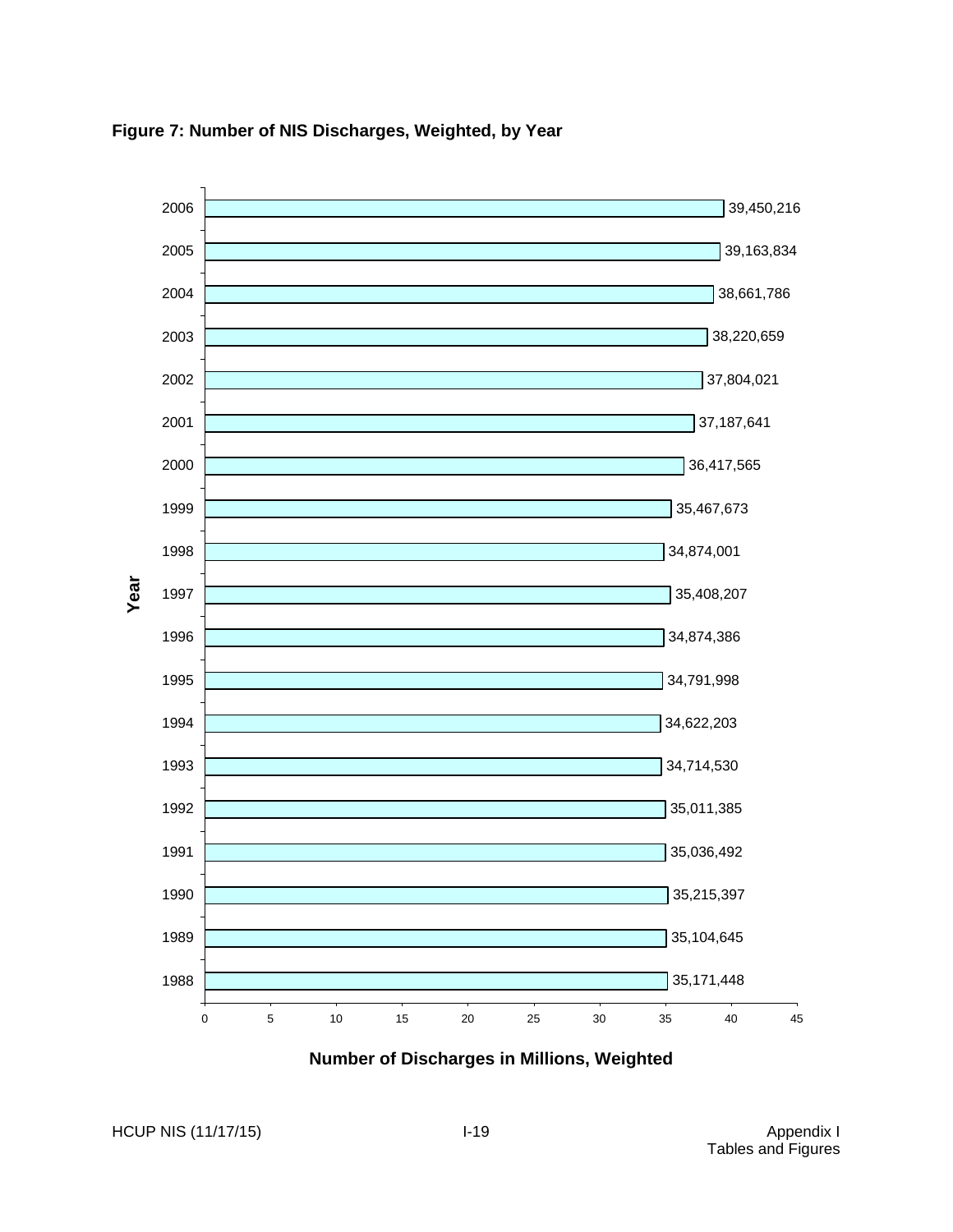**Figure 7: Number of NIS Discharges, Weighted, by Year**

| Year | Number of Discharges, Weighted |
| --- | --- |
| 2006 | 39,450,216 |
| 2005 | 39,163,834 |
| 2004 | 38,661,786 |
| 2003 | 38,220,659 |
| 2002 | 37,804,021 |
| 2001 | 37,187,641 |
| 2000 | 36,417,565 |
| 1999 | 35,467,673 |
| 1998 | 34,874,001 |
| 1997 | 35,408,207 |
| 1996 | 34,874,386 |
| 1995 | 34,791,998 |
| 1994 | 34,622,203 |
| 1993 | 34,714,530 |
| 1992 | 35,011,385 |
| 1991 | 35,036,492 |
| 1990 | 35,215,397 |
| 1989 | 35,104,645 |
| 1988 | 35,171,448 |

Number of Discharges in Millions, Weighted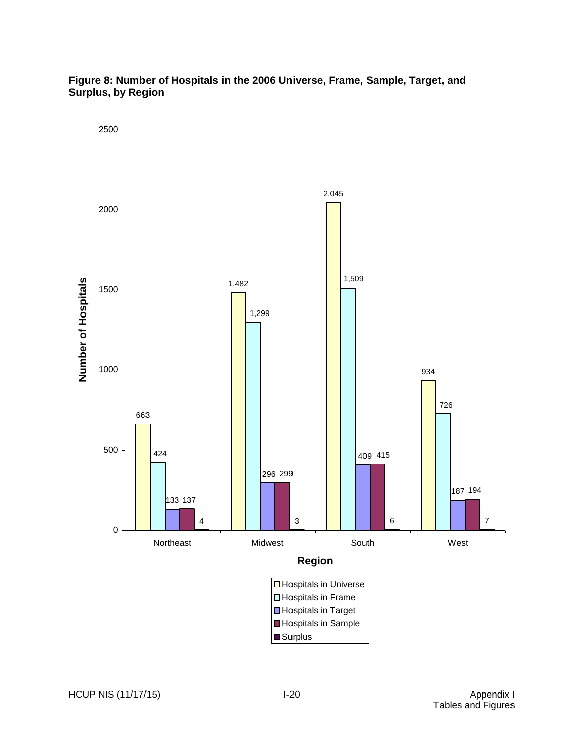**Figure 8: Number of Hospitals in the 2006 Universe, Frame, Sample, Target, and Surplus, by Region**

| Region | Hospitals in Universe | Hospitals in Frame | Hospitals in Target | Hospitals in Sample | Surplus |
|---|---|---|---|---|---|
| Northeast | 663 | 424 | 133 | 137 | 4 |
| Midwest | 1,482 | 1,299 | 296 | 299 | 3 |
| South | 2,045 | 1,509 | 409 | 415 | 6 |
| West | 934 | 726 | 187 | 194 | 7 |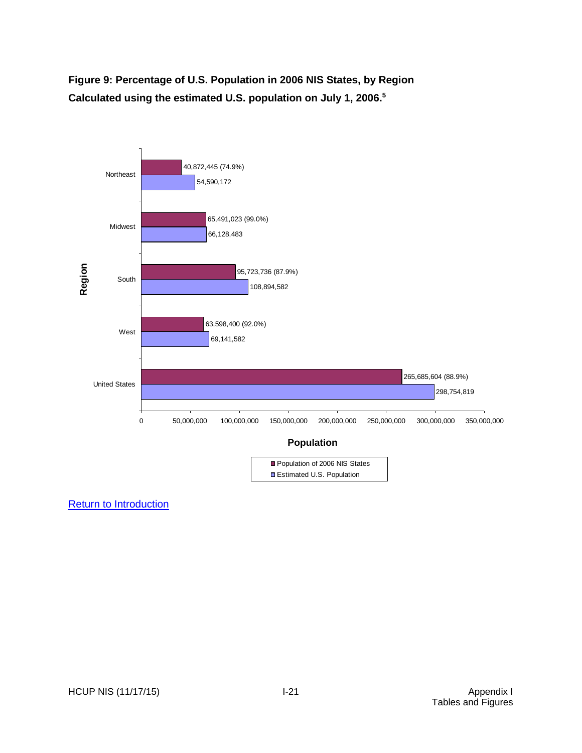**Figure 9: Percentage of U.S. Population in 2006 NIS States, by Region**
**Calculated using the estimated U.S. population on July 1, 2006.[5]**

| Region | Population of 2006 NIS States | Estimated U.S. Population |
|---|---|---|
| Northeast | 40,872,445 (74.9%) | 54,590,172 |
| Midwest | 65,491,023 (99.0%) | 66,128,483 |
| South | 95,723,736 (87.9%) | 108,894,582 |
| West | 63,598,400 (92.0%) | 69,141,582 |
| United States | 265,685,604 (88.9%) | 298,754,819 |

Return to Introduction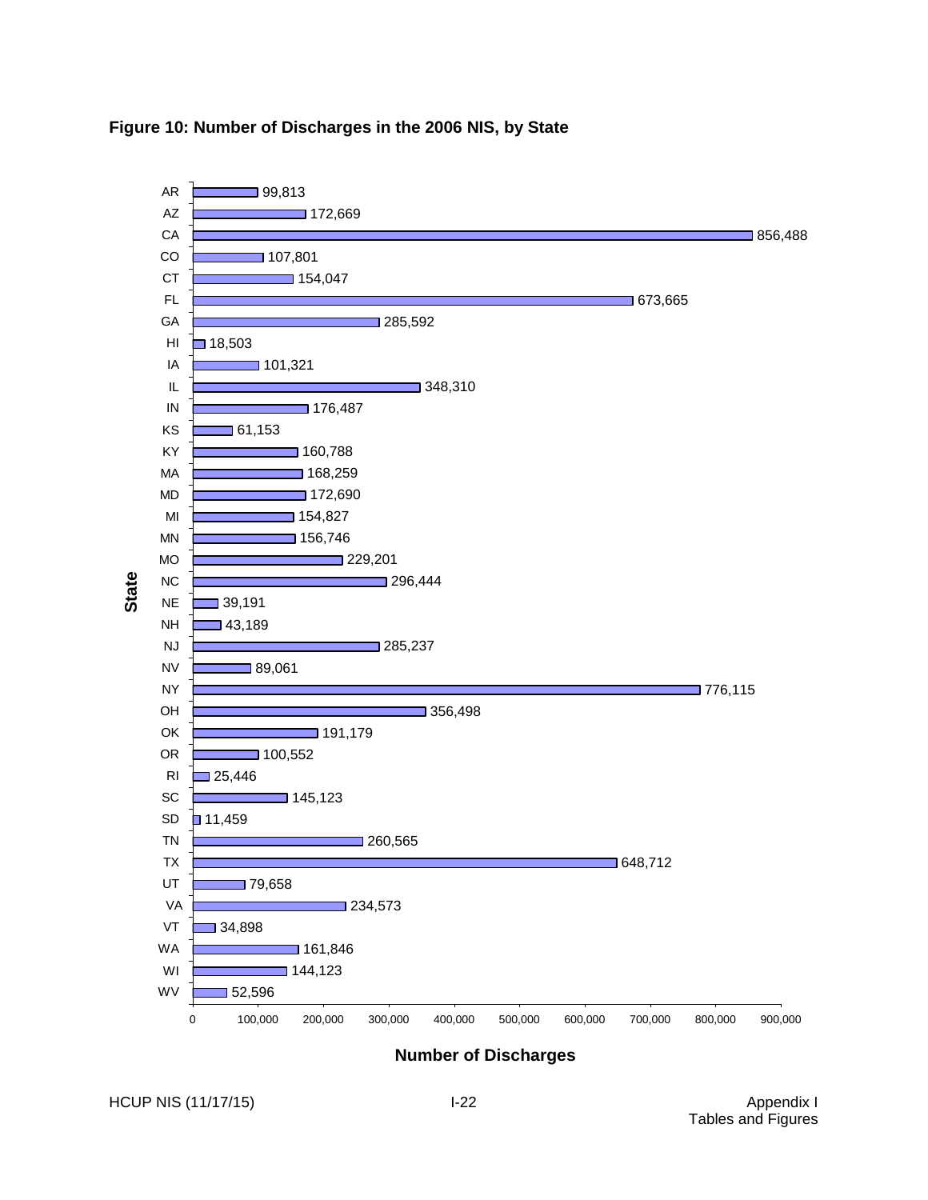**Figure 10: Number of Discharges in the 2006 NIS, by State**

| State | Number of Discharges |
| --- | --- |
| AR | 99,813 |
| AZ | 172,669 |
| CA | 856,488 |
| CO | 107,801 |
| CT | 154,047 |
| FL | 673,665 |
| GA | 285,592 |
| HI | 18,503 |
| IA | 101,321 |
| IL | 348,310 |
| IN | 176,487 |
| KS | 61,153 |
| KY | 160,788 |
| MA | 168,259 |
| MD | 172,690 |
| MI | 154,827 |
| MN | 156,746 |
| MO | 229,201 |
| NC | 296,444 |
| NE | 39,191 |
| NH | 43,189 |
| NJ | 285,237 |
| NV | 89,061 |
| NY | 776,115 |
| OH | 356,498 |
| OK | 191,179 |
| OR | 100,552 |
| RI | 25,446 |
| SC | 145,123 |
| SD | 11,459 |
| TN | 260,565 |
| TX | 648,712 |
| UT | 79,658 |
| VA | 234,573 |
| VT | 34,898 |
| WA | 161,846 |
| WI | 144,123 |
| WV | 52,596 |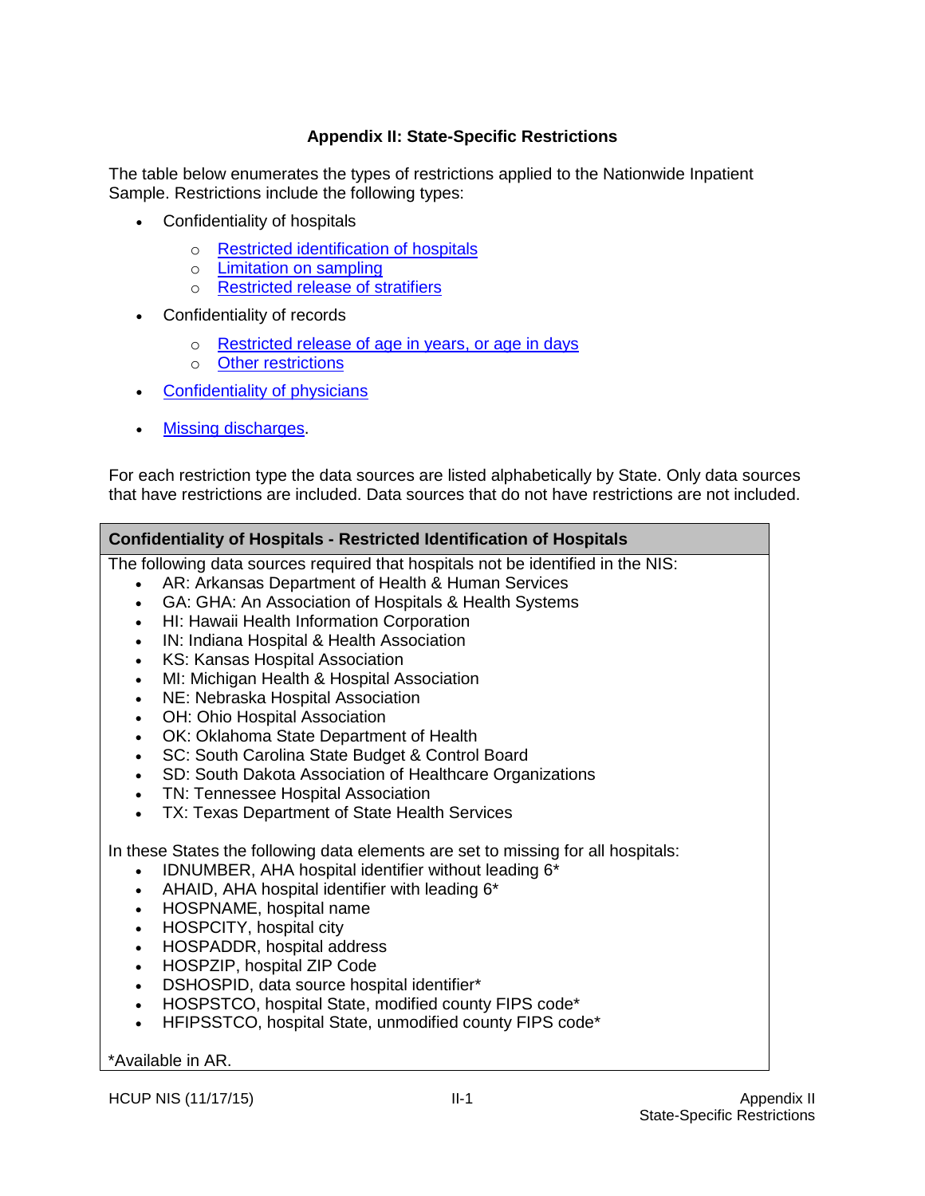## Appendix II: State-Specific Restrictions

The table below enumerates the types of restrictions applied to the Nationwide Inpatient Sample. Restrictions include the following types:

- Confidentiality of hospitals
  - Restricted identification of hospitals
  - Limitation on sampling
  - Restricted release of stratifiers
- Confidentiality of records
  - Restricted release of age in years, or age in days
  - Other restrictions
- Confidentiality of physicians
- Missing discharges.

For each restriction type the data sources are listed alphabetically by State. Only data sources that have restrictions are included. Data sources that do not have restrictions are not included.

| **Confidentiality of Hospitals - Restricted Identification of Hospitals** |
|---|
| The following data sources required that hospitals not be identified in the NIS:<br>• AR: Arkansas Department of Health & Human Services<br>• GA: GHA: An Association of Hospitals & Health Systems<br>• HI: Hawaii Health Information Corporation<br>• IN: Indiana Hospital & Health Association<br>• KS: Kansas Hospital Association<br>• MI: Michigan Health & Hospital Association<br>• NE: Nebraska Hospital Association<br>• OH: Ohio Hospital Association<br>• OK: Oklahoma State Department of Health<br>• SC: South Carolina State Budget & Control Board<br>• SD: South Dakota Association of Healthcare Organizations<br>• TN: Tennessee Hospital Association<br>• TX: Texas Department of State Health Services<br><br>In these States the following data elements are set to missing for all hospitals:<br>• IDNUMBER, AHA hospital identifier without leading 6*<br>• AHAID, AHA hospital identifier with leading 6*<br>• HOSPNAME, hospital name<br>• HOSPCITY, hospital city<br>• HOSPADDR, hospital address<br>• HOSPZIP, hospital ZIP Code<br>• DSHOSPID, data source hospital identifier*<br>• HOSPSTCO, hospital State, modified county FIPS code*<br>• HFIPSSTCO, hospital State, unmodified county FIPS code*<br><br>*Available in AR. |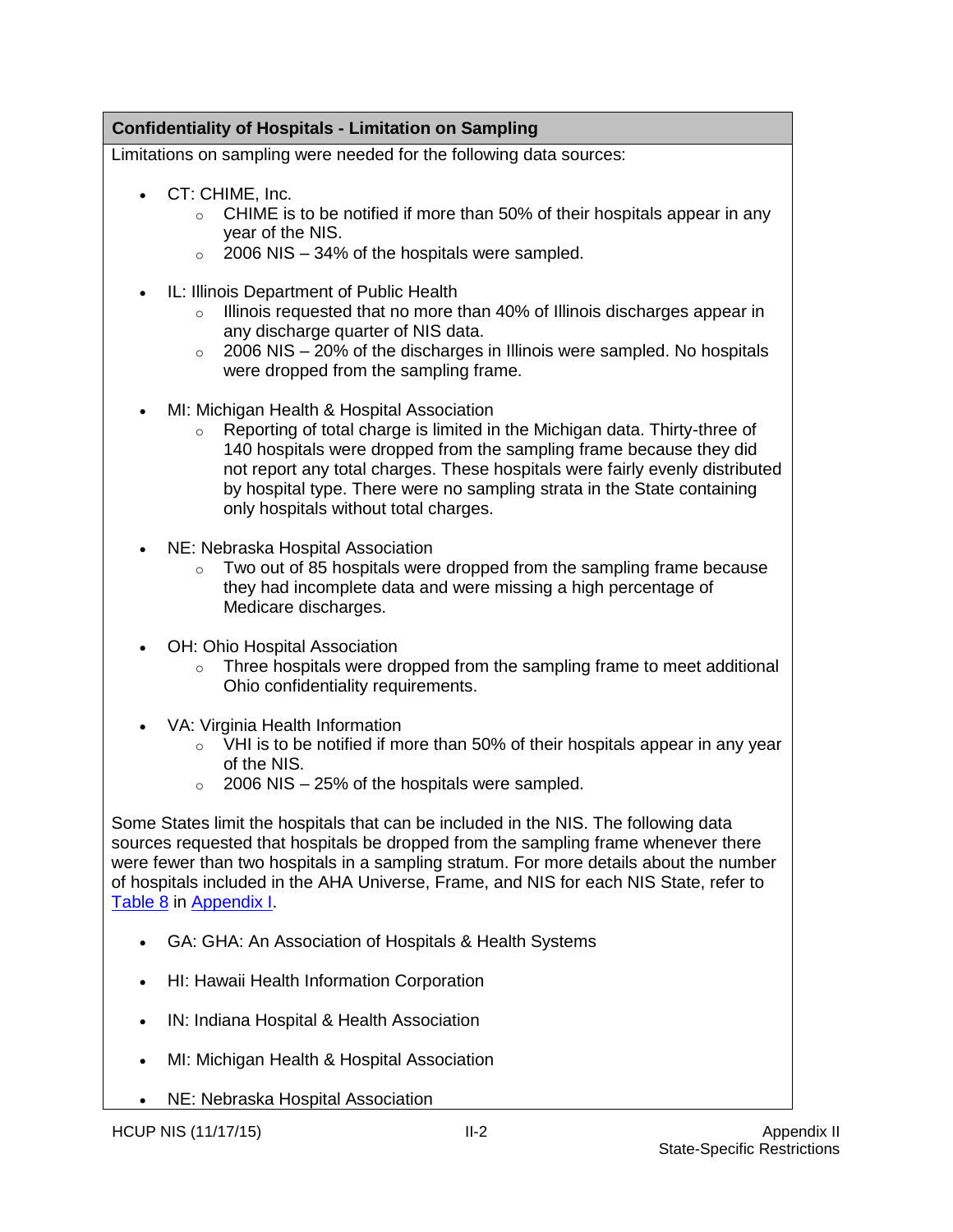**Confidentiality of Hospitals - Limitation on Sampling**

Limitations on sampling were needed for the following data sources:

- CT: CHIME, Inc.
  - CHIME is to be notified if more than 50% of their hospitals appear in any year of the NIS.
  - 2006 NIS – 34% of the hospitals were sampled.

- IL: Illinois Department of Public Health
  - Illinois requested that no more than 40% of Illinois discharges appear in any discharge quarter of NIS data.
  - 2006 NIS – 20% of the discharges in Illinois were sampled. No hospitals were dropped from the sampling frame.

- MI: Michigan Health & Hospital Association
  - Reporting of total charge is limited in the Michigan data. Thirty-three of 140 hospitals were dropped from the sampling frame because they did not report any total charges. These hospitals were fairly evenly distributed by hospital type. There were no sampling strata in the State containing only hospitals without total charges.

- NE: Nebraska Hospital Association
  - Two out of 85 hospitals were dropped from the sampling frame because they had incomplete data and were missing a high percentage of Medicare discharges.

- OH: Ohio Hospital Association
  - Three hospitals were dropped from the sampling frame to meet additional Ohio confidentiality requirements.

- VA: Virginia Health Information
  - VHI is to be notified if more than 50% of their hospitals appear in any year of the NIS.
  - 2006 NIS – 25% of the hospitals were sampled.

Some States limit the hospitals that can be included in the NIS. The following data sources requested that hospitals be dropped from the sampling frame whenever there were fewer than two hospitals in a sampling stratum. For more details about the number of hospitals included in the AHA Universe, Frame, and NIS for each NIS State, refer to Table 8 in Appendix I.

- GA: GHA: An Association of Hospitals & Health Systems
- HI: Hawaii Health Information Corporation
- IN: Indiana Hospital & Health Association
- MI: Michigan Health & Hospital Association
- NE: Nebraska Hospital Association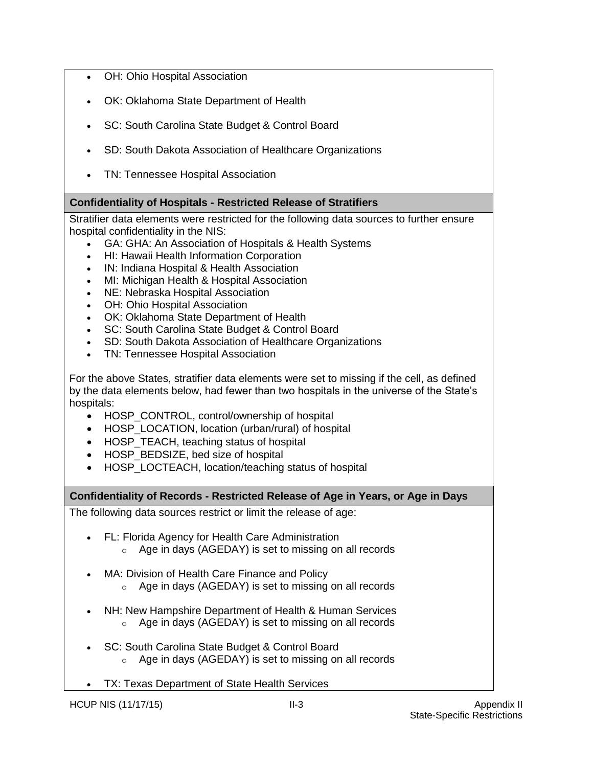- OH: Ohio Hospital Association

- OK: Oklahoma State Department of Health

- SC: South Carolina State Budget & Control Board

- SD: South Dakota Association of Healthcare Organizations

- TN: Tennessee Hospital Association

**Confidentiality of Hospitals - Restricted Release of Stratifiers**

Stratifier data elements were restricted for the following data sources to further ensure hospital confidentiality in the NIS:

- GA: GHA: An Association of Hospitals & Health Systems
- HI: Hawaii Health Information Corporation
- IN: Indiana Hospital & Health Association
- MI: Michigan Health & Hospital Association
- NE: Nebraska Hospital Association
- OH: Ohio Hospital Association
- OK: Oklahoma State Department of Health
- SC: South Carolina State Budget & Control Board
- SD: South Dakota Association of Healthcare Organizations
- TN: Tennessee Hospital Association

For the above States, stratifier data elements were set to missing if the cell, as defined by the data elements below, had fewer than two hospitals in the universe of the State's hospitals:

- HOSP_CONTROL, control/ownership of hospital
- HOSP_LOCATION, location (urban/rural) of hospital
- HOSP_TEACH, teaching status of hospital
- HOSP_BEDSIZE, bed size of hospital
- HOSP_LOCTEACH, location/teaching status of hospital

**Confidentiality of Records - Restricted Release of Age in Years, or Age in Days**

The following data sources restrict or limit the release of age:

- FL: Florida Agency for Health Care Administration
  - Age in days (AGEDAY) is set to missing on all records

- MA: Division of Health Care Finance and Policy
  - Age in days (AGEDAY) is set to missing on all records

- NH: New Hampshire Department of Health & Human Services
  - Age in days (AGEDAY) is set to missing on all records

- SC: South Carolina State Budget & Control Board
  - Age in days (AGEDAY) is set to missing on all records

- TX: Texas Department of State Health Services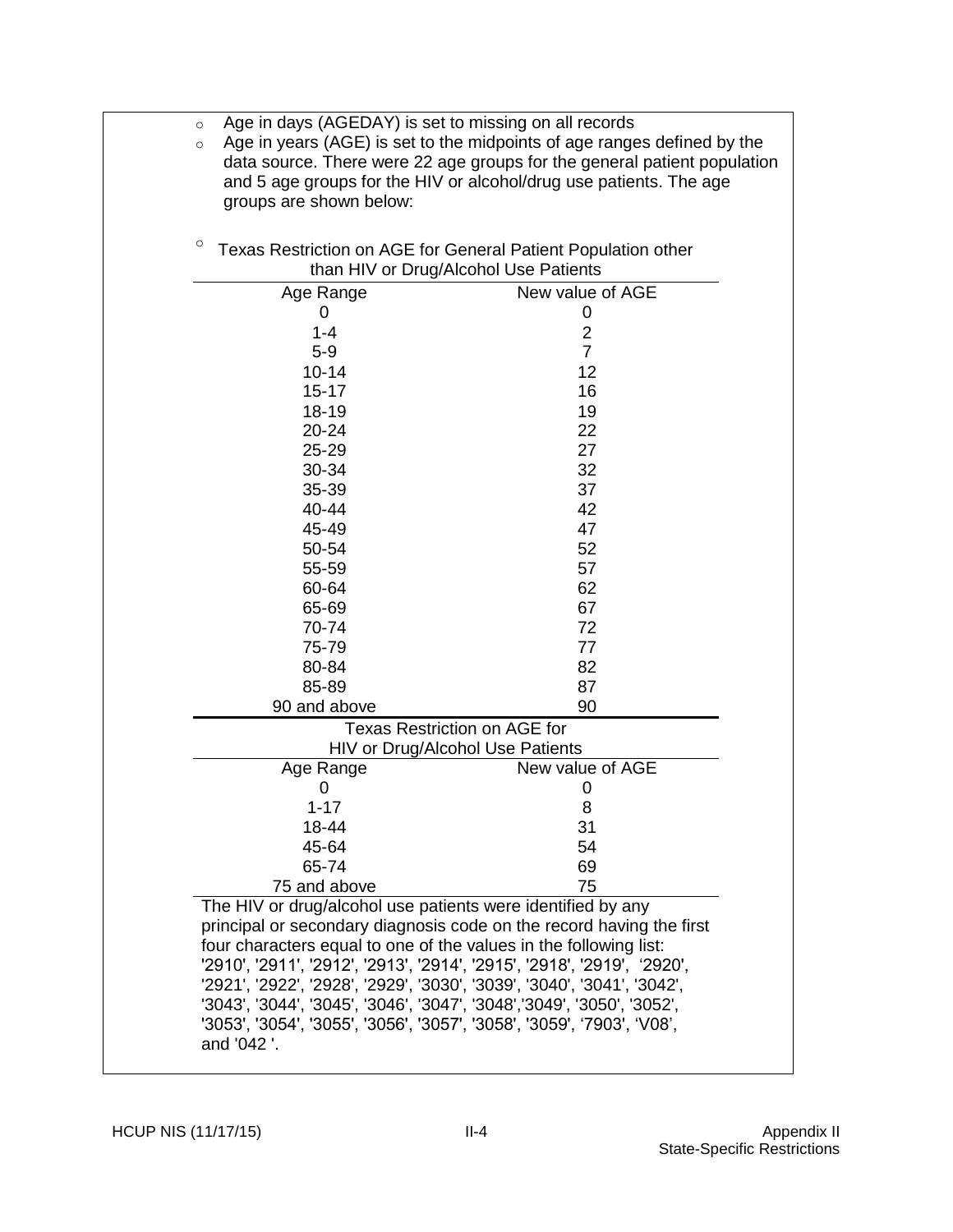- Age in days (AGEDAY) is set to missing on all records
- Age in years (AGE) is set to the midpoints of age ranges defined by the data source. There were 22 age groups for the general patient population and 5 age groups for the HIV or alcohol/drug use patients. The age groups are shown below:

- Texas Restriction on AGE for General Patient Population other than HIV or Drug/Alcohol Use Patients

| Age Range | New value of AGE |
|---|---|
| 0 | 0 |
| 1-4 | 2 |
| 5-9 | 7 |
| 10-14 | 12 |
| 15-17 | 16 |
| 18-19 | 19 |
| 20-24 | 22 |
| 25-29 | 27 |
| 30-34 | 32 |
| 35-39 | 37 |
| 40-44 | 42 |
| 45-49 | 47 |
| 50-54 | 52 |
| 55-59 | 57 |
| 60-64 | 62 |
| 65-69 | 67 |
| 70-74 | 72 |
| 75-79 | 77 |
| 80-84 | 82 |
| 85-89 | 87 |
| 90 and above | 90 |

Texas Restriction on AGE for HIV or Drug/Alcohol Use Patients

| Age Range | New value of AGE |
|---|---|
| 0 | 0 |
| 1-17 | 8 |
| 18-44 | 31 |
| 45-64 | 54 |
| 65-74 | 69 |
| 75 and above | 75 |

The HIV or drug/alcohol use patients were identified by any principal or secondary diagnosis code on the record having the first four characters equal to one of the values in the following list: '2910', '2911', '2912', '2913', '2914', '2915', '2918', '2919', '2920', '2921', '2922', '2928', '2929', '3030', '3039', '3040', '3041', '3042', '3043', '3044', '3045', '3046', '3047', '3048','3049', '3050', '3052', '3053', '3054', '3055', '3056', '3057', '3058', '3059', '7903', 'V08', and '042 '.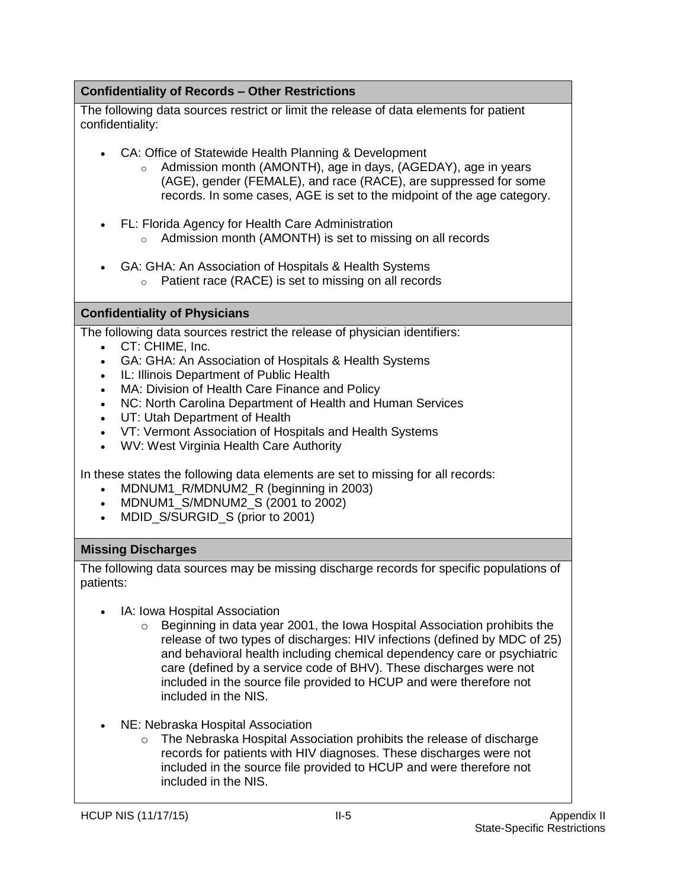### Confidentiality of Records – Other Restrictions

The following data sources restrict or limit the release of data elements for patient confidentiality:

- CA: Office of Statewide Health Planning & Development
    - Admission month (AMONTH), age in days, (AGEDAY), age in years (AGE), gender (FEMALE), and race (RACE), are suppressed for some records. In some cases, AGE is set to the midpoint of the age category.

- FL: Florida Agency for Health Care Administration
    - Admission month (AMONTH) is set to missing on all records

- GA: GHA: An Association of Hospitals & Health Systems
    - Patient race (RACE) is set to missing on all records

### Confidentiality of Physicians

The following data sources restrict the release of physician identifiers:

- CT: CHIME, Inc.
- GA: GHA: An Association of Hospitals & Health Systems
- IL: Illinois Department of Public Health
- MA: Division of Health Care Finance and Policy
- NC: North Carolina Department of Health and Human Services
- UT: Utah Department of Health
- VT: Vermont Association of Hospitals and Health Systems
- WV: West Virginia Health Care Authority

In these states the following data elements are set to missing for all records:

- MDNUM1_R/MDNUM2_R (beginning in 2003)
- MDNUM1_S/MDNUM2_S (2001 to 2002)
- MDID_S/SURGID_S (prior to 2001)

### Missing Discharges

The following data sources may be missing discharge records for specific populations of patients:

- IA: Iowa Hospital Association
    - Beginning in data year 2001, the Iowa Hospital Association prohibits the release of two types of discharges: HIV infections (defined by MDC of 25) and behavioral health including chemical dependency care or psychiatric care (defined by a service code of BHV). These discharges were not included in the source file provided to HCUP and were therefore not included in the NIS.

- NE: Nebraska Hospital Association
    - The Nebraska Hospital Association prohibits the release of discharge records for patients with HIV diagnoses. These discharges were not included in the source file provided to HCUP and were therefore not included in the NIS.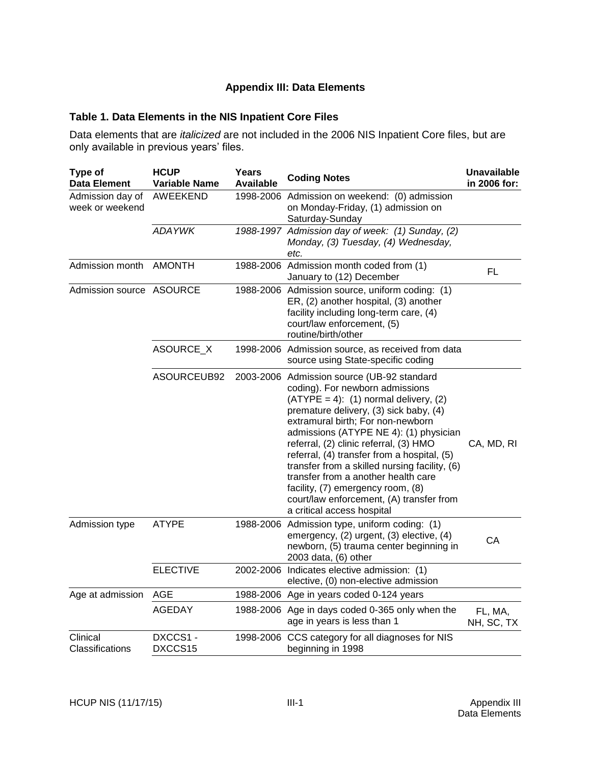## Appendix III: Data Elements

### Table 1. Data Elements in the NIS Inpatient Core Files

Data elements that are *italicized* are not included in the 2006 NIS Inpatient Core files, but are only available in previous years' files.

| Type of Data Element | HCUP Variable Name | Years Available | Coding Notes | Unavailable in 2006 for: |
|---|---|---|---|---|
| Admission day of week or weekend | AWEEKEND | 1998-2006 | Admission on weekend: (0) admission on Monday-Friday, (1) admission on Saturday-Sunday | |
| | *ADAYWK* | *1988-1997* | *Admission day of week: (1) Sunday, (2) Monday, (3) Tuesday, (4) Wednesday, etc.* | |
| Admission month | AMONTH | 1988-2006 | Admission month coded from (1) January to (12) December | FL |
| Admission source | ASOURCE | 1988-2006 | Admission source, uniform coding: (1) ER, (2) another hospital, (3) another facility including long-term care, (4) court/law enforcement, (5) routine/birth/other | |
| | ASOURCE_X | 1998-2006 | Admission source, as received from data source using State-specific coding | |
| | ASOURCEUB92 | 2003-2006 | Admission source (UB-92 standard coding). For newborn admissions (ATYPE = 4): (1) normal delivery, (2) premature delivery, (3) sick baby, (4) extramural birth; For non-newborn admissions (ATYPE NE 4): (1) physician referral, (2) clinic referral, (3) HMO referral, (4) transfer from a hospital, (5) transfer from a skilled nursing facility, (6) transfer from a another health care facility, (7) emergency room, (8) court/law enforcement, (A) transfer from a critical access hospital | CA, MD, RI |
| Admission type | ATYPE | 1988-2006 | Admission type, uniform coding: (1) emergency, (2) urgent, (3) elective, (4) newborn, (5) trauma center beginning in 2003 data, (6) other | CA |
| | ELECTIVE | 2002-2006 | Indicates elective admission: (1) elective, (0) non-elective admission | |
| Age at admission | AGE | 1988-2006 | Age in years coded 0-124 years | |
| | AGEDAY | 1988-2006 | Age in days coded 0-365 only when the age in years is less than 1 | FL, MA, NH, SC, TX |
| Clinical Classifications | DXCCS1 - DXCCS15 | 1998-2006 | CCS category for all diagnoses for NIS beginning in 1998 | |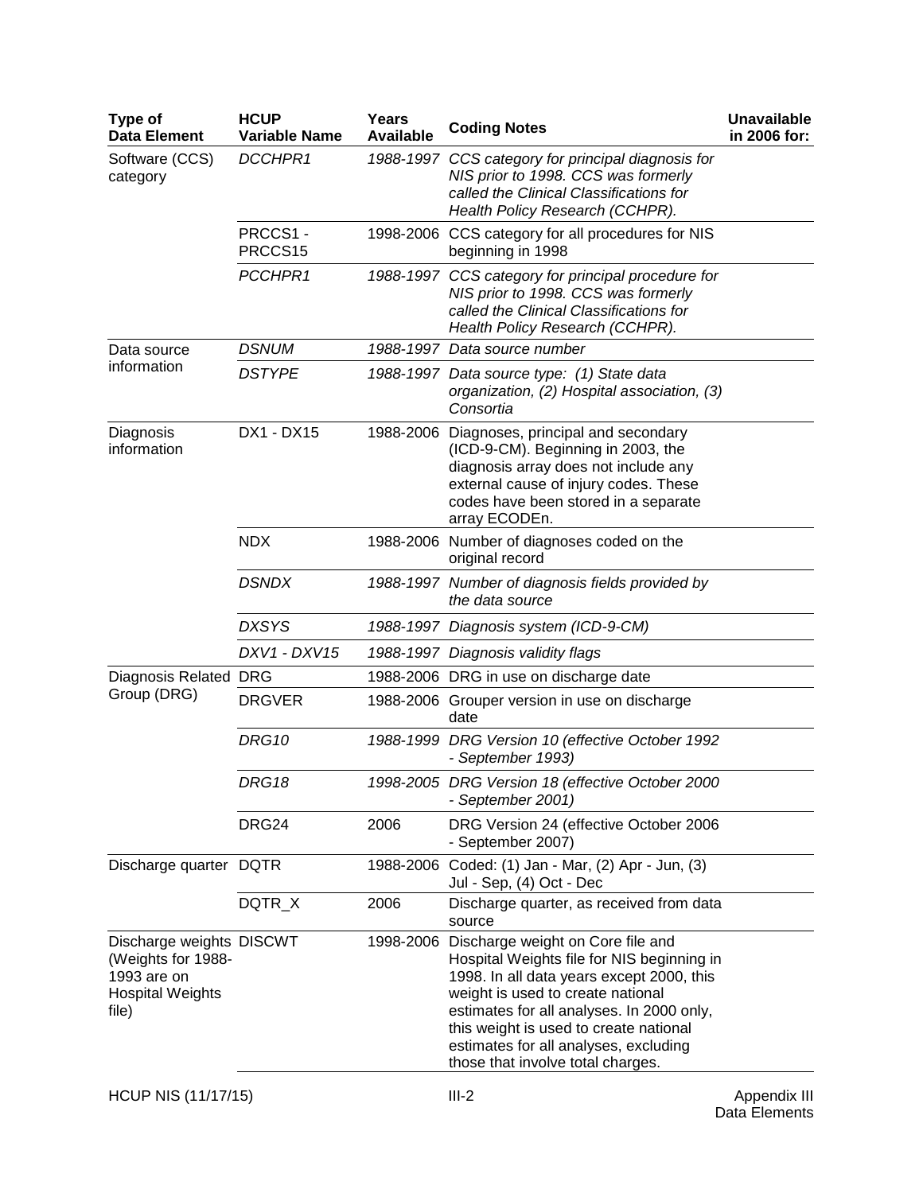| Type of Data Element | HCUP Variable Name | Years Available | Coding Notes | Unavailable in 2006 for: |
|---|---|---|---|---|
| Software (CCS) category | *DCCHPR1* | *1988-1997* | *CCS category for principal diagnosis for NIS prior to 1998. CCS was formerly called the Clinical Classifications for Health Policy Research (CCHPR).* | |
| | PRCCS1 - PRCCS15 | 1998-2006 | CCS category for all procedures for NIS beginning in 1998 | |
| | *PCCHPR1* | *1988-1997* | *CCS category for principal procedure for NIS prior to 1998. CCS was formerly called the Clinical Classifications for Health Policy Research (CCHPR).* | |
| Data source information | *DSNUM* | *1988-1997* | *Data source number* | |
| | *DSTYPE* | *1988-1997* | *Data source type: (1) State data organization, (2) Hospital association, (3) Consortia* | |
| Diagnosis information | DX1 - DX15 | 1988-2006 | Diagnoses, principal and secondary (ICD-9-CM). Beginning in 2003, the diagnosis array does not include any external cause of injury codes. These codes have been stored in a separate array ECODEn. | |
| | NDX | 1988-2006 | Number of diagnoses coded on the original record | |
| | *DSNDX* | *1988-1997* | *Number of diagnosis fields provided by the data source* | |
| | *DXSYS* | *1988-1997* | *Diagnosis system (ICD-9-CM)* | |
| | *DXV1 - DXV15* | *1988-1997* | *Diagnosis validity flags* | |
| Diagnosis Related Group (DRG) | DRG | 1988-2006 | DRG in use on discharge date | |
| | DRGVER | 1988-2006 | Grouper version in use on discharge date | |
| | *DRG10* | *1988-1999* | *DRG Version 10 (effective October 1992 - September 1993)* | |
| | *DRG18* | *1998-2005* | *DRG Version 18 (effective October 2000 - September 2001)* | |
| | DRG24 | 2006 | DRG Version 24 (effective October 2006 - September 2007) | |
| Discharge quarter | DQTR | 1988-2006 | Coded: (1) Jan - Mar, (2) Apr - Jun, (3) Jul - Sep, (4) Oct - Dec | |
| | DQTR_X | 2006 | Discharge quarter, as received from data source | |
| Discharge weights (Weights for 1988-1993 are on Hospital Weights file) | DISCWT | 1998-2006 | Discharge weight on Core file and Hospital Weights file for NIS beginning in 1998. In all data years except 2000, this weight is used to create national estimates for all analyses. In 2000 only, this weight is used to create national estimates for all analyses, excluding those that involve total charges. | |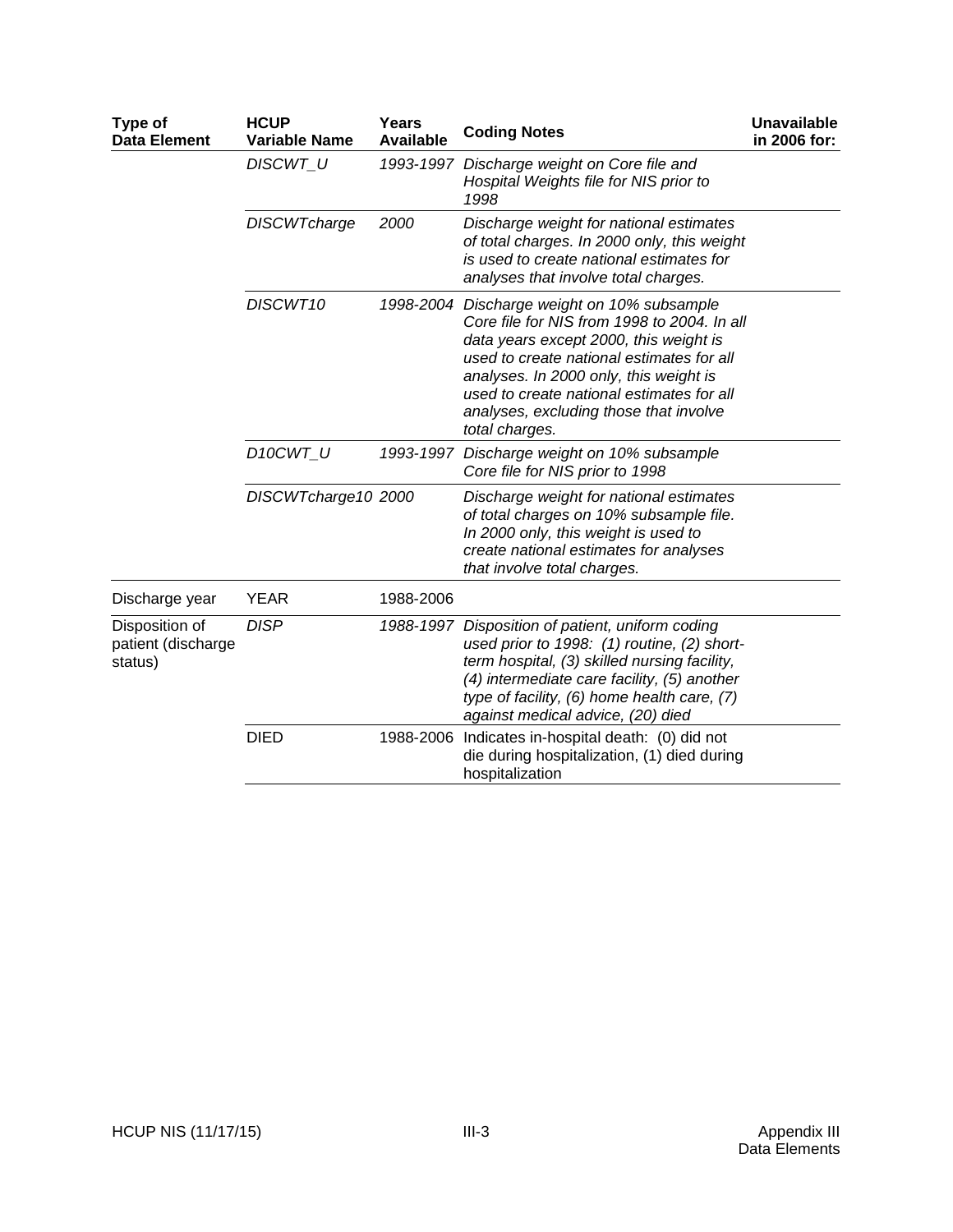| Type of Data Element | HCUP Variable Name | Years Available | Coding Notes | Unavailable in 2006 for: |
|---|---|---|---|---|
| | *DISCWT_U* | *1993-1997* | *Discharge weight on Core file and Hospital Weights file for NIS prior to 1998* | |
| | *DISCWTcharge* | *2000* | *Discharge weight for national estimates of total charges. In 2000 only, this weight is used to create national estimates for analyses that involve total charges.* | |
| | *DISCWT10* | *1998-2004* | *Discharge weight on 10% subsample Core file for NIS from 1998 to 2004. In all data years except 2000, this weight is used to create national estimates for all analyses. In 2000 only, this weight is used to create national estimates for all analyses, excluding those that involve total charges.* | |
| | *D10CWT_U* | *1993-1997* | *Discharge weight on 10% subsample Core file for NIS prior to 1998* | |
| | *DISCWTcharge10* | *2000* | *Discharge weight for national estimates of total charges on 10% subsample file. In 2000 only, this weight is used to create national estimates for analyses that involve total charges.* | |
| Discharge year | YEAR | 1988-2006 | | |
| Disposition of patient (discharge status) | *DISP* | *1988-1997* | *Disposition of patient, uniform coding used prior to 1998: (1) routine, (2) short-term hospital, (3) skilled nursing facility, (4) intermediate care facility, (5) another type of facility, (6) home health care, (7) against medical advice, (20) died* | |
| | DIED | 1988-2006 | Indicates in-hospital death: (0) did not die during hospitalization, (1) died during hospitalization | |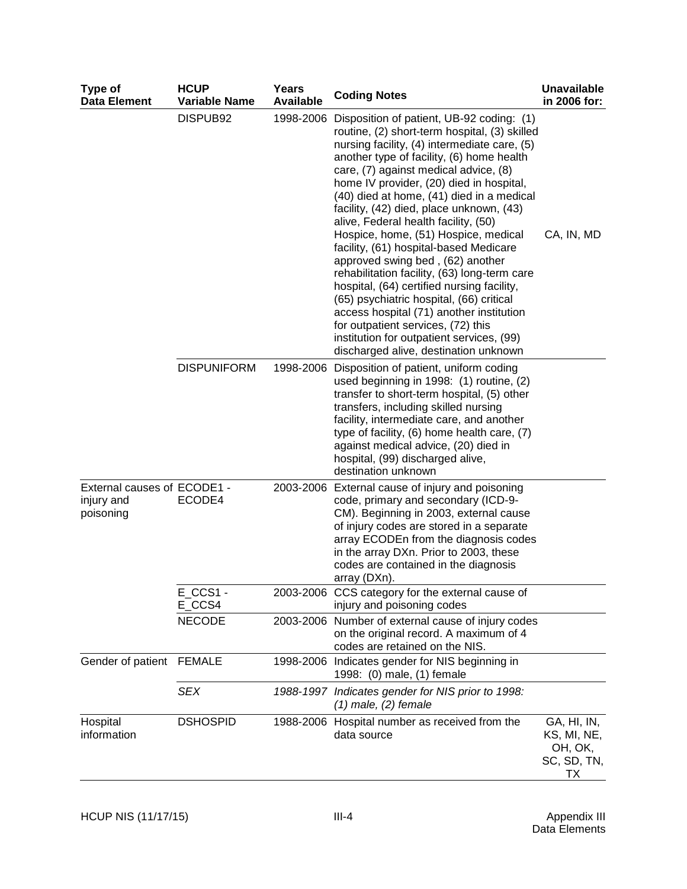| Type of Data Element | HCUP Variable Name | Years Available | Coding Notes | Unavailable in 2006 for: |
|---|---|---|---|---|
| | DISPUB92 | 1998-2006 | Disposition of patient, UB-92 coding: (1) routine, (2) short-term hospital, (3) skilled nursing facility, (4) intermediate care, (5) another type of facility, (6) home health care, (7) against medical advice, (8) home IV provider, (20) died in hospital, (40) died at home, (41) died in a medical facility, (42) died, place unknown, (43) alive, Federal health facility, (50) Hospice, home, (51) Hospice, medical facility, (61) hospital-based Medicare approved swing bed , (62) another rehabilitation facility, (63) long-term care hospital, (64) certified nursing facility, (65) psychiatric hospital, (66) critical access hospital (71) another institution for outpatient services, (72) this institution for outpatient services, (99) discharged alive, destination unknown | CA, IN, MD |
| | DISPUNIFORM | 1998-2006 | Disposition of patient, uniform coding used beginning in 1998: (1) routine, (2) transfer to short-term hospital, (5) other transfers, including skilled nursing facility, intermediate care, and another type of facility, (6) home health care, (7) against medical advice, (20) died in hospital, (99) discharged alive, destination unknown | |
| External causes of injury and poisoning | ECODE1 - ECODE4 | 2003-2006 | External cause of injury and poisoning code, primary and secondary (ICD-9-CM). Beginning in 2003, external cause of injury codes are stored in a separate array ECODEn from the diagnosis codes in the array DXn. Prior to 2003, these codes are contained in the diagnosis array (DXn). | |
| | E_CCS1 - E_CCS4 | 2003-2006 | CCS category for the external cause of injury and poisoning codes | |
| | NECODE | 2003-2006 | Number of external cause of injury codes on the original record. A maximum of 4 codes are retained on the NIS. | |
| Gender of patient | FEMALE | 1998-2006 | Indicates gender for NIS beginning in 1998: (0) male, (1) female | |
| | *SEX* | *1988-1997* | *Indicates gender for NIS prior to 1998: (1) male, (2) female* | |
| Hospital information | DSHOSPID | 1988-2006 | Hospital number as received from the data source | GA, HI, IN, KS, MI, NE, OH, OK, SC, SD, TN, TX |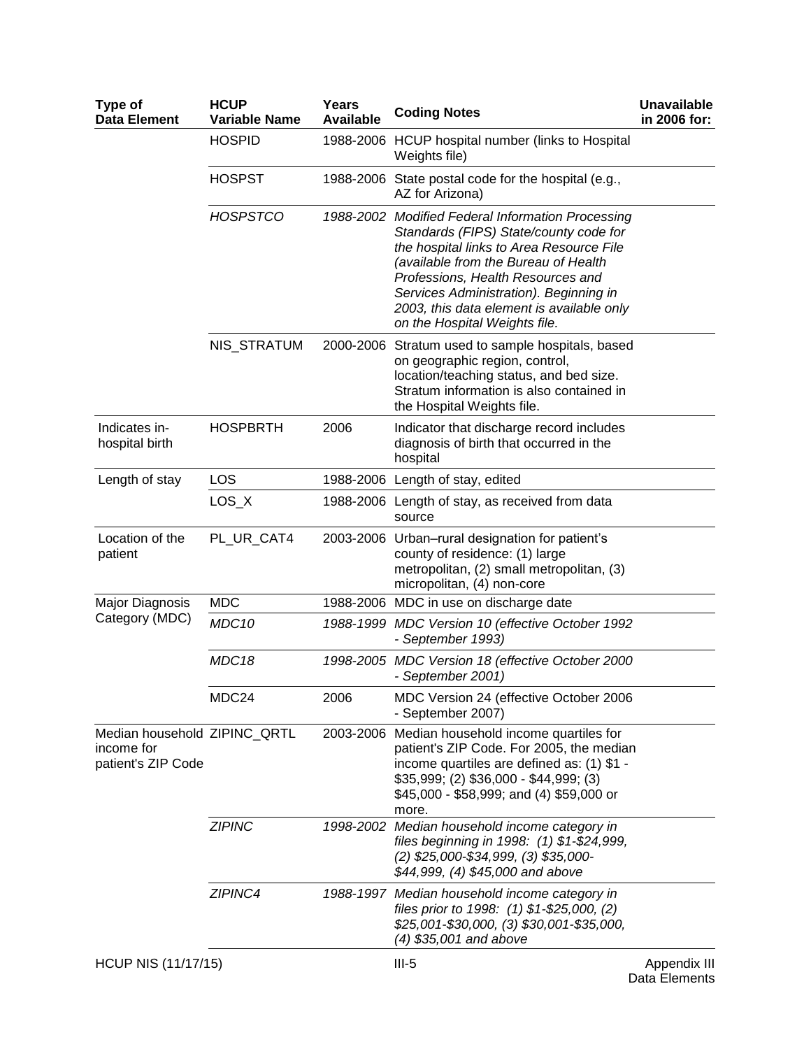| Type of Data Element | HCUP Variable Name | Years Available | Coding Notes | Unavailable in 2006 for: |
|---|---|---|---|---|
| | HOSPID | 1988-2006 | HCUP hospital number (links to Hospital Weights file) | |
| | HOSPST | 1988-2006 | State postal code for the hospital (e.g., AZ for Arizona) | |
| | *HOSPSTCO* | *1988-2002* | *Modified Federal Information Processing Standards (FIPS) State/county code for the hospital links to Area Resource File (available from the Bureau of Health Professions, Health Resources and Services Administration). Beginning in 2003, this data element is available only on the Hospital Weights file.* | |
| | NIS_STRATUM | 2000-2006 | Stratum used to sample hospitals, based on geographic region, control, location/teaching status, and bed size. Stratum information is also contained in the Hospital Weights file. | |
| Indicates in-hospital birth | HOSPBRTH | 2006 | Indicator that discharge record includes diagnosis of birth that occurred in the hospital | |
| Length of stay | LOS | 1988-2006 | Length of stay, edited | |
| | LOS_X | 1988-2006 | Length of stay, as received from data source | |
| Location of the patient | PL_UR_CAT4 | 2003-2006 | Urban–rural designation for patient's county of residence: (1) large metropolitan, (2) small metropolitan, (3) micropolitan, (4) non-core | |
| Major Diagnosis Category (MDC) | MDC | 1988-2006 | MDC in use on discharge date | |
| | *MDC10* | *1988-1999* | *MDC Version 10 (effective October 1992 - September 1993)* | |
| | *MDC18* | *1998-2005* | *MDC Version 18 (effective October 2000 - September 2001)* | |
| | MDC24 | 2006 | MDC Version 24 (effective October 2006 - September 2007) | |
| Median household income for patient's ZIP Code | ZIPINC_QRTL | 2003-2006 | Median household income quartiles for patient's ZIP Code. For 2005, the median income quartiles are defined as: (1) $1 - $35,999; (2) $36,000 - $44,999; (3) $45,000 - $58,999; and (4) $59,000 or more. | |
| | *ZIPINC* | *1998-2002* | *Median household income category in files beginning in 1998: (1) $1-$24,999, (2) $25,000-$34,999, (3) $35,000-$44,999, (4) $45,000 and above* | |
| | *ZIPINC4* | *1988-1997* | *Median household income category in files prior to 1998: (1) $1-$25,000, (2) $25,001-$30,000, (3) $30,001-$35,000, (4) $35,001 and above* | |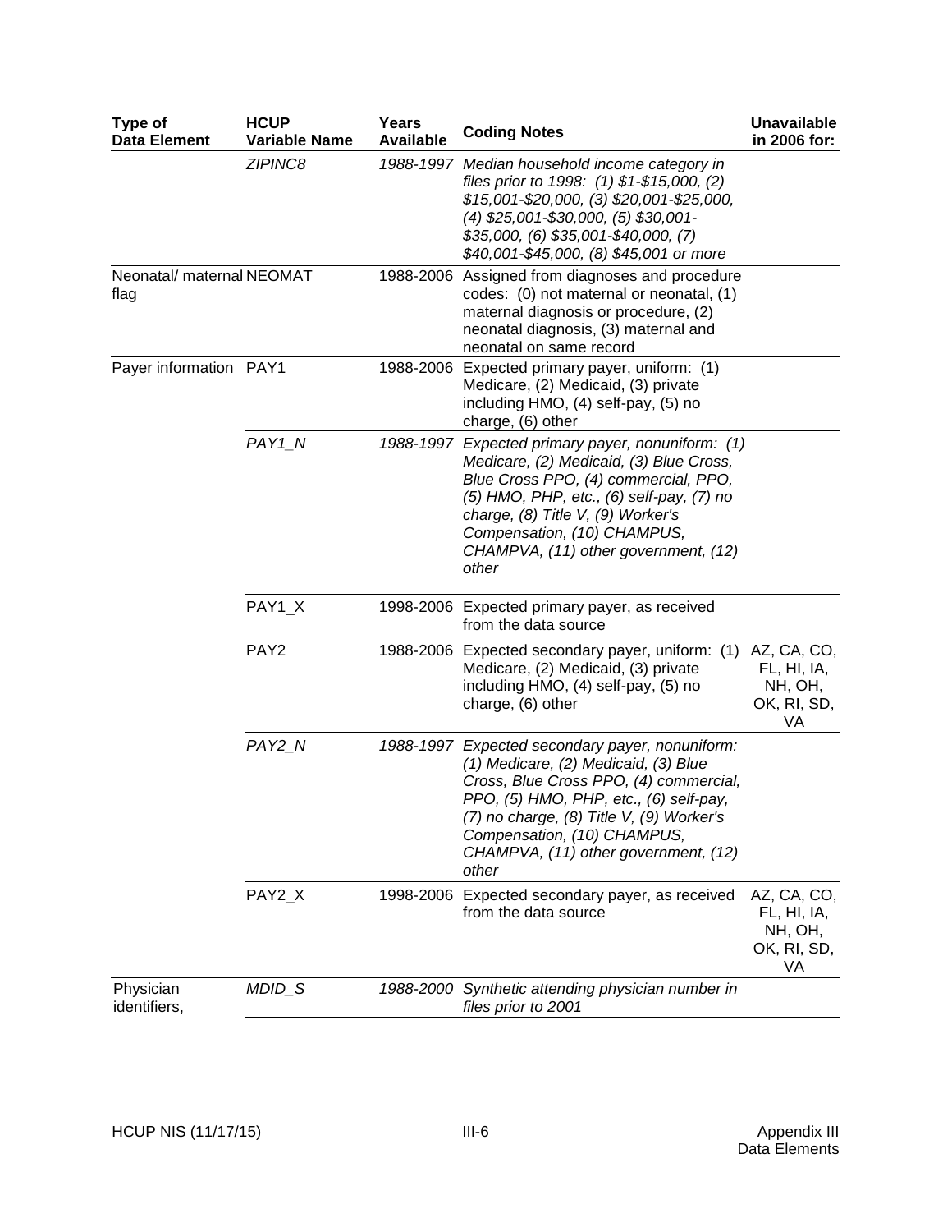| Type of Data Element | HCUP Variable Name | Years Available | Coding Notes | Unavailable in 2006 for: |
|---|---|---|---|---|
| | *ZIPINC8* | *1988-1997* | *Median household income category in files prior to 1998: (1) $1-$15,000, (2) $15,001-$20,000, (3) $20,001-$25,000, (4) $25,001-$30,000, (5) $30,001-$35,000, (6) $35,001-$40,000, (7) $40,001-$45,000, (8) $45,001 or more* | |
| Neonatal/ maternal flag | NEOMAT | 1988-2006 | Assigned from diagnoses and procedure codes: (0) not maternal or neonatal, (1) maternal diagnosis or procedure, (2) neonatal diagnosis, (3) maternal and neonatal on same record | |
| Payer information | PAY1 | 1988-2006 | Expected primary payer, uniform: (1) Medicare, (2) Medicaid, (3) private including HMO, (4) self-pay, (5) no charge, (6) other | |
| | *PAY1_N* | *1988-1997* | *Expected primary payer, nonuniform: (1) Medicare, (2) Medicaid, (3) Blue Cross, Blue Cross PPO, (4) commercial, PPO, (5) HMO, PHP, etc., (6) self-pay, (7) no charge, (8) Title V, (9) Worker's Compensation, (10) CHAMPUS, CHAMPVA, (11) other government, (12) other* | |
| | PAY1_X | 1998-2006 | Expected primary payer, as received from the data source | |
| | PAY2 | 1988-2006 | Expected secondary payer, uniform: (1) Medicare, (2) Medicaid, (3) private including HMO, (4) self-pay, (5) no charge, (6) other | AZ, CA, CO, FL, HI, IA, NH, OH, OK, RI, SD, VA |
| | *PAY2_N* | *1988-1997* | *Expected secondary payer, nonuniform: (1) Medicare, (2) Medicaid, (3) Blue Cross, Blue Cross PPO, (4) commercial, PPO, (5) HMO, PHP, etc., (6) self-pay, (7) no charge, (8) Title V, (9) Worker's Compensation, (10) CHAMPUS, CHAMPVA, (11) other government, (12) other* | |
| | PAY2_X | 1998-2006 | Expected secondary payer, as received from the data source | AZ, CA, CO, FL, HI, IA, NH, OH, OK, RI, SD, VA |
| Physician identifiers, | *MDID_S* | *1988-2000* | *Synthetic attending physician number in files prior to 2001* | |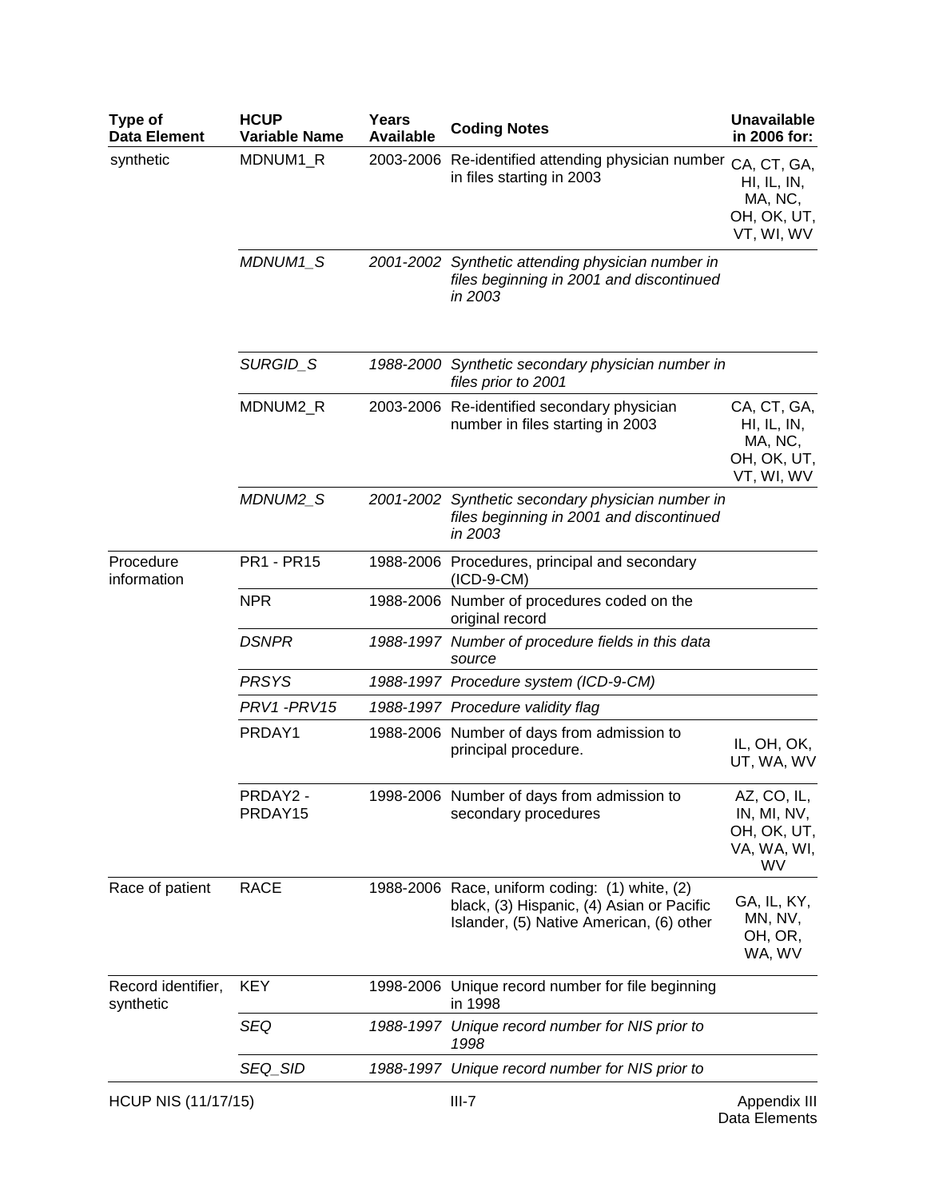| Type of Data Element | HCUP Variable Name | Years Available | Coding Notes | Unavailable in 2006 for: |
|---|---|---|---|---|
| synthetic | MDNUM1_R | 2003-2006 | Re-identified attending physician number in files starting in 2003 | CA, CT, GA, HI, IL, IN, MA, NC, OH, OK, UT, VT, WI, WV |
| | *MDNUM1_S* | *2001-2002* | *Synthetic attending physician number in files beginning in 2001 and discontinued in 2003* | |
| | *SURGID_S* | *1988-2000* | *Synthetic secondary physician number in files prior to 2001* | |
| | MDNUM2_R | 2003-2006 | Re-identified secondary physician number in files starting in 2003 | CA, CT, GA, HI, IL, IN, MA, NC, OH, OK, UT, VT, WI, WV |
| | *MDNUM2_S* | *2001-2002* | *Synthetic secondary physician number in files beginning in 2001 and discontinued in 2003* | |
| Procedure information | PR1 - PR15 | 1988-2006 | Procedures, principal and secondary (ICD-9-CM) | |
| | NPR | 1988-2006 | Number of procedures coded on the original record | |
| | *DSNPR* | *1988-1997* | *Number of procedure fields in this data source* | |
| | *PRSYS* | *1988-1997* | *Procedure system (ICD-9-CM)* | |
| | *PRV1 -PRV15* | *1988-1997* | *Procedure validity flag* | |
| | PRDAY1 | 1988-2006 | Number of days from admission to principal procedure. | IL, OH, OK, UT, WA, WV |
| | PRDAY2 - PRDAY15 | 1998-2006 | Number of days from admission to secondary procedures | AZ, CO, IL, IN, MI, NV, OH, OK, UT, VA, WA, WI, WV |
| Race of patient | RACE | 1988-2006 | Race, uniform coding: (1) white, (2) black, (3) Hispanic, (4) Asian or Pacific Islander, (5) Native American, (6) other | GA, IL, KY, MN, NV, OH, OR, WA, WV |
| Record identifier, synthetic | KEY | 1998-2006 | Unique record number for file beginning in 1998 | |
| | *SEQ* | *1988-1997* | *Unique record number for NIS prior to 1998* | |
| | *SEQ_SID* | *1988-1997* | *Unique record number for NIS prior to* | |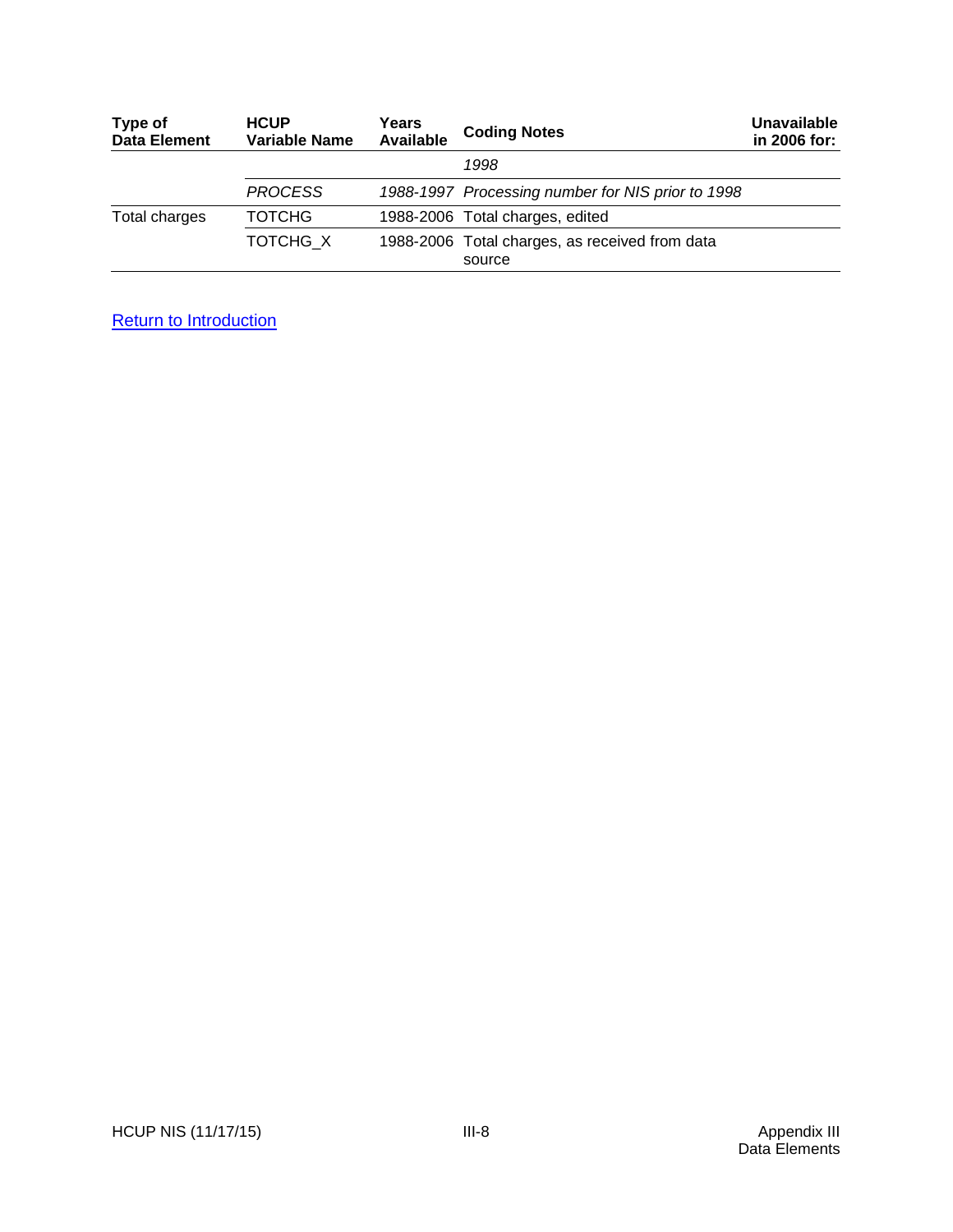| Type of Data Element | HCUP Variable Name | Years Available | Coding Notes | Unavailable in 2006 for: |
|---|---|---|---|---|
| | | | *1998* | |
| | *PROCESS* | *1988-1997* | *Processing number for NIS prior to 1998* | |
| Total charges | TOTCHG | 1988-2006 | Total charges, edited | |
| | TOTCHG_X | 1988-2006 | Total charges, as received from data source | |

Return to Introduction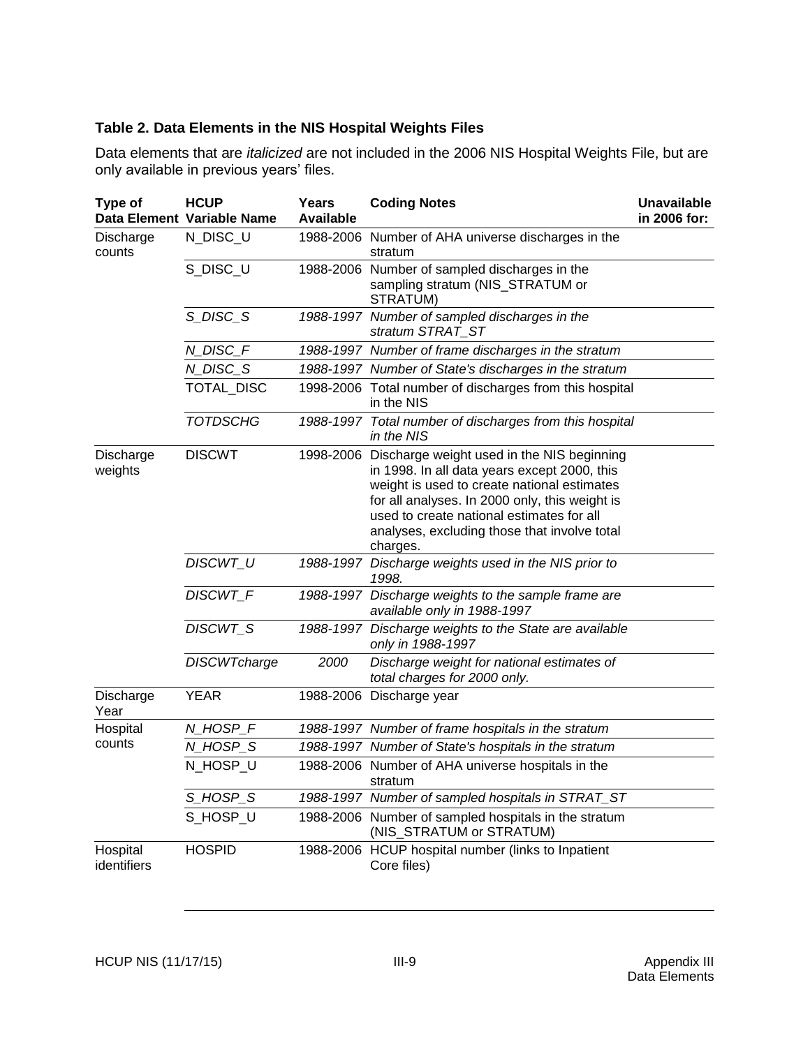**Table 2. Data Elements in the NIS Hospital Weights Files**

Data elements that are *italicized* are not included in the 2006 NIS Hospital Weights File, but are only available in previous years' files.

| Type of Data Element | HCUP Variable Name | Years Available | Coding Notes | Unavailable in 2006 for: |
|---|---|---|---|---|
| Discharge counts | N_DISC_U | 1988-2006 | Number of AHA universe discharges in the stratum | |
| | S_DISC_U | 1988-2006 | Number of sampled discharges in the sampling stratum (NIS_STRATUM or STRATUM) | |
| | *S_DISC_S* | *1988-1997* | *Number of sampled discharges in the stratum STRAT_ST* | |
| | *N_DISC_F* | *1988-1997* | *Number of frame discharges in the stratum* | |
| | *N_DISC_S* | *1988-1997* | *Number of State's discharges in the stratum* | |
| | TOTAL_DISC | 1998-2006 | Total number of discharges from this hospital in the NIS | |
| | *TOTDSCHG* | *1988-1997* | *Total number of discharges from this hospital in the NIS* | |
| Discharge weights | DISCWT | 1998-2006 | Discharge weight used in the NIS beginning in 1998. In all data years except 2000, this weight is used to create national estimates for all analyses. In 2000 only, this weight is used to create national estimates for all analyses, excluding those that involve total charges. | |
| | *DISCWT_U* | *1988-1997* | *Discharge weights used in the NIS prior to 1998.* | |
| | *DISCWT_F* | *1988-1997* | *Discharge weights to the sample frame are available only in 1988-1997* | |
| | *DISCWT_S* | *1988-1997* | *Discharge weights to the State are available only in 1988-1997* | |
| | *DISCWTcharge* | *2000* | *Discharge weight for national estimates of total charges for 2000 only.* | |
| Discharge Year | YEAR | 1988-2006 | Discharge year | |
| Hospital counts | *N_HOSP_F* | *1988-1997* | *Number of frame hospitals in the stratum* | |
| | *N_HOSP_S* | *1988-1997* | *Number of State's hospitals in the stratum* | |
| | N_HOSP_U | 1988-2006 | Number of AHA universe hospitals in the stratum | |
| | *S_HOSP_S* | *1988-1997* | *Number of sampled hospitals in STRAT_ST* | |
| | S_HOSP_U | 1988-2006 | Number of sampled hospitals in the stratum (NIS_STRATUM or STRATUM) | |
| Hospital identifiers | HOSPID | 1988-2006 | HCUP hospital number (links to Inpatient Core files) | |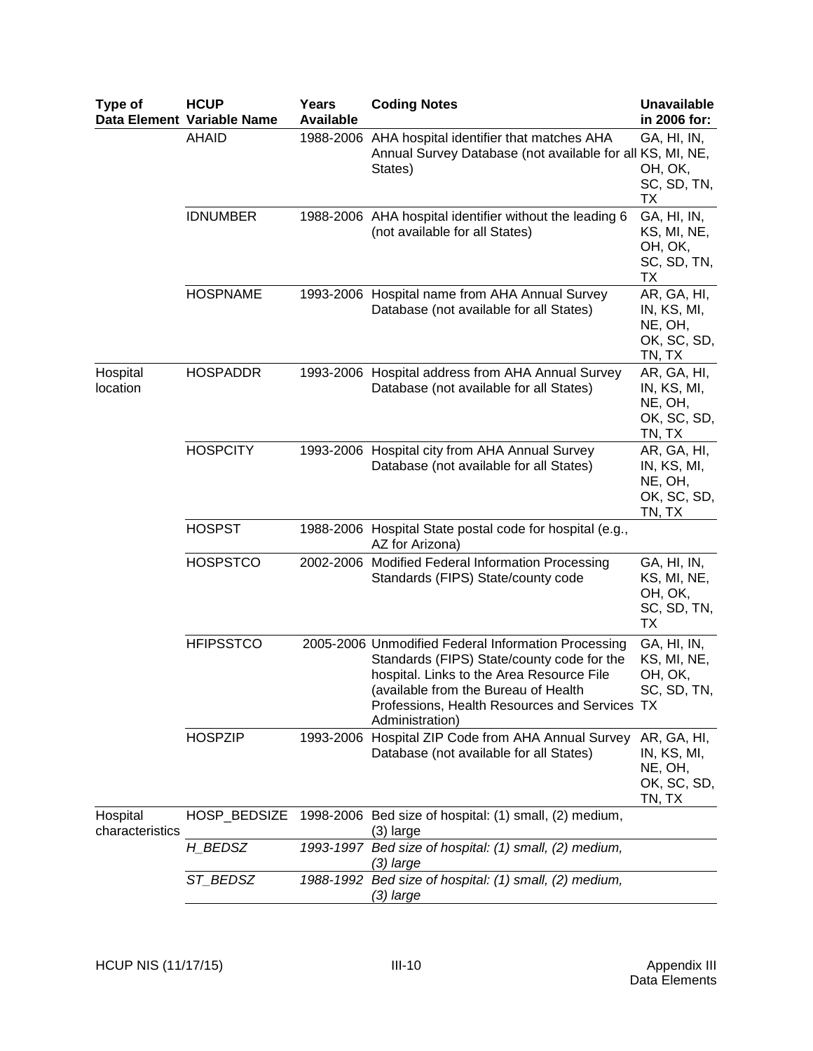| Type of Data Element | HCUP Variable Name | Years Available | Coding Notes | Unavailable in 2006 for: |
|---|---|---|---|---|
| | AHAID | 1988-2006 | AHA hospital identifier that matches AHA Annual Survey Database (not available for all States) | GA, HI, IN, KS, MI, NE, OH, OK, SC, SD, TN, TX |
| | IDNUMBER | 1988-2006 | AHA hospital identifier without the leading 6 (not available for all States) | GA, HI, IN, KS, MI, NE, OH, OK, SC, SD, TN, TX |
| | HOSPNAME | 1993-2006 | Hospital name from AHA Annual Survey Database (not available for all States) | AR, GA, HI, IN, KS, MI, NE, OH, OK, SC, SD, TN, TX |
| Hospital location | HOSPADDR | 1993-2006 | Hospital address from AHA Annual Survey Database (not available for all States) | AR, GA, HI, IN, KS, MI, NE, OH, OK, SC, SD, TN, TX |
| | HOSPCITY | 1993-2006 | Hospital city from AHA Annual Survey Database (not available for all States) | AR, GA, HI, IN, KS, MI, NE, OH, OK, SC, SD, TN, TX |
| | HOSPST | 1988-2006 | Hospital State postal code for hospital (e.g., AZ for Arizona) | |
| | HOSPSTCO | 2002-2006 | Modified Federal Information Processing Standards (FIPS) State/county code | GA, HI, IN, KS, MI, NE, OH, OK, SC, SD, TN, TX |
| | HFIPSSTCO | 2005-2006 | Unmodified Federal Information Processing Standards (FIPS) State/county code for the hospital. Links to the Area Resource File (available from the Bureau of Health Professions, Health Resources and Services Administration) | GA, HI, IN, KS, MI, NE, OH, OK, SC, SD, TN, TX |
| | HOSPZIP | 1993-2006 | Hospital ZIP Code from AHA Annual Survey Database (not available for all States) | AR, GA, HI, IN, KS, MI, NE, OH, OK, SC, SD, TN, TX |
| Hospital characteristics | HOSP_BEDSIZE | 1998-2006 | Bed size of hospital: (1) small, (2) medium, (3) large | |
| | *H_BEDSZ* | *1993-1997* | *Bed size of hospital: (1) small, (2) medium, (3) large* | |
| | *ST_BEDSZ* | *1988-1992* | *Bed size of hospital: (1) small, (2) medium, (3) large* | |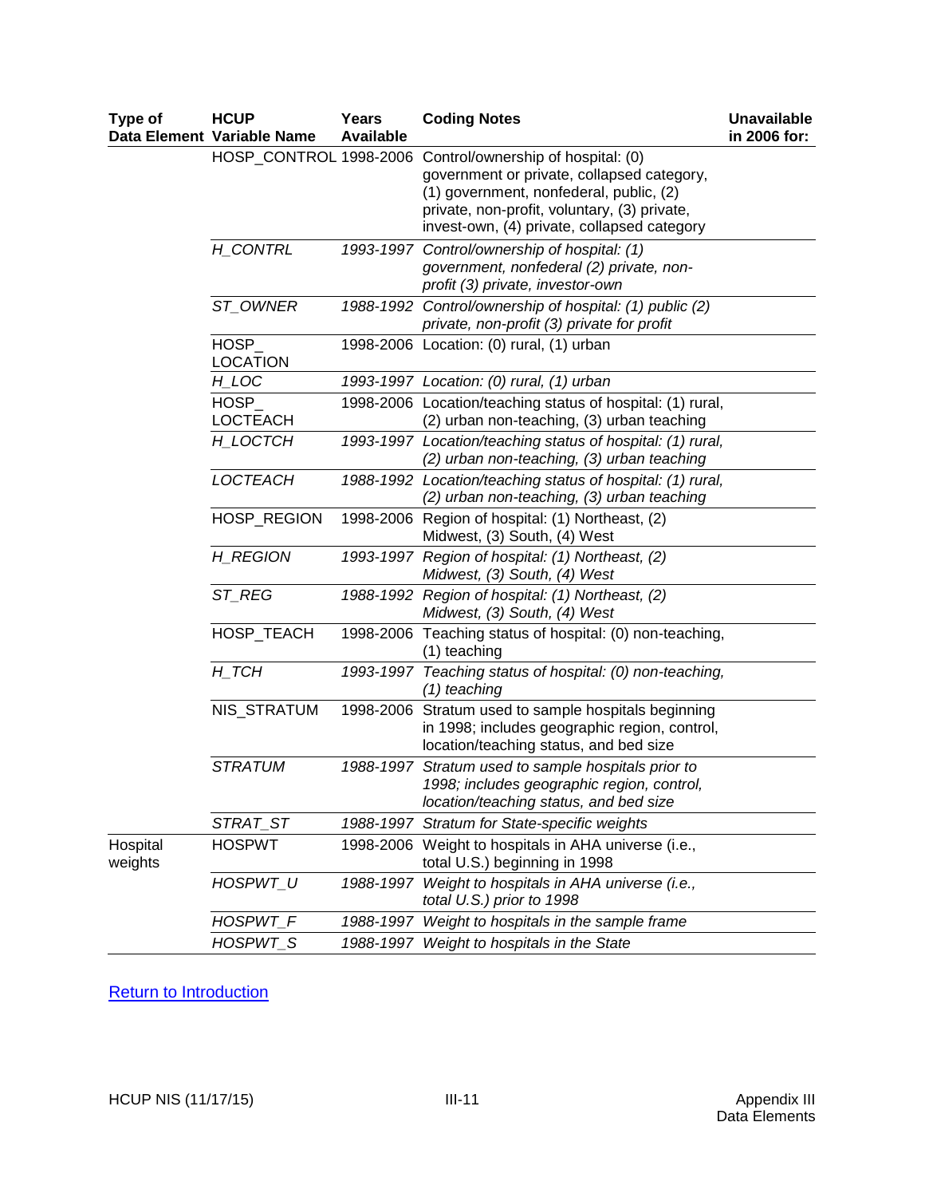| Type of Data Element | HCUP Variable Name | Years Available | Coding Notes | Unavailable in 2006 for: |
|---|---|---|---|---|
| | HOSP_CONTROL | 1998-2006 | Control/ownership of hospital: (0) government or private, collapsed category, (1) government, nonfederal, public, (2) private, non-profit, voluntary, (3) private, invest-own, (4) private, collapsed category | |
| | *H_CONTRL* | *1993-1997* | *Control/ownership of hospital: (1) government, nonfederal (2) private, non-profit (3) private, investor-own* | |
| | *ST_OWNER* | *1988-1992* | *Control/ownership of hospital: (1) public (2) private, non-profit (3) private for profit* | |
| | HOSP_LOCATION | 1998-2006 | Location: (0) rural, (1) urban | |
| | *H_LOC* | *1993-1997* | *Location: (0) rural, (1) urban* | |
| | HOSP_LOCTEACH | 1998-2006 | Location/teaching status of hospital: (1) rural, (2) urban non-teaching, (3) urban teaching | |
| | *H_LOCTCH* | *1993-1997* | *Location/teaching status of hospital: (1) rural, (2) urban non-teaching, (3) urban teaching* | |
| | *LOCTEACH* | *1988-1992* | *Location/teaching status of hospital: (1) rural, (2) urban non-teaching, (3) urban teaching* | |
| | HOSP_REGION | 1998-2006 | Region of hospital: (1) Northeast, (2) Midwest, (3) South, (4) West | |
| | *H_REGION* | *1993-1997* | *Region of hospital: (1) Northeast, (2) Midwest, (3) South, (4) West* | |
| | *ST_REG* | *1988-1992* | *Region of hospital: (1) Northeast, (2) Midwest, (3) South, (4) West* | |
| | HOSP_TEACH | 1998-2006 | Teaching status of hospital: (0) non-teaching, (1) teaching | |
| | *H_TCH* | *1993-1997* | *Teaching status of hospital: (0) non-teaching, (1) teaching* | |
| | NIS_STRATUM | 1998-2006 | Stratum used to sample hospitals beginning in 1998; includes geographic region, control, location/teaching status, and bed size | |
| | *STRATUM* | *1988-1997* | *Stratum used to sample hospitals prior to 1998; includes geographic region, control, location/teaching status, and bed size* | |
| | *STRAT_ST* | *1988-1997* | *Stratum for State-specific weights* | |
| Hospital weights | HOSPWT | 1998-2006 | Weight to hospitals in AHA universe (i.e., total U.S.) beginning in 1998 | |
| | *HOSPWT_U* | *1988-1997* | *Weight to hospitals in AHA universe (i.e., total U.S.) prior to 1998* | |
| | *HOSPWT_F* | *1988-1997* | *Weight to hospitals in the sample frame* | |
| | *HOSPWT_S* | *1988-1997* | *Weight to hospitals in the State* | |

Return to Introduction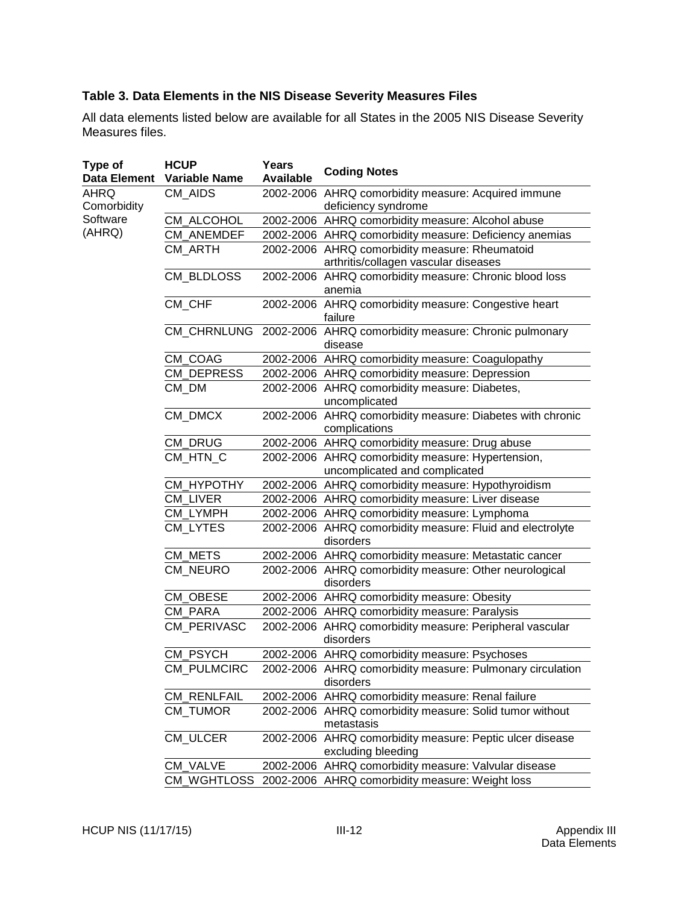### Table 3. Data Elements in the NIS Disease Severity Measures Files

All data elements listed below are available for all States in the 2005 NIS Disease Severity Measures files.

| Type of Data Element | HCUP Variable Name | Years Available | Coding Notes |
|---|---|---|---|
| AHRQ Comorbidity Software (AHRQ) | CM_AIDS | 2002-2006 | AHRQ comorbidity measure: Acquired immune deficiency syndrome |
| | CM_ALCOHOL | 2002-2006 | AHRQ comorbidity measure: Alcohol abuse |
| | CM_ANEMDEF | 2002-2006 | AHRQ comorbidity measure: Deficiency anemias |
| | CM_ARTH | 2002-2006 | AHRQ comorbidity measure: Rheumatoid arthritis/collagen vascular diseases |
| | CM_BLDLOSS | 2002-2006 | AHRQ comorbidity measure: Chronic blood loss anemia |
| | CM_CHF | 2002-2006 | AHRQ comorbidity measure: Congestive heart failure |
| | CM_CHRNLUNG | 2002-2006 | AHRQ comorbidity measure: Chronic pulmonary disease |
| | CM_COAG | 2002-2006 | AHRQ comorbidity measure: Coagulopathy |
| | CM_DEPRESS | 2002-2006 | AHRQ comorbidity measure: Depression |
| | CM_DM | 2002-2006 | AHRQ comorbidity measure: Diabetes, uncomplicated |
| | CM_DMCX | 2002-2006 | AHRQ comorbidity measure: Diabetes with chronic complications |
| | CM_DRUG | 2002-2006 | AHRQ comorbidity measure: Drug abuse |
| | CM_HTN_C | 2002-2006 | AHRQ comorbidity measure: Hypertension, uncomplicated and complicated |
| | CM_HYPOTHY | 2002-2006 | AHRQ comorbidity measure: Hypothyroidism |
| | CM_LIVER | 2002-2006 | AHRQ comorbidity measure: Liver disease |
| | CM_LYMPH | 2002-2006 | AHRQ comorbidity measure: Lymphoma |
| | CM_LYTES | 2002-2006 | AHRQ comorbidity measure: Fluid and electrolyte disorders |
| | CM_METS | 2002-2006 | AHRQ comorbidity measure: Metastatic cancer |
| | CM_NEURO | 2002-2006 | AHRQ comorbidity measure: Other neurological disorders |
| | CM_OBESE | 2002-2006 | AHRQ comorbidity measure: Obesity |
| | CM_PARA | 2002-2006 | AHRQ comorbidity measure: Paralysis |
| | CM_PERIVASC | 2002-2006 | AHRQ comorbidity measure: Peripheral vascular disorders |
| | CM_PSYCH | 2002-2006 | AHRQ comorbidity measure: Psychoses |
| | CM_PULMCIRC | 2002-2006 | AHRQ comorbidity measure: Pulmonary circulation disorders |
| | CM_RENLFAIL | 2002-2006 | AHRQ comorbidity measure: Renal failure |
| | CM_TUMOR | 2002-2006 | AHRQ comorbidity measure: Solid tumor without metastasis |
| | CM_ULCER | 2002-2006 | AHRQ comorbidity measure: Peptic ulcer disease excluding bleeding |
| | CM_VALVE | 2002-2006 | AHRQ comorbidity measure: Valvular disease |
| | CM_WGHTLOSS | 2002-2006 | AHRQ comorbidity measure: Weight loss |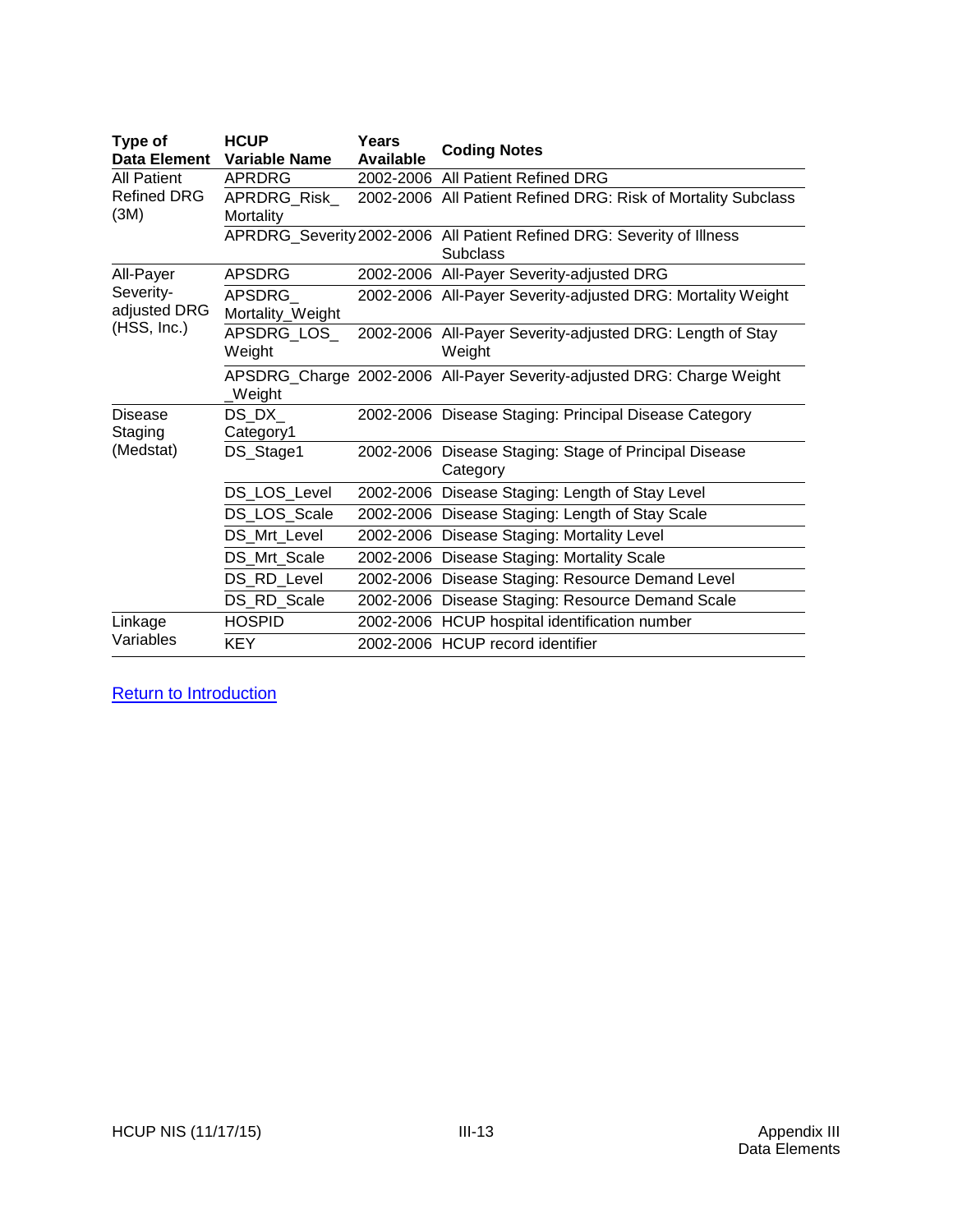| Type of Data Element | HCUP Variable Name | Years Available | Coding Notes |
|---|---|---|---|
| All Patient Refined DRG (3M) | APRDRG | 2002-2006 | All Patient Refined DRG |
| | APRDRG_Risk_Mortality | 2002-2006 | All Patient Refined DRG: Risk of Mortality Subclass |
| | APRDRG_Severity | 2002-2006 | All Patient Refined DRG: Severity of Illness Subclass |
| All-Payer Severity-adjusted DRG (HSS, Inc.) | APSDRG | 2002-2006 | All-Payer Severity-adjusted DRG |
| | APSDRG_Mortality_Weight | 2002-2006 | All-Payer Severity-adjusted DRG: Mortality Weight |
| | APSDRG_LOS_Weight | 2002-2006 | All-Payer Severity-adjusted DRG: Length of Stay Weight |
| | APSDRG_Charge_Weight | 2002-2006 | All-Payer Severity-adjusted DRG: Charge Weight |
| Disease Staging (Medstat) | DS_DX_Category1 | 2002-2006 | Disease Staging: Principal Disease Category |
| | DS_Stage1 | 2002-2006 | Disease Staging: Stage of Principal Disease Category |
| | DS_LOS_Level | 2002-2006 | Disease Staging: Length of Stay Level |
| | DS_LOS_Scale | 2002-2006 | Disease Staging: Length of Stay Scale |
| | DS_Mrt_Level | 2002-2006 | Disease Staging: Mortality Level |
| | DS_Mrt_Scale | 2002-2006 | Disease Staging: Mortality Scale |
| | DS_RD_Level | 2002-2006 | Disease Staging: Resource Demand Level |
| | DS_RD_Scale | 2002-2006 | Disease Staging: Resource Demand Scale |
| Linkage Variables | HOSPID | 2002-2006 | HCUP hospital identification number |
| | KEY | 2002-2006 | HCUP record identifier |

Return to Introduction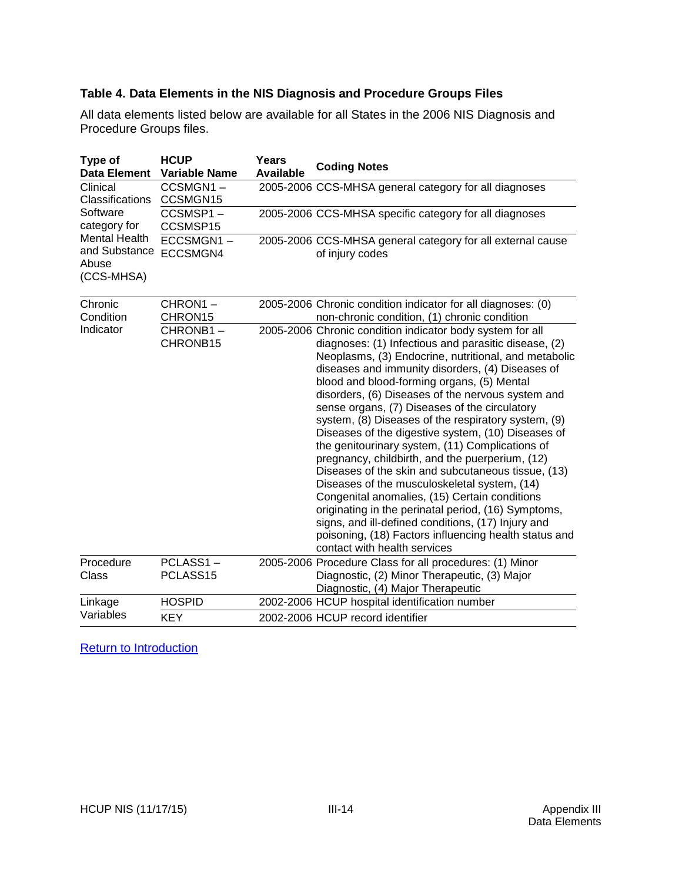### Table 4. Data Elements in the NIS Diagnosis and Procedure Groups Files

All data elements listed below are available for all States in the 2006 NIS Diagnosis and Procedure Groups files.

| Type of Data Element | HCUP Variable Name | Years Available | Coding Notes |
|---|---|---|---|
| Clinical Classifications Software category for Mental Health and Substance Abuse (CCS-MHSA) | CCSMGN1 – CCSMGN15 | 2005-2006 | CCS-MHSA general category for all diagnoses |
| | CCSMSP1 – CCSMSP15 | 2005-2006 | CCS-MHSA specific category for all diagnoses |
| | ECCSMGN1 – ECCSMGN4 | 2005-2006 | CCS-MHSA general category for all external cause of injury codes |
| Chronic Condition Indicator | CHRON1 – CHRON15 | 2005-2006 | Chronic condition indicator for all diagnoses: (0) non-chronic condition, (1) chronic condition |
| | CHRONB1 – CHRONB15 | 2005-2006 | Chronic condition indicator body system for all diagnoses: (1) Infectious and parasitic disease, (2) Neoplasms, (3) Endocrine, nutritional, and metabolic diseases and immunity disorders, (4) Diseases of blood and blood-forming organs, (5) Mental disorders, (6) Diseases of the nervous system and sense organs, (7) Diseases of the circulatory system, (8) Diseases of the respiratory system, (9) Diseases of the digestive system, (10) Diseases of the genitourinary system, (11) Complications of pregnancy, childbirth, and the puerperium, (12) Diseases of the skin and subcutaneous tissue, (13) Diseases of the musculoskeletal system, (14) Congenital anomalies, (15) Certain conditions originating in the perinatal period, (16) Symptoms, signs, and ill-defined conditions, (17) Injury and poisoning, (18) Factors influencing health status and contact with health services |
| Procedure Class | PCLASS1 – PCLASS15 | 2005-2006 | Procedure Class for all procedures: (1) Minor Diagnostic, (2) Minor Therapeutic, (3) Major Diagnostic, (4) Major Therapeutic |
| Linkage Variables | HOSPID | 2002-2006 | HCUP hospital identification number |
| | KEY | 2002-2006 | HCUP record identifier |

Return to Introduction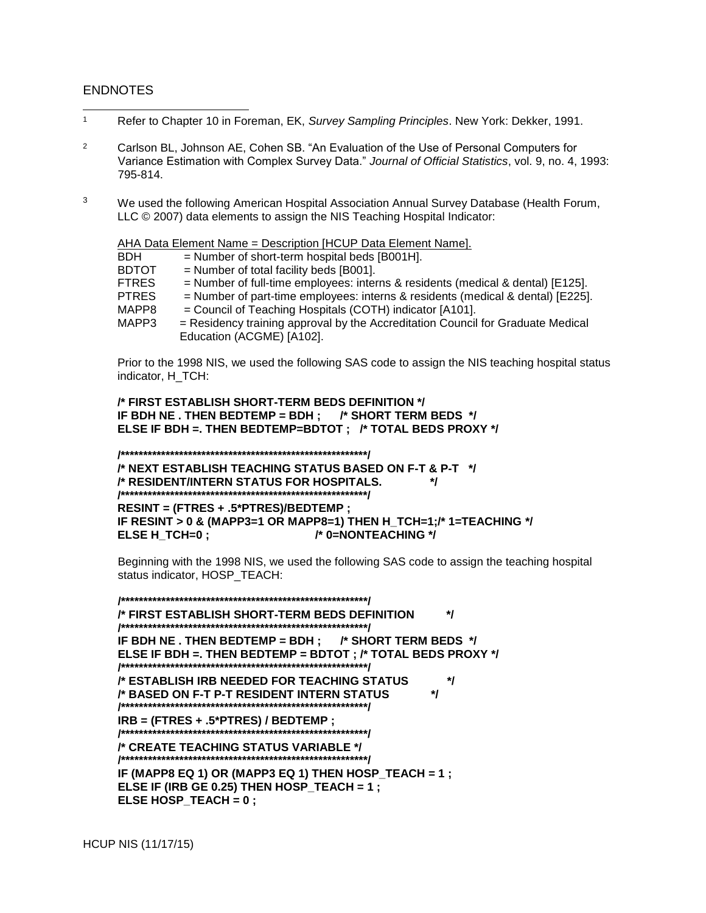## ENDNOTES

1 Refer to Chapter 10 in Foreman, EK, *Survey Sampling Principles*. New York: Dekker, 1991.

2 Carlson BL, Johnson AE, Cohen SB. “An Evaluation of the Use of Personal Computers for Variance Estimation with Complex Survey Data.” *Journal of Official Statistics*, vol. 9, no. 4, 1993: 795-814.

3 We used the following American Hospital Association Annual Survey Database (Health Forum, LLC © 2007) data elements to assign the NIS Teaching Hospital Indicator:

AHA Data Element Name = Description [HCUP Data Element Name].

- BDH = Number of short-term hospital beds [B001H].
- BDTOT = Number of total facility beds [B001].
- FTRES = Number of full-time employees: interns & residents (medical & dental) [E125].
- PTRES = Number of part-time employees: interns & residents (medical & dental) [E225].
- MAPP8 = Council of Teaching Hospitals (COTH) indicator [A101].
- MAPP3 = Residency training approval by the Accreditation Council for Graduate Medical Education (ACGME) [A102].

Prior to the 1998 NIS, we used the following SAS code to assign the NIS teaching hospital status indicator, H_TCH:

```
/* FIRST ESTABLISH SHORT-TERM BEDS DEFINITION */
IF BDH NE . THEN BEDTEMP = BDH ;     /* SHORT TERM BEDS  */
ELSE IF BDH =. THEN BEDTEMP=BDTOT ;  /* TOTAL BEDS PROXY */

/**********************************************************/
/* NEXT ESTABLISH TEACHING STATUS BASED ON F-T & P-T  */
/* RESIDENT/INTERN STATUS FOR HOSPITALS.              */
/**********************************************************/
RESINT = (FTRES + .5*PTRES)/BEDTEMP ;
IF RESINT > 0 & (MAPP3=1 OR MAPP8=1) THEN H_TCH=1;/* 1=TEACHING */
ELSE H_TCH=0 ;                         /* 0=NONTEACHING */
```

Beginning with the 1998 NIS, we used the following SAS code to assign the teaching hospital status indicator, HOSP_TEACH:

```
/**********************************************************/
/* FIRST ESTABLISH SHORT-TERM BEDS DEFINITION         */
/**********************************************************/
IF BDH NE . THEN BEDTEMP = BDH ;     /* SHORT TERM BEDS  */
ELSE IF BDH =. THEN BEDTEMP = BDTOT ; /* TOTAL BEDS PROXY */
/**********************************************************/
/* ESTABLISH IRB NEEDED FOR TEACHING STATUS           */
/* BASED ON F-T P-T RESIDENT INTERN STATUS            */
/**********************************************************/
IRB = (FTRES + .5*PTRES) / BEDTEMP ;
/**********************************************************/
/* CREATE TEACHING STATUS VARIABLE */
/**********************************************************/
IF (MAPP8 EQ 1) OR (MAPP3 EQ 1) THEN HOSP_TEACH = 1 ;
ELSE IF (IRB GE 0.25) THEN HOSP_TEACH = 1 ;
ELSE HOSP_TEACH = 0 ;
```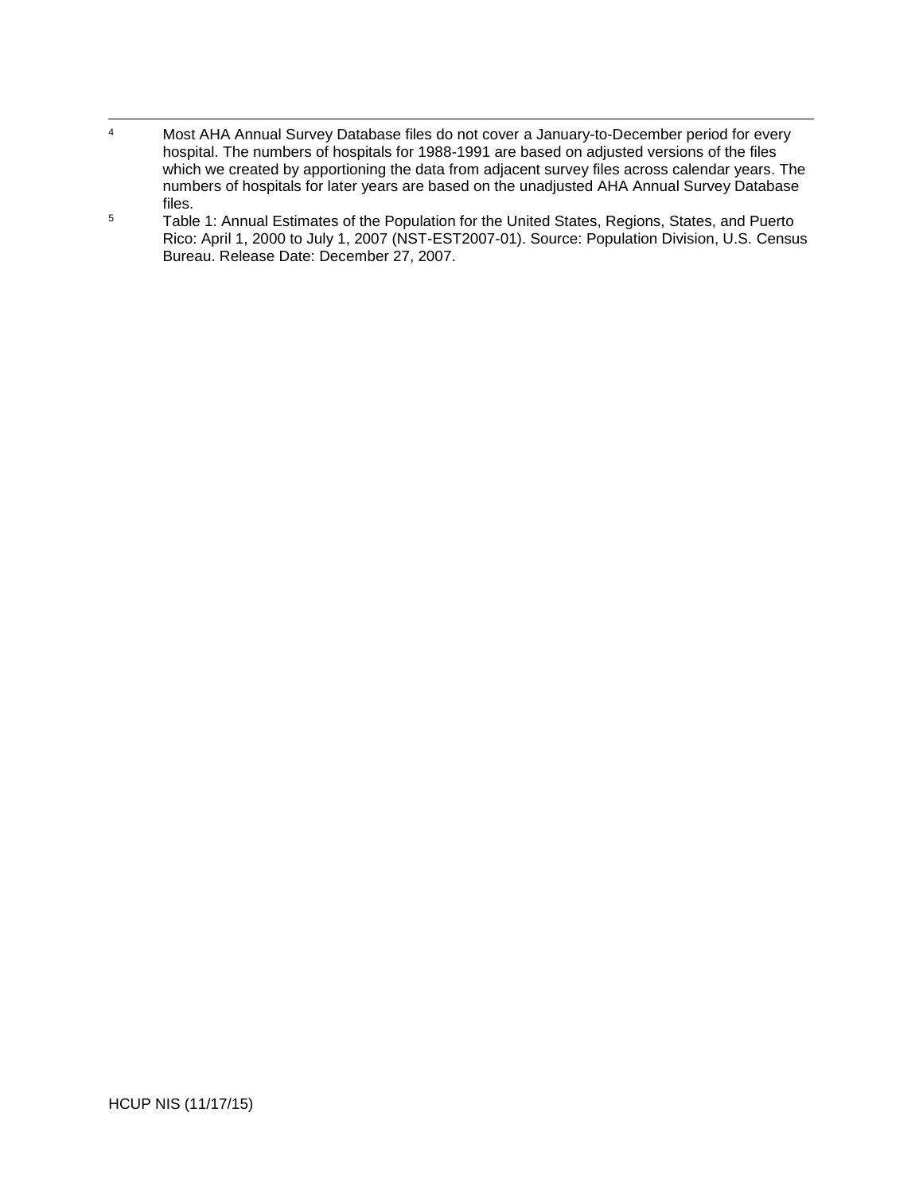[4] Most AHA Annual Survey Database files do not cover a January-to-December period for every hospital. The numbers of hospitals for 1988-1991 are based on adjusted versions of the files which we created by apportioning the data from adjacent survey files across calendar years. The numbers of hospitals for later years are based on the unadjusted AHA Annual Survey Database files.

[5] Table 1: Annual Estimates of the Population for the United States, Regions, States, and Puerto Rico: April 1, 2000 to July 1, 2007 (NST-EST2007-01). Source: Population Division, U.S. Census Bureau. Release Date: December 27, 2007.